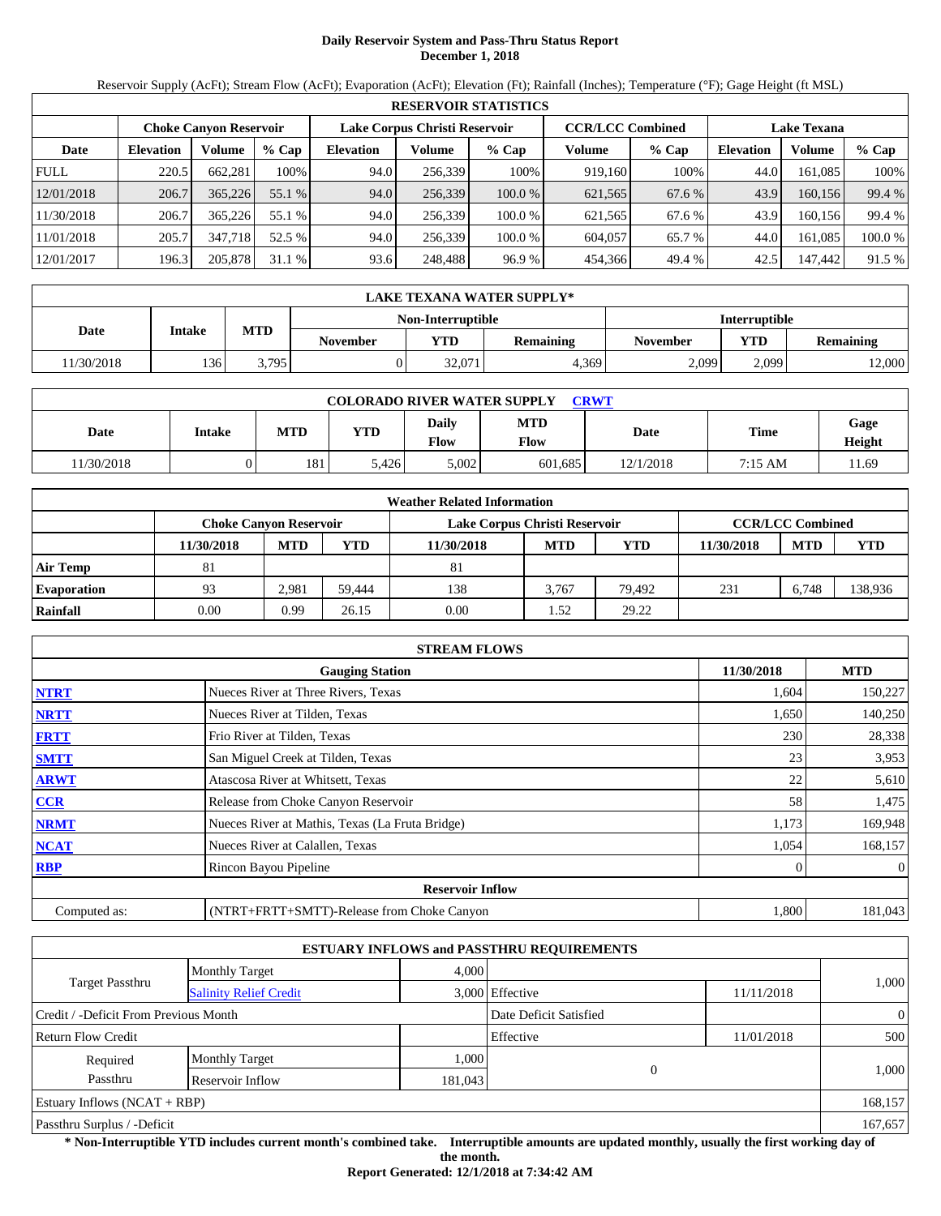# Daily Reservoir System and Pass-Thru Status Report
## December 1, 2018

Reservoir Supply (AcFt); Stream Flow (AcFt); Evaporation (AcFt); Elevation (Ft); Rainfall (Inches); Temperature (°F); Gage Height (ft MSL)

| RESERVOIR STATISTICS | | | | | | | | | | | |
|---|---|---|---|---|---|---|---|---|---|---|---|
| | Choke Canyon Reservoir | | | Lake Corpus Christi Reservoir | | | CCR/LCC Combined | | Lake Texana | | |
| Date | Elevation | Volume | % Cap | Elevation | Volume | % Cap | Volume | % Cap | Elevation | Volume | % Cap |
| FULL | 220.5 | 662,281 | 100% | 94.0 | 256,339 | 100% | 919,160 | 100% | 44.0 | 161,085 | 100% |
| 12/01/2018 | 206.7 | 365,226 | 55.1 % | 94.0 | 256,339 | 100.0 % | 621,565 | 67.6 % | 43.9 | 160,156 | 99.4 % |
| 11/30/2018 | 206.7 | 365,226 | 55.1 % | 94.0 | 256,339 | 100.0 % | 621,565 | 67.6 % | 43.9 | 160,156 | 99.4 % |
| 11/01/2018 | 205.7 | 347,718 | 52.5 % | 94.0 | 256,339 | 100.0 % | 604,057 | 65.7 % | 44.0 | 161,085 | 100.0 % |
| 12/01/2017 | 196.3 | 205,878 | 31.1 % | 93.6 | 248,488 | 96.9 % | 454,366 | 49.4 % | 42.5 | 147,442 | 91.5 % |

| LAKE TEXANA WATER SUPPLY* | | | | | | | | |
|---|---|---|---|---|---|---|---|---|
| Date | Intake | MTD | Non-Interruptible | | | Interruptible | | |
| | | | November | YTD | Remaining | November | YTD | Remaining |
| 11/30/2018 | 136 | 3,795 | 0 | 32,071 | 4,369 | 2,099 | 2,099 | 12,000 |

| COLORADO RIVER WATER SUPPLY CRWT | | | | | | | | |
|---|---|---|---|---|---|---|---|---|
| Date | Intake | MTD | YTD | Daily Flow | MTD Flow | Date | Time | Gage Height |
| 11/30/2018 | 0 | 181 | 5,426 | 5,002 | 601,685 | 12/1/2018 | 7:15 AM | 11.69 |

| Weather Related Information | | | | | | | | | |
|---|---|---|---|---|---|---|---|---|---|
| | Choke Canyon Reservoir | | | Lake Corpus Christi Reservoir | | | CCR/LCC Combined | | |
| | 11/30/2018 | MTD | YTD | 11/30/2018 | MTD | YTD | 11/30/2018 | MTD | YTD |
| Air Temp | 81 | | | 81 | | | | | |
| Evaporation | 93 | 2,981 | 59,444 | 138 | 3,767 | 79,492 | 231 | 6,748 | 138,936 |
| Rainfall | 0.00 | 0.99 | 26.15 | 0.00 | 1.52 | 29.22 | | | |

| STREAM FLOWS | | | |
|---|---|---|---|
| | Gauging Station | 11/30/2018 | MTD |
| NTRT | Nueces River at Three Rivers, Texas | 1,604 | 150,227 |
| NRTT | Nueces River at Tilden, Texas | 1,650 | 140,250 |
| FRTT | Frio River at Tilden, Texas | 230 | 28,338 |
| SMTT | San Miguel Creek at Tilden, Texas | 23 | 3,953 |
| ARWT | Atascosa River at Whitsett, Texas | 22 | 5,610 |
| CCR | Release from Choke Canyon Reservoir | 58 | 1,475 |
| NRMT | Nueces River at Mathis, Texas (La Fruta Bridge) | 1,173 | 169,948 |
| NCAT | Nueces River at Calallen, Texas | 1,054 | 168,157 |
| RBP | Rincon Bayou Pipeline | 0 | 0 |
| **Reservoir Inflow** | | | |
| Computed as: | (NTRT+FRTT+SMTT)-Release from Choke Canyon | 1,800 | 181,043 |

| ESTUARY INFLOWS and PASSTHRU REQUIREMENTS | | | | | |
|---|---|---|---|---|---|
| Target Passthru | Monthly Target | 4,000 | | | 1,000 |
| | Salinity Relief Credit | 3,000 | Effective | 11/11/2018 | |
| Credit / -Deficit From Previous Month | | | Date Deficit Satisfied | | 0 |
| Return Flow Credit | | | Effective | 11/01/2018 | 500 |
| Required Passthru | Monthly Target | 1,000 | 0 | | 1,000 |
| | Reservoir Inflow | 181,043 | | | |
| Estuary Inflows (NCAT + RBP) | | | | | 168,157 |
| Passthru Surplus / -Deficit | | | | | 167,657 |

**\* Non-Interruptible YTD includes current month's combined take. Interruptible amounts are updated monthly, usually the first working day of the month.**

**Report Generated: 12/1/2018 at 7:34:42 AM**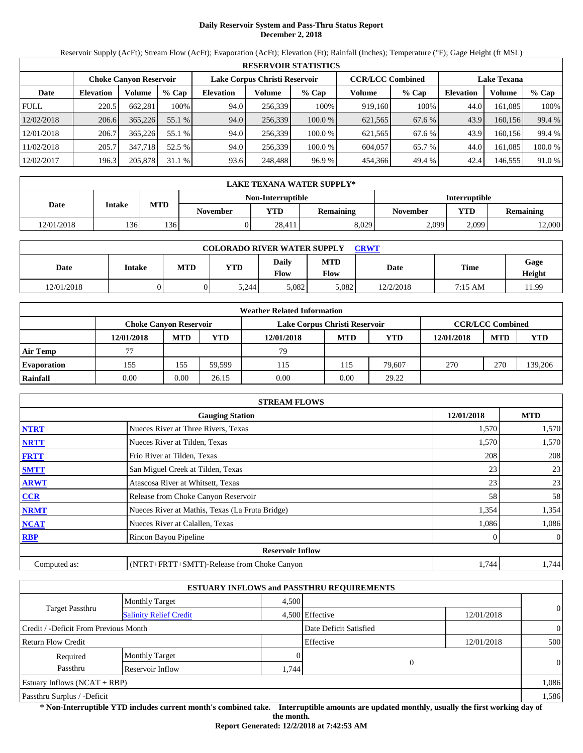# Daily Reservoir System and Pass-Thru Status Report
## December 2, 2018

Reservoir Supply (AcFt); Stream Flow (AcFt); Evaporation (AcFt); Elevation (Ft); Rainfall (Inches); Temperature (°F); Gage Height (ft MSL)

| RESERVOIR STATISTICS | | | | | | | | | | | |
|---|---|---|---|---|---|---|---|---|---|---|---|
| | Choke Canyon Reservoir | | | Lake Corpus Christi Reservoir | | | CCR/LCC Combined | | Lake Texana | | |
| Date | Elevation | Volume | % Cap | Elevation | Volume | % Cap | Volume | % Cap | Elevation | Volume | % Cap |
| FULL | 220.5 | 662,281 | 100% | 94.0 | 256,339 | 100% | 919,160 | 100% | 44.0 | 161,085 | 100% |
| 12/02/2018 | 206.6 | 365,226 | 55.1 % | 94.0 | 256,339 | 100.0 % | 621,565 | 67.6 % | 43.9 | 160,156 | 99.4 % |
| 12/01/2018 | 206.7 | 365,226 | 55.1 % | 94.0 | 256,339 | 100.0 % | 621,565 | 67.6 % | 43.9 | 160,156 | 99.4 % |
| 11/02/2018 | 205.7 | 347,718 | 52.5 % | 94.0 | 256,339 | 100.0 % | 604,057 | 65.7 % | 44.0 | 161,085 | 100.0 % |
| 12/02/2017 | 196.3 | 205,878 | 31.1 % | 93.6 | 248,488 | 96.9 % | 454,366 | 49.4 % | 42.4 | 146,555 | 91.0 % |

| LAKE TEXANA WATER SUPPLY* | | | | | | | | |
|---|---|---|---|---|---|---|---|---|
| Date | Intake | MTD | Non-Interruptible | | | Interruptible | | |
| | | | November | YTD | Remaining | November | YTD | Remaining |
| 12/01/2018 | 136 | 136 | 0 | 28,411 | 8,029 | 2,099 | 2,099 | 12,000 |

| COLORADO RIVER WATER SUPPLY CRWT | | | | | | | | |
|---|---|---|---|---|---|---|---|---|
| Date | Intake | MTD | YTD | Daily Flow | MTD Flow | Date | Time | Gage Height |
| 12/01/2018 | 0 | 0 | 5,244 | 5,082 | 5,082 | 12/2/2018 | 7:15 AM | 11.99 |

| Weather Related Information | | | | | | | | | |
|---|---|---|---|---|---|---|---|---|---|
| | Choke Canyon Reservoir | | | Lake Corpus Christi Reservoir | | | CCR/LCC Combined | | |
| | 12/01/2018 | MTD | YTD | 12/01/2018 | MTD | YTD | 12/01/2018 | MTD | YTD |
| Air Temp | 77 | | | 79 | | | | | |
| Evaporation | 155 | 155 | 59,599 | 115 | 115 | 79,607 | 270 | 270 | 139,206 |
| Rainfall | 0.00 | 0.00 | 26.15 | 0.00 | 0.00 | 29.22 | | | |

| STREAM FLOWS | | | |
|---|---|---|---|
| | Gauging Station | 12/01/2018 | MTD |
| NTRT | Nueces River at Three Rivers, Texas | 1,570 | 1,570 |
| NRTT | Nueces River at Tilden, Texas | 1,570 | 1,570 |
| FRTT | Frio River at Tilden, Texas | 208 | 208 |
| SMTT | San Miguel Creek at Tilden, Texas | 23 | 23 |
| ARWT | Atascosa River at Whitsett, Texas | 23 | 23 |
| CCR | Release from Choke Canyon Reservoir | 58 | 58 |
| NRMT | Nueces River at Mathis, Texas (La Fruta Bridge) | 1,354 | 1,354 |
| NCAT | Nueces River at Calallen, Texas | 1,086 | 1,086 |
| RBP | Rincon Bayou Pipeline | 0 | 0 |
| Reservoir Inflow | | | |
| Computed as: | (NTRT+FRTT+SMTT)-Release from Choke Canyon | 1,744 | 1,744 |

| ESTUARY INFLOWS and PASSTHRU REQUIREMENTS | | | | | |
|---|---|---|---|---|---|
| Target Passthru | Monthly Target | 4,500 | | | 0 |
| | Salinity Relief Credit | 4,500 | Effective | 12/01/2018 | |
| Credit / -Deficit From Previous Month | | | Date Deficit Satisfied | | 0 |
| Return Flow Credit | | | Effective | 12/01/2018 | 500 |
| Required Passthru | Monthly Target | 0 | 0 | | 0 |
| | Reservoir Inflow | 1,744 | | | |
| Estuary Inflows (NCAT + RBP) | | | | | 1,086 |
| Passthru Surplus / -Deficit | | | | | 1,586 |

**\* Non-Interruptible YTD includes current month's combined take. Interruptible amounts are updated monthly, usually the first working day of the month.**

**Report Generated: 12/2/2018 at 7:42:53 AM**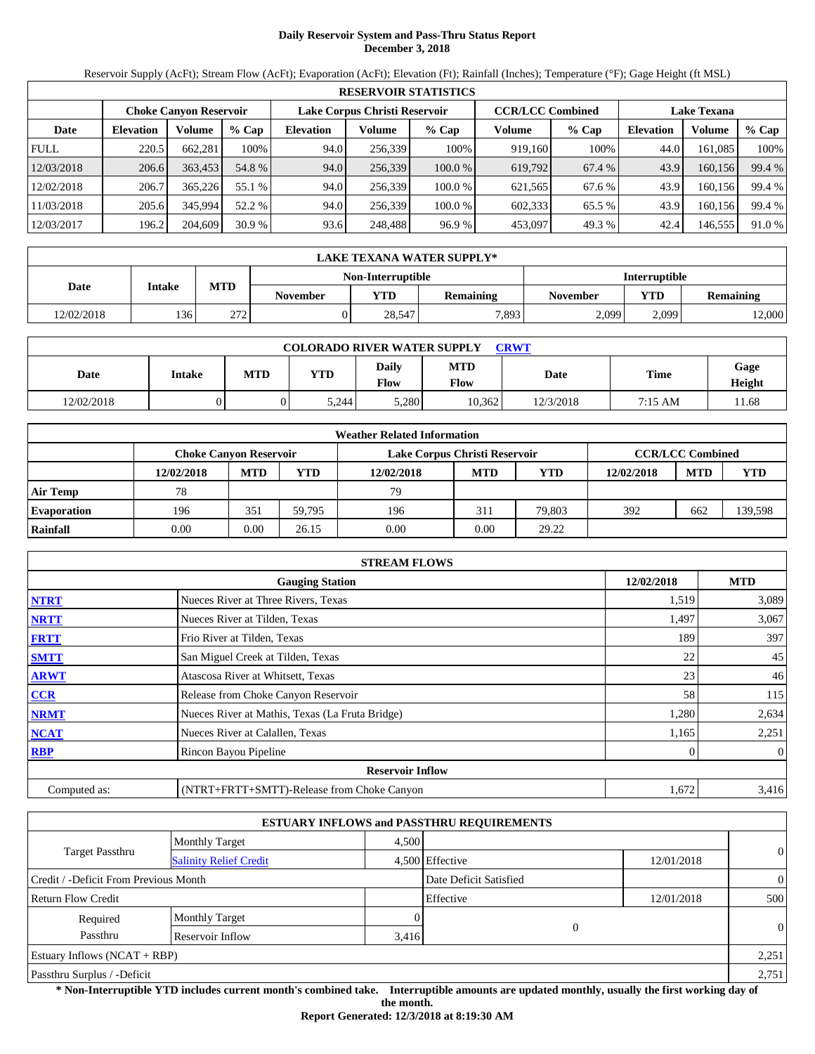# Daily Reservoir System and Pass-Thru Status Report
## December 3, 2018

Reservoir Supply (AcFt); Stream Flow (AcFt); Evaporation (AcFt); Elevation (Ft); Rainfall (Inches); Temperature (°F); Gage Height (ft MSL)

| RESERVOIR STATISTICS | | | | | | | | | | | |
|---|---|---|---|---|---|---|---|---|---|---|---|
| | Choke Canyon Reservoir | | | Lake Corpus Christi Reservoir | | | CCR/LCC Combined | | Lake Texana | | |
| Date | Elevation | Volume | % Cap | Elevation | Volume | % Cap | Volume | % Cap | Elevation | Volume | % Cap |
| FULL | 220.5 | 662,281 | 100% | 94.0 | 256,339 | 100% | 919,160 | 100% | 44.0 | 161,085 | 100% |
| 12/03/2018 | 206.6 | 363,453 | 54.8 % | 94.0 | 256,339 | 100.0 % | 619,792 | 67.4 % | 43.9 | 160,156 | 99.4 % |
| 12/02/2018 | 206.7 | 365,226 | 55.1 % | 94.0 | 256,339 | 100.0 % | 621,565 | 67.6 % | 43.9 | 160,156 | 99.4 % |
| 11/03/2018 | 205.6 | 345,994 | 52.2 % | 94.0 | 256,339 | 100.0 % | 602,333 | 65.5 % | 43.9 | 160,156 | 99.4 % |
| 12/03/2017 | 196.2 | 204,609 | 30.9 % | 93.6 | 248,488 | 96.9 % | 453,097 | 49.3 % | 42.4 | 146,555 | 91.0 % |

| LAKE TEXANA WATER SUPPLY* | | | | | | | |
|---|---|---|---|---|---|---|---|
| | | | Non-Interruptible | | | Interruptible | | |
| Date | Intake | MTD | November | YTD | Remaining | November | YTD | Remaining |
| 12/02/2018 | 136 | 272 | 0 | 28,547 | 7,893 | 2,099 | 2,099 | 12,000 |

| COLORADO RIVER WATER SUPPLY CRWT | | | | | | | | |
|---|---|---|---|---|---|---|---|---|
| Date | Intake | MTD | YTD | Daily Flow | MTD Flow | Date | Time | Gage Height |
| 12/02/2018 | 0 | 0 | 5,244 | 5,280 | 10,362 | 12/3/2018 | 7:15 AM | 11.68 |

| Weather Related Information | | | | | | | | | |
|---|---|---|---|---|---|---|---|---|---|
| | Choke Canyon Reservoir | | | Lake Corpus Christi Reservoir | | | CCR/LCC Combined | | |
| | 12/02/2018 | MTD | YTD | 12/02/2018 | MTD | YTD | 12/02/2018 | MTD | YTD |
| Air Temp | 78 | | | 79 | | | | | |
| Evaporation | 196 | 351 | 59,795 | 196 | 311 | 79,803 | 392 | 662 | 139,598 |
| Rainfall | 0.00 | 0.00 | 26.15 | 0.00 | 0.00 | 29.22 | | | |

| STREAM FLOWS | | | |
|---|---|---|---|
| | Gauging Station | 12/02/2018 | MTD |
| NTRT | Nueces River at Three Rivers, Texas | 1,519 | 3,089 |
| NRTT | Nueces River at Tilden, Texas | 1,497 | 3,067 |
| FRTT | Frio River at Tilden, Texas | 189 | 397 |
| SMTT | San Miguel Creek at Tilden, Texas | 22 | 45 |
| ARWT | Atascosa River at Whitsett, Texas | 23 | 46 |
| CCR | Release from Choke Canyon Reservoir | 58 | 115 |
| NRMT | Nueces River at Mathis, Texas (La Fruta Bridge) | 1,280 | 2,634 |
| NCAT | Nueces River at Calallen, Texas | 1,165 | 2,251 |
| RBP | Rincon Bayou Pipeline | 0 | 0 |
| Reservoir Inflow | | | |
| Computed as: | (NTRT+FRTT+SMTT)-Release from Choke Canyon | 1,672 | 3,416 |

| ESTUARY INFLOWS and PASSTHRU REQUIREMENTS | | | | | |
|---|---|---|---|---|---|
| Target Passthru | Monthly Target | 4,500 | | | 0 |
| | Salinity Relief Credit | 4,500 | Effective | 12/01/2018 | |
| Credit / -Deficit From Previous Month | | | Date Deficit Satisfied | | 0 |
| Return Flow Credit | | | Effective | 12/01/2018 | 500 |
| Required Passthru | Monthly Target | 0 | 0 | | 0 |
| | Reservoir Inflow | 3,416 | | | |
| Estuary Inflows (NCAT + RBP) | | | | | 2,251 |
| Passthru Surplus / -Deficit | | | | | 2,751 |

**\* Non-Interruptible YTD includes current month's combined take. Interruptible amounts are updated monthly, usually the first working day of the month.**

**Report Generated: 12/3/2018 at 8:19:30 AM**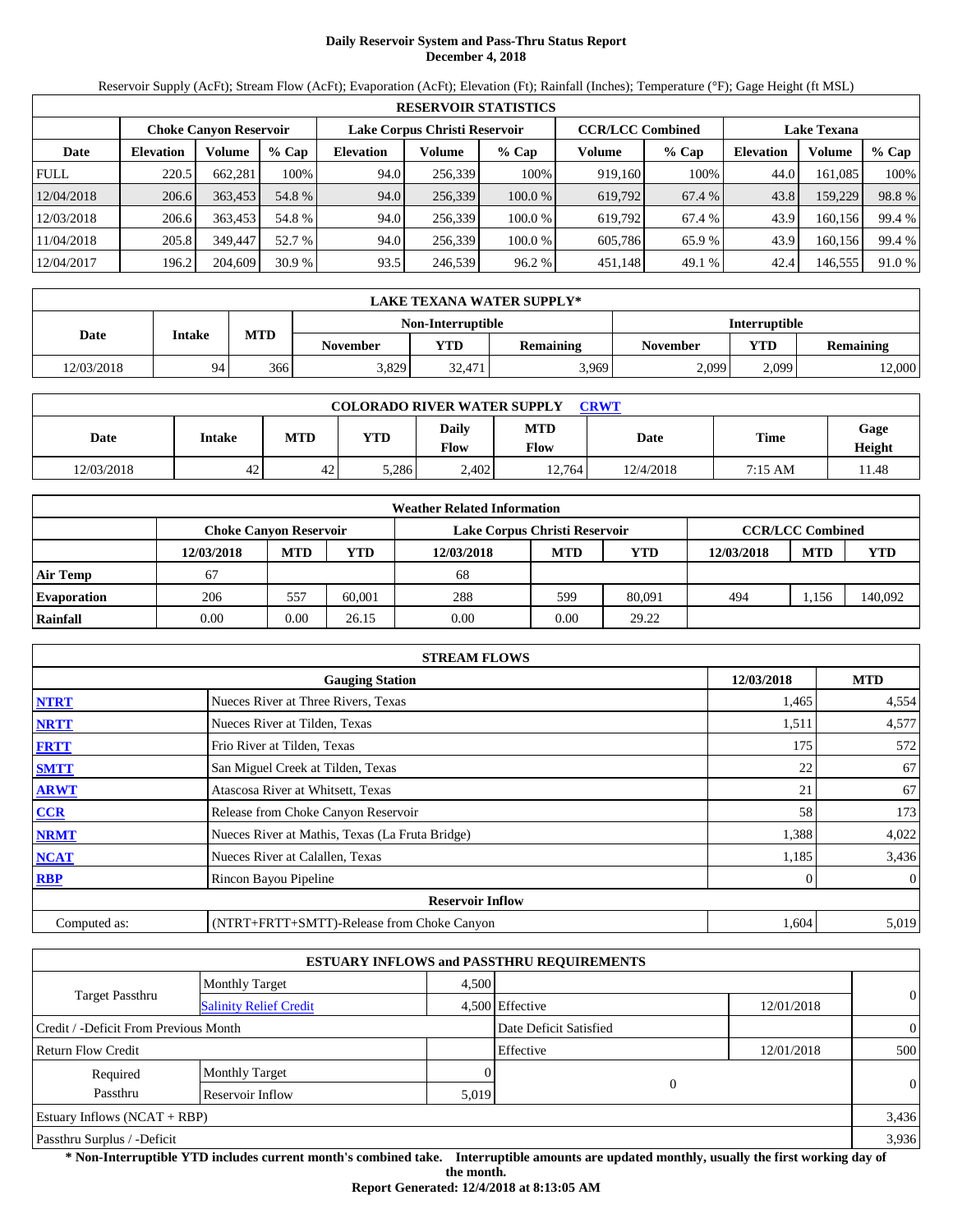# Daily Reservoir System and Pass-Thru Status Report
## December 4, 2018

Reservoir Supply (AcFt); Stream Flow (AcFt); Evaporation (AcFt); Elevation (Ft); Rainfall (Inches); Temperature (°F); Gage Height (ft MSL)

| RESERVOIR STATISTICS | | | | | | | | | | | |
|---|---|---|---|---|---|---|---|---|---|---|---|
| | Choke Canyon Reservoir | | | Lake Corpus Christi Reservoir | | | CCR/LCC Combined | | Lake Texana | | |
| Date | Elevation | Volume | % Cap | Elevation | Volume | % Cap | Volume | % Cap | Elevation | Volume | % Cap |
| FULL | 220.5 | 662,281 | 100% | 94.0 | 256,339 | 100% | 919,160 | 100% | 44.0 | 161,085 | 100% |
| 12/04/2018 | 206.6 | 363,453 | 54.8 % | 94.0 | 256,339 | 100.0 % | 619,792 | 67.4 % | 43.8 | 159,229 | 98.8 % |
| 12/03/2018 | 206.6 | 363,453 | 54.8 % | 94.0 | 256,339 | 100.0 % | 619,792 | 67.4 % | 43.9 | 160,156 | 99.4 % |
| 11/04/2018 | 205.8 | 349,447 | 52.7 % | 94.0 | 256,339 | 100.0 % | 605,786 | 65.9 % | 43.9 | 160,156 | 99.4 % |
| 12/04/2017 | 196.2 | 204,609 | 30.9 % | 93.5 | 246,539 | 96.2 % | 451,148 | 49.1 % | 42.4 | 146,555 | 91.0 % |

| LAKE TEXANA WATER SUPPLY* | | | | | | | | |
|---|---|---|---|---|---|---|---|---|
| Date | Intake | MTD | Non-Interruptible | | | Interruptible | | |
| | | | November | YTD | Remaining | November | YTD | Remaining |
| 12/03/2018 | 94 | 366 | 3,829 | 32,471 | 3,969 | 2,099 | 2,099 | 12,000 |

| COLORADO RIVER WATER SUPPLY CRWT | | | | | | | | |
|---|---|---|---|---|---|---|---|---|
| Date | Intake | MTD | YTD | Daily Flow | MTD Flow | Date | Time | Gage Height |
| 12/03/2018 | 42 | 42 | 5,286 | 2,402 | 12,764 | 12/4/2018 | 7:15 AM | 11.48 |

| Weather Related Information | | | | | | | | | |
|---|---|---|---|---|---|---|---|---|---|
| | Choke Canyon Reservoir | | | Lake Corpus Christi Reservoir | | | CCR/LCC Combined | | |
| | 12/03/2018 | MTD | YTD | 12/03/2018 | MTD | YTD | 12/03/2018 | MTD | YTD |
| Air Temp | 67 | | | 68 | | | | | |
| Evaporation | 206 | 557 | 60,001 | 288 | 599 | 80,091 | 494 | 1,156 | 140,092 |
| Rainfall | 0.00 | 0.00 | 26.15 | 0.00 | 0.00 | 29.22 | | | |

| STREAM FLOWS | | | |
|---|---|---|---|
| | Gauging Station | 12/03/2018 | MTD |
| NTRT | Nueces River at Three Rivers, Texas | 1,465 | 4,554 |
| NRTT | Nueces River at Tilden, Texas | 1,511 | 4,577 |
| FRTT | Frio River at Tilden, Texas | 175 | 572 |
| SMTT | San Miguel Creek at Tilden, Texas | 22 | 67 |
| ARWT | Atascosa River at Whitsett, Texas | 21 | 67 |
| CCR | Release from Choke Canyon Reservoir | 58 | 173 |
| NRMT | Nueces River at Mathis, Texas (La Fruta Bridge) | 1,388 | 4,022 |
| NCAT | Nueces River at Calallen, Texas | 1,185 | 3,436 |
| RBP | Rincon Bayou Pipeline | 0 | 0 |
| Reservoir Inflow | | | |
| Computed as: | (NTRT+FRTT+SMTT)-Release from Choke Canyon | 1,604 | 5,019 |

| ESTUARY INFLOWS and PASSTHRU REQUIREMENTS | | | | | |
|---|---|---|---|---|---|
| Target Passthru | Monthly Target | 4,500 | | | 0 |
| | Salinity Relief Credit | 4,500 | Effective | 12/01/2018 | |
| Credit / -Deficit From Previous Month | | | Date Deficit Satisfied | | 0 |
| Return Flow Credit | | | Effective | 12/01/2018 | 500 |
| Required Passthru | Monthly Target | 0 | 0 | | 0 |
| | Reservoir Inflow | 5,019 | | | |
| Estuary Inflows (NCAT + RBP) | | | | | 3,436 |
| Passthru Surplus / -Deficit | | | | | 3,936 |

**\* Non-Interruptible YTD includes current month's combined take. Interruptible amounts are updated monthly, usually the first working day of the month.**

**Report Generated: 12/4/2018 at 8:13:05 AM**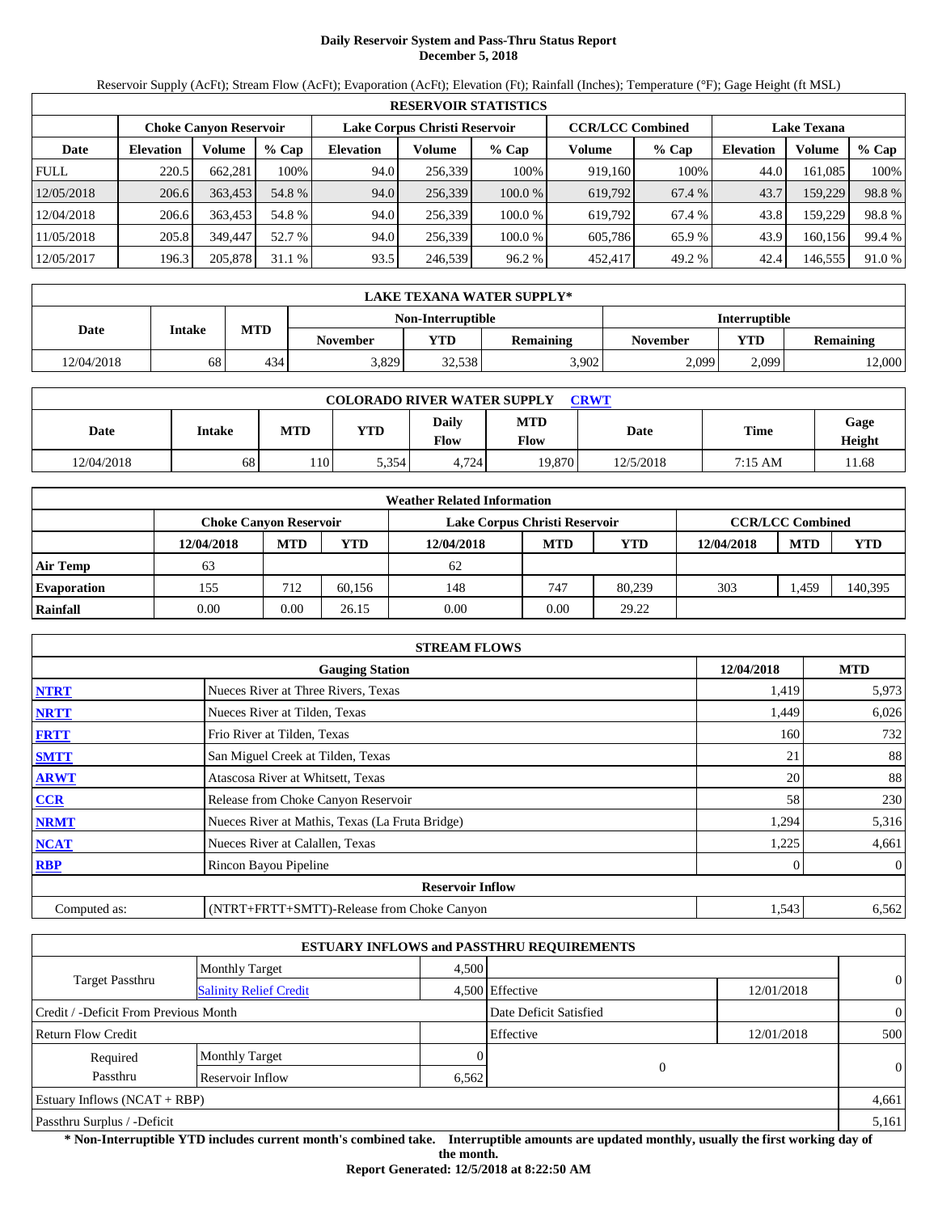# Daily Reservoir System and Pass-Thru Status Report
## December 5, 2018

Reservoir Supply (AcFt); Stream Flow (AcFt); Evaporation (AcFt); Elevation (Ft); Rainfall (Inches); Temperature (°F); Gage Height (ft MSL)

| RESERVOIR STATISTICS | | | | | | | | | | | |
|---|---|---|---|---|---|---|---|---|---|---|---|
| | Choke Canyon Reservoir | | | Lake Corpus Christi Reservoir | | | CCR/LCC Combined | | Lake Texana | | |
| Date | Elevation | Volume | % Cap | Elevation | Volume | % Cap | Volume | % Cap | Elevation | Volume | % Cap |
| FULL | 220.5 | 662,281 | 100% | 94.0 | 256,339 | 100% | 919,160 | 100% | 44.0 | 161,085 | 100% |
| 12/05/2018 | 206.6 | 363,453 | 54.8 % | 94.0 | 256,339 | 100.0 % | 619,792 | 67.4 % | 43.7 | 159,229 | 98.8 % |
| 12/04/2018 | 206.6 | 363,453 | 54.8 % | 94.0 | 256,339 | 100.0 % | 619,792 | 67.4 % | 43.8 | 159,229 | 98.8 % |
| 11/05/2018 | 205.8 | 349,447 | 52.7 % | 94.0 | 256,339 | 100.0 % | 605,786 | 65.9 % | 43.9 | 160,156 | 99.4 % |
| 12/05/2017 | 196.3 | 205,878 | 31.1 % | 93.5 | 246,539 | 96.2 % | 452,417 | 49.2 % | 42.4 | 146,555 | 91.0 % |

| LAKE TEXANA WATER SUPPLY* | | | | | | | |
|---|---|---|---|---|---|---|---|
| Date | Intake | MTD | Non-Interruptible | | | Interruptible | | |
| | | | November | YTD | Remaining | November | YTD | Remaining |
| 12/04/2018 | 68 | 434 | 3,829 | 32,538 | 3,902 | 2,099 | 2,099 | 12,000 |

| COLORADO RIVER WATER SUPPLY CRWT | | | | | | | | |
|---|---|---|---|---|---|---|---|---|
| Date | Intake | MTD | YTD | Daily Flow | MTD Flow | Date | Time | Gage Height |
| 12/04/2018 | 68 | 110 | 5,354 | 4,724 | 19,870 | 12/5/2018 | 7:15 AM | 11.68 |

| Weather Related Information | | | | | | | | | |
|---|---|---|---|---|---|---|---|---|---|
| | Choke Canyon Reservoir | | | Lake Corpus Christi Reservoir | | | CCR/LCC Combined | | |
| | 12/04/2018 | MTD | YTD | 12/04/2018 | MTD | YTD | 12/04/2018 | MTD | YTD |
| Air Temp | 63 | | | 62 | | | | | |
| Evaporation | 155 | 712 | 60,156 | 148 | 747 | 80,239 | 303 | 1,459 | 140,395 |
| Rainfall | 0.00 | 0.00 | 26.15 | 0.00 | 0.00 | 29.22 | | | |

| STREAM FLOWS | | | |
|---|---|---|---|
| | Gauging Station | 12/04/2018 | MTD |
| NTRT | Nueces River at Three Rivers, Texas | 1,419 | 5,973 |
| NRTT | Nueces River at Tilden, Texas | 1,449 | 6,026 |
| FRTT | Frio River at Tilden, Texas | 160 | 732 |
| SMTT | San Miguel Creek at Tilden, Texas | 21 | 88 |
| ARWT | Atascosa River at Whitsett, Texas | 20 | 88 |
| CCR | Release from Choke Canyon Reservoir | 58 | 230 |
| NRMT | Nueces River at Mathis, Texas (La Fruta Bridge) | 1,294 | 5,316 |
| NCAT | Nueces River at Calallen, Texas | 1,225 | 4,661 |
| RBP | Rincon Bayou Pipeline | 0 | 0 |
| | **Reservoir Inflow** | | |
| Computed as: | (NTRT+FRTT+SMTT)-Release from Choke Canyon | 1,543 | 6,562 |

| ESTUARY INFLOWS and PASSTHRU REQUIREMENTS | | | | | |
|---|---|---|---|---|---|
| Target Passthru | Monthly Target | 4,500 | | | 0 |
| | Salinity Relief Credit | 4,500 | Effective | 12/01/2018 | |
| Credit / -Deficit From Previous Month | | | Date Deficit Satisfied | | 0 |
| Return Flow Credit | | | Effective | 12/01/2018 | 500 |
| Required Passthru | Monthly Target | 0 | 0 | | 0 |
| | Reservoir Inflow | 6,562 | | | |
| Estuary Inflows (NCAT + RBP) | | | | | 4,661 |
| Passthru Surplus / -Deficit | | | | | 5,161 |

**\* Non-Interruptible YTD includes current month's combined take. Interruptible amounts are updated monthly, usually the first working day of the month.**

**Report Generated: 12/5/2018 at 8:22:50 AM**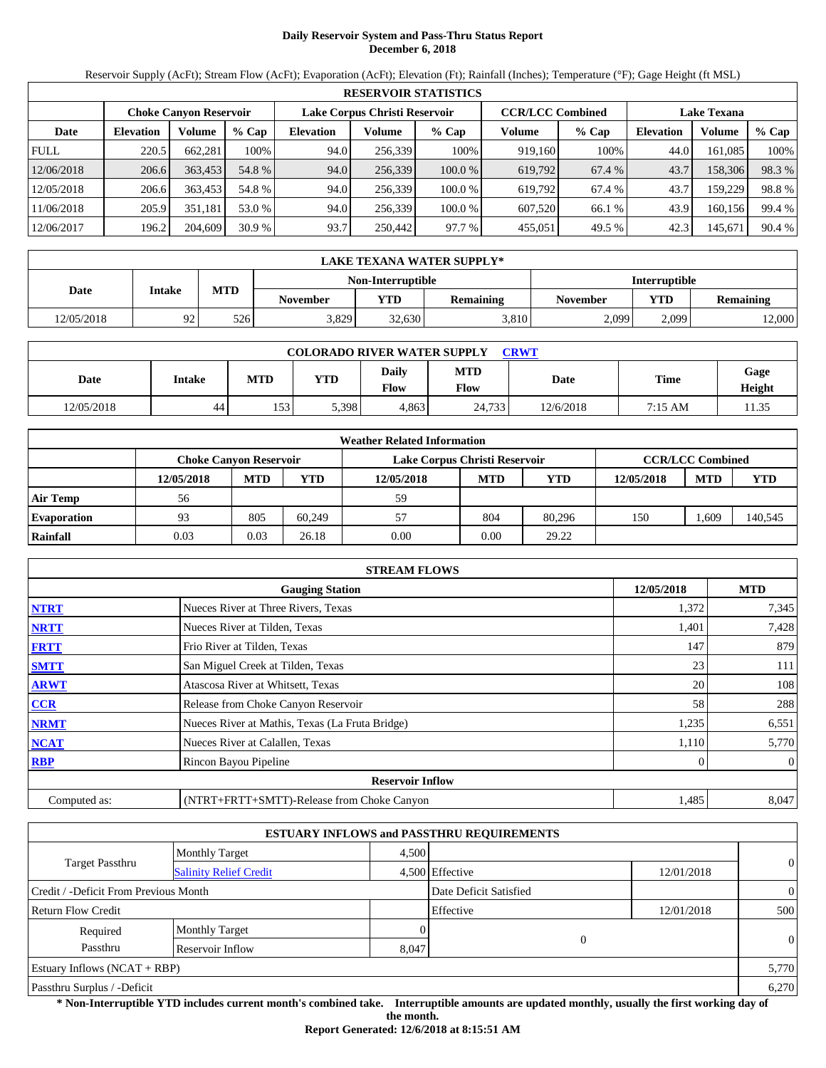# Daily Reservoir System and Pass-Thru Status Report
## December 6, 2018

Reservoir Supply (AcFt); Stream Flow (AcFt); Evaporation (AcFt); Elevation (Ft); Rainfall (Inches); Temperature (°F); Gage Height (ft MSL)

| RESERVOIR STATISTICS | | | | | | | | | | | |
|---|---|---|---|---|---|---|---|---|---|---|---|
| | Choke Canyon Reservoir | | | Lake Corpus Christi Reservoir | | | CCR/LCC Combined | | Lake Texana | | |
| Date | Elevation | Volume | % Cap | Elevation | Volume | % Cap | Volume | % Cap | Elevation | Volume | % Cap |
| FULL | 220.5 | 662,281 | 100% | 94.0 | 256,339 | 100% | 919,160 | 100% | 44.0 | 161,085 | 100% |
| 12/06/2018 | 206.6 | 363,453 | 54.8 % | 94.0 | 256,339 | 100.0 % | 619,792 | 67.4 % | 43.7 | 158,306 | 98.3 % |
| 12/05/2018 | 206.6 | 363,453 | 54.8 % | 94.0 | 256,339 | 100.0 % | 619,792 | 67.4 % | 43.7 | 159,229 | 98.8 % |
| 11/06/2018 | 205.9 | 351,181 | 53.0 % | 94.0 | 256,339 | 100.0 % | 607,520 | 66.1 % | 43.9 | 160,156 | 99.4 % |
| 12/06/2017 | 196.2 | 204,609 | 30.9 % | 93.7 | 250,442 | 97.7 % | 455,051 | 49.5 % | 42.3 | 145,671 | 90.4 % |

| LAKE TEXANA WATER SUPPLY* | | | | | | | | |
|---|---|---|---|---|---|---|---|---|
| Date | Intake | MTD | Non-Interruptible | | | Interruptible | | |
| | | | November | YTD | Remaining | November | YTD | Remaining |
| 12/05/2018 | 92 | 526 | 3,829 | 32,630 | 3,810 | 2,099 | 2,099 | 12,000 |

| COLORADO RIVER WATER SUPPLY CRWT | | | | | | | | |
|---|---|---|---|---|---|---|---|---|
| Date | Intake | MTD | YTD | Daily Flow | MTD Flow | Date | Time | Gage Height |
| 12/05/2018 | 44 | 153 | 5,398 | 4,863 | 24,733 | 12/6/2018 | 7:15 AM | 11.35 |

| Weather Related Information | | | | | | | | | |
|---|---|---|---|---|---|---|---|---|---|
| | Choke Canyon Reservoir | | | Lake Corpus Christi Reservoir | | | CCR/LCC Combined | | |
| | 12/05/2018 | MTD | YTD | 12/05/2018 | MTD | YTD | 12/05/2018 | MTD | YTD |
| Air Temp | 56 | | | 59 | | | | | |
| Evaporation | 93 | 805 | 60,249 | 57 | 804 | 80,296 | 150 | 1,609 | 140,545 |
| Rainfall | 0.03 | 0.03 | 26.18 | 0.00 | 0.00 | 29.22 | | | |

| STREAM FLOWS | | | |
|---|---|---|---|
| | Gauging Station | 12/05/2018 | MTD |
| NTRT | Nueces River at Three Rivers, Texas | 1,372 | 7,345 |
| NRTT | Nueces River at Tilden, Texas | 1,401 | 7,428 |
| FRTT | Frio River at Tilden, Texas | 147 | 879 |
| SMTT | San Miguel Creek at Tilden, Texas | 23 | 111 |
| ARWT | Atascosa River at Whitsett, Texas | 20 | 108 |
| CCR | Release from Choke Canyon Reservoir | 58 | 288 |
| NRMT | Nueces River at Mathis, Texas (La Fruta Bridge) | 1,235 | 6,551 |
| NCAT | Nueces River at Calallen, Texas | 1,110 | 5,770 |
| RBP | Rincon Bayou Pipeline | 0 | 0 |
| | Reservoir Inflow | | |
| Computed as: | (NTRT+FRTT+SMTT)-Release from Choke Canyon | 1,485 | 8,047 |

| ESTUARY INFLOWS and PASSTHRU REQUIREMENTS | | | | | |
|---|---|---|---|---|---|
| Target Passthru | Monthly Target | 4,500 | | | 0 |
| | Salinity Relief Credit | 4,500 | Effective | 12/01/2018 | |
| Credit / -Deficit From Previous Month | | | Date Deficit Satisfied | | 0 |
| Return Flow Credit | | | Effective | 12/01/2018 | 500 |
| Required Passthru | Monthly Target | 0 | 0 | | 0 |
| | Reservoir Inflow | 8,047 | | | |
| Estuary Inflows (NCAT + RBP) | | | | | 5,770 |
| Passthru Surplus / -Deficit | | | | | 6,270 |

**\* Non-Interruptible YTD includes current month's combined take. Interruptible amounts are updated monthly, usually the first working day of the month.**

**Report Generated: 12/6/2018 at 8:15:51 AM**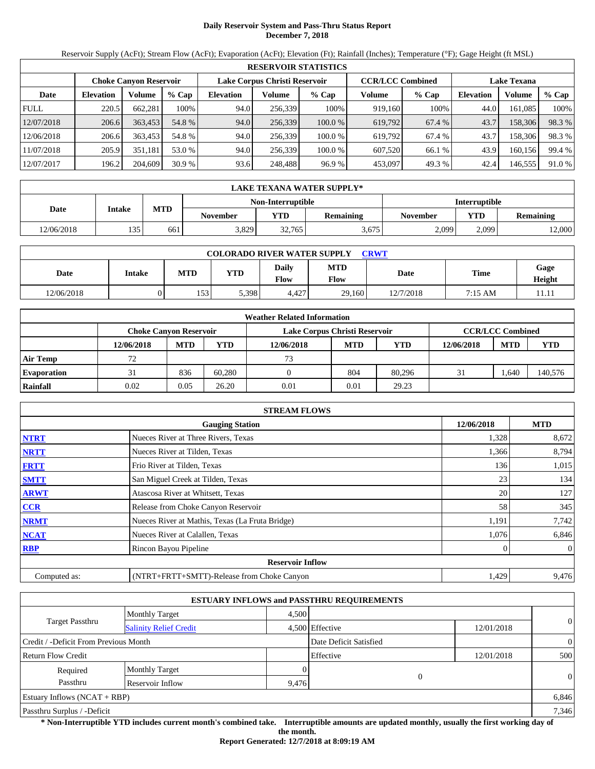# Daily Reservoir System and Pass-Thru Status Report
**December 7, 2018**

Reservoir Supply (AcFt); Stream Flow (AcFt); Evaporation (AcFt); Elevation (Ft); Rainfall (Inches); Temperature (°F); Gage Height (ft MSL)

| RESERVOIR STATISTICS | | | | | | | | | | | |
|---|---|---|---|---|---|---|---|---|---|---|---|
| | Choke Canyon Reservoir | | | Lake Corpus Christi Reservoir | | | CCR/LCC Combined | | Lake Texana | | |
| Date | Elevation | Volume | % Cap | Elevation | Volume | % Cap | Volume | % Cap | Elevation | Volume | % Cap |
| FULL | 220.5 | 662,281 | 100% | 94.0 | 256,339 | 100% | 919,160 | 100% | 44.0 | 161,085 | 100% |
| 12/07/2018 | 206.6 | 363,453 | 54.8 % | 94.0 | 256,339 | 100.0 % | 619,792 | 67.4 % | 43.7 | 158,306 | 98.3 % |
| 12/06/2018 | 206.6 | 363,453 | 54.8 % | 94.0 | 256,339 | 100.0 % | 619,792 | 67.4 % | 43.7 | 158,306 | 98.3 % |
| 11/07/2018 | 205.9 | 351,181 | 53.0 % | 94.0 | 256,339 | 100.0 % | 607,520 | 66.1 % | 43.9 | 160,156 | 99.4 % |
| 12/07/2017 | 196.2 | 204,609 | 30.9 % | 93.6 | 248,488 | 96.9 % | 453,097 | 49.3 % | 42.4 | 146,555 | 91.0 % |

| LAKE TEXANA WATER SUPPLY* | | | | | | | | |
|---|---|---|---|---|---|---|---|---|
| Date | Intake | MTD | Non-Interruptible | | | Interruptible | | |
| | | | November | YTD | Remaining | November | YTD | Remaining |
| 12/06/2018 | 135 | 661 | 3,829 | 32,765 | 3,675 | 2,099 | 2,099 | 12,000 |

| COLORADO RIVER WATER SUPPLY CRWT | | | | | | | | |
|---|---|---|---|---|---|---|---|---|
| Date | Intake | MTD | YTD | Daily Flow | MTD Flow | Date | Time | Gage Height |
| 12/06/2018 | 0 | 153 | 5,398 | 4,427 | 29,160 | 12/7/2018 | 7:15 AM | 11.11 |

| Weather Related Information | | | | | | | | | |
|---|---|---|---|---|---|---|---|---|---|
| | Choke Canyon Reservoir | | | Lake Corpus Christi Reservoir | | | CCR/LCC Combined | | |
| | 12/06/2018 | MTD | YTD | 12/06/2018 | MTD | YTD | 12/06/2018 | MTD | YTD |
| Air Temp | 72 | | | 73 | | | | | |
| Evaporation | 31 | 836 | 60,280 | 0 | 804 | 80,296 | 31 | 1,640 | 140,576 |
| Rainfall | 0.02 | 0.05 | 26.20 | 0.01 | 0.01 | 29.23 | | | |

| STREAM FLOWS | | | |
|---|---|---|---|
| | Gauging Station | 12/06/2018 | MTD |
| NTRT | Nueces River at Three Rivers, Texas | 1,328 | 8,672 |
| NRTT | Nueces River at Tilden, Texas | 1,366 | 8,794 |
| FRTT | Frio River at Tilden, Texas | 136 | 1,015 |
| SMTT | San Miguel Creek at Tilden, Texas | 23 | 134 |
| ARWT | Atascosa River at Whitsett, Texas | 20 | 127 |
| CCR | Release from Choke Canyon Reservoir | 58 | 345 |
| NRMT | Nueces River at Mathis, Texas (La Fruta Bridge) | 1,191 | 7,742 |
| NCAT | Nueces River at Calallen, Texas | 1,076 | 6,846 |
| RBP | Rincon Bayou Pipeline | 0 | 0 |
| | **Reservoir Inflow** | | |
| Computed as: | (NTRT+FRTT+SMTT)-Release from Choke Canyon | 1,429 | 9,476 |

| ESTUARY INFLOWS and PASSTHRU REQUIREMENTS | | | | | |
|---|---|---|---|---|---|
| Target Passthru | Monthly Target | 4,500 | | | 0 |
| | Salinity Relief Credit | 4,500 | Effective | 12/01/2018 | |
| Credit / -Deficit From Previous Month | | | Date Deficit Satisfied | | 0 |
| Return Flow Credit | | | Effective | 12/01/2018 | 500 |
| Required Passthru | Monthly Target | 0 | 0 | | 0 |
| | Reservoir Inflow | 9,476 | | | |
| Estuary Inflows (NCAT + RBP) | | | | | 6,846 |
| Passthru Surplus / -Deficit | | | | | 7,346 |

**\* Non-Interruptible YTD includes current month's combined take. Interruptible amounts are updated monthly, usually the first working day of the month.**

**Report Generated: 12/7/2018 at 8:09:19 AM**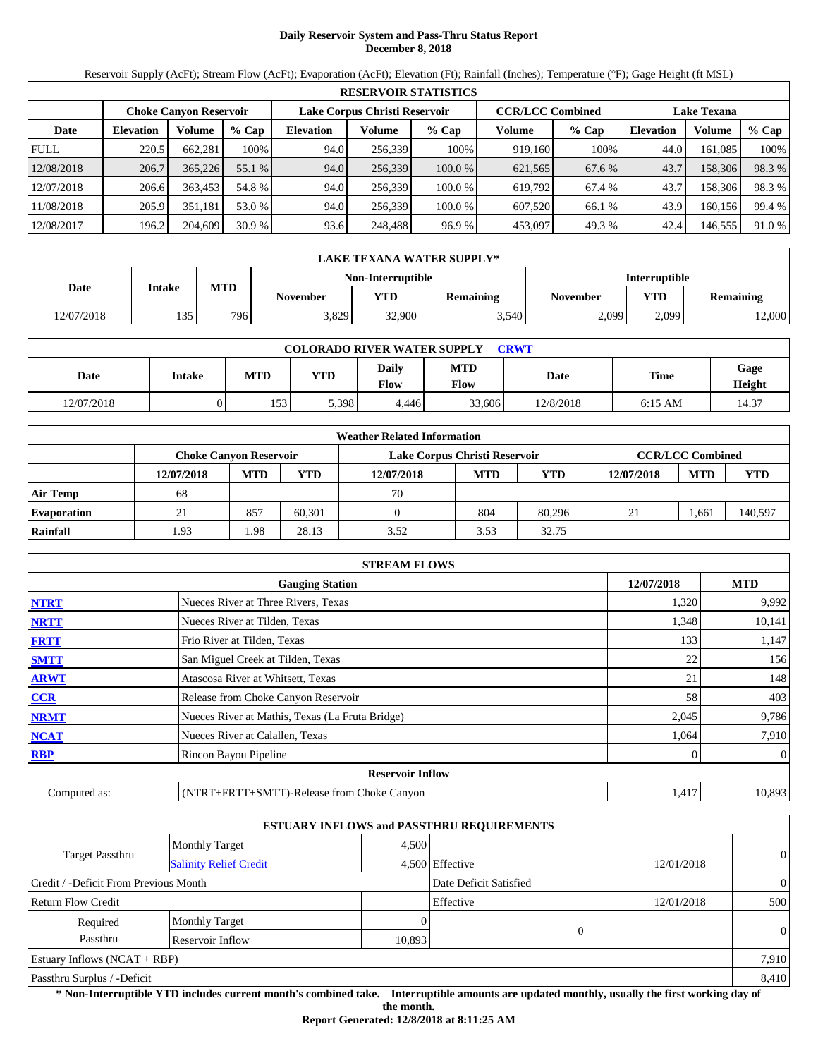# Daily Reservoir System and Pass-Thru Status Report
## December 8, 2018

Reservoir Supply (AcFt); Stream Flow (AcFt); Evaporation (AcFt); Elevation (Ft); Rainfall (Inches); Temperature (°F); Gage Height (ft MSL)

| RESERVOIR STATISTICS | | | | | | | | | | | |
|---|---|---|---|---|---|---|---|---|---|---|---|
| | Choke Canyon Reservoir | | | Lake Corpus Christi Reservoir | | | CCR/LCC Combined | | Lake Texana | | |
| Date | Elevation | Volume | % Cap | Elevation | Volume | % Cap | Volume | % Cap | Elevation | Volume | % Cap |
| FULL | 220.5 | 662,281 | 100% | 94.0 | 256,339 | 100% | 919,160 | 100% | 44.0 | 161,085 | 100% |
| 12/08/2018 | 206.7 | 365,226 | 55.1 % | 94.0 | 256,339 | 100.0 % | 621,565 | 67.6 % | 43.7 | 158,306 | 98.3 % |
| 12/07/2018 | 206.6 | 363,453 | 54.8 % | 94.0 | 256,339 | 100.0 % | 619,792 | 67.4 % | 43.7 | 158,306 | 98.3 % |
| 11/08/2018 | 205.9 | 351,181 | 53.0 % | 94.0 | 256,339 | 100.0 % | 607,520 | 66.1 % | 43.9 | 160,156 | 99.4 % |
| 12/08/2017 | 196.2 | 204,609 | 30.9 % | 93.6 | 248,488 | 96.9 % | 453,097 | 49.3 % | 42.4 | 146,555 | 91.0 % |

| LAKE TEXANA WATER SUPPLY* | | | | | | | | |
|---|---|---|---|---|---|---|---|---|
| Date | Intake | MTD | Non-Interruptible | | | Interruptible | | |
| | | | November | YTD | Remaining | November | YTD | Remaining |
| 12/07/2018 | 135 | 796 | 3,829 | 32,900 | 3,540 | 2,099 | 2,099 | 12,000 |

| COLORADO RIVER WATER SUPPLY CRWT | | | | | | | | |
|---|---|---|---|---|---|---|---|---|
| Date | Intake | MTD | YTD | Daily Flow | MTD Flow | Date | Time | Gage Height |
| 12/07/2018 | 0 | 153 | 5,398 | 4,446 | 33,606 | 12/8/2018 | 6:15 AM | 14.37 |

| Weather Related Information | | | | | | | | | |
|---|---|---|---|---|---|---|---|---|---|
| | Choke Canyon Reservoir | | | Lake Corpus Christi Reservoir | | | CCR/LCC Combined | | |
| | 12/07/2018 | MTD | YTD | 12/07/2018 | MTD | YTD | 12/07/2018 | MTD | YTD |
| Air Temp | 68 | | | 70 | | | | | |
| Evaporation | 21 | 857 | 60,301 | 0 | 804 | 80,296 | 21 | 1,661 | 140,597 |
| Rainfall | 1.93 | 1.98 | 28.13 | 3.52 | 3.53 | 32.75 | | | |

| STREAM FLOWS | | | |
|---|---|---|---|
| | Gauging Station | 12/07/2018 | MTD |
| NTRT | Nueces River at Three Rivers, Texas | 1,320 | 9,992 |
| NRTT | Nueces River at Tilden, Texas | 1,348 | 10,141 |
| FRTT | Frio River at Tilden, Texas | 133 | 1,147 |
| SMTT | San Miguel Creek at Tilden, Texas | 22 | 156 |
| ARWT | Atascosa River at Whitsett, Texas | 21 | 148 |
| CCR | Release from Choke Canyon Reservoir | 58 | 403 |
| NRMT | Nueces River at Mathis, Texas (La Fruta Bridge) | 2,045 | 9,786 |
| NCAT | Nueces River at Calallen, Texas | 1,064 | 7,910 |
| RBP | Rincon Bayou Pipeline | 0 | 0 |
| Reservoir Inflow | | | |
| Computed as: | (NTRT+FRTT+SMTT)-Release from Choke Canyon | 1,417 | 10,893 |

| ESTUARY INFLOWS and PASSTHRU REQUIREMENTS | | | | | |
|---|---|---|---|---|---|
| Target Passthru | Monthly Target | 4,500 | | | 0 |
| | Salinity Relief Credit | 4,500 | Effective | 12/01/2018 | |
| Credit / -Deficit From Previous Month | | | Date Deficit Satisfied | | 0 |
| Return Flow Credit | | | Effective | 12/01/2018 | 500 |
| Required Passthru | Monthly Target | 0 | 0 | | 0 |
| | Reservoir Inflow | 10,893 | | | |
| Estuary Inflows (NCAT + RBP) | | | | | 7,910 |
| Passthru Surplus / -Deficit | | | | | 8,410 |

**\* Non-Interruptible YTD includes current month's combined take. Interruptible amounts are updated monthly, usually the first working day of the month.**

**Report Generated: 12/8/2018 at 8:11:25 AM**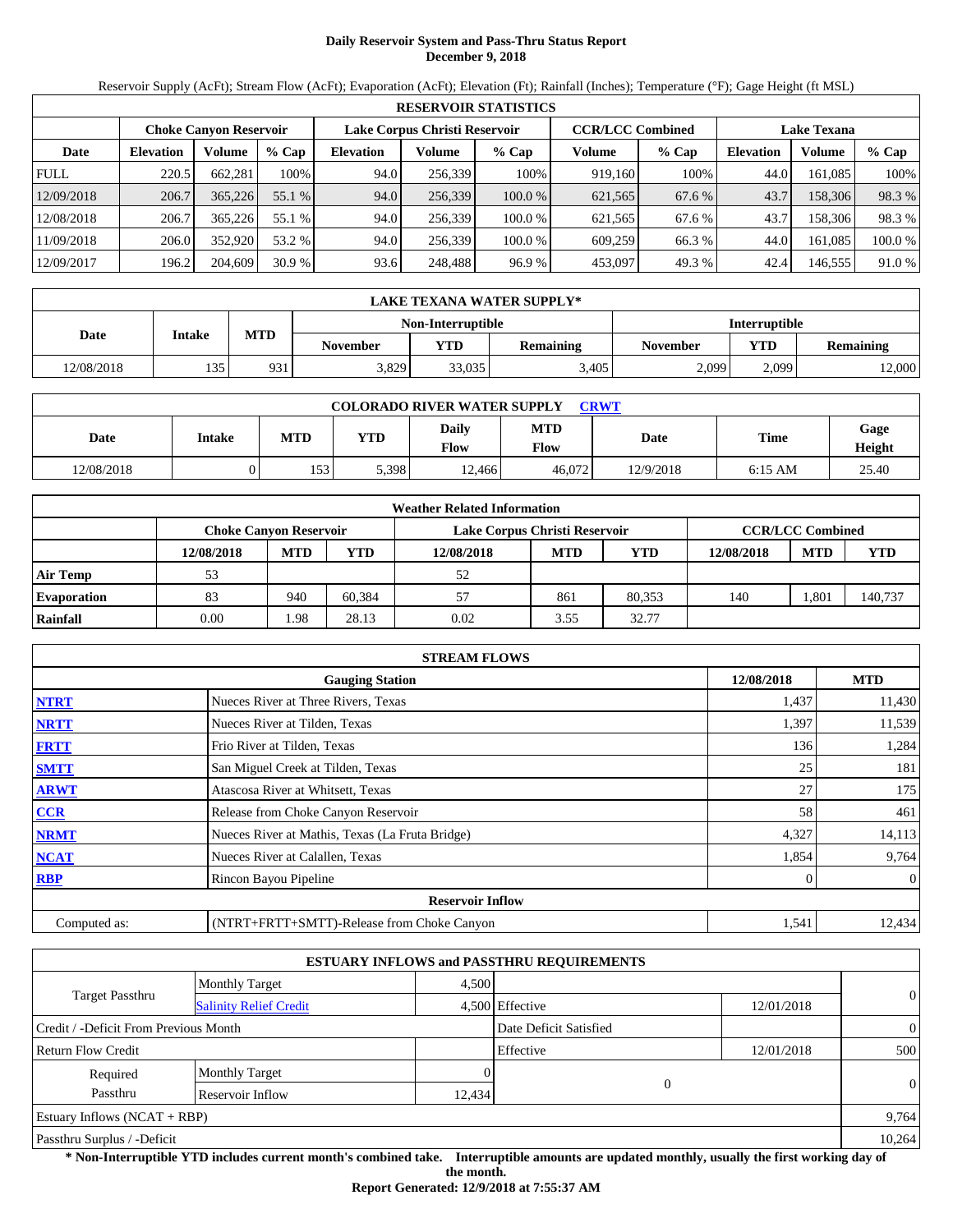# Daily Reservoir System and Pass-Thru Status Report
## December 9, 2018

Reservoir Supply (AcFt); Stream Flow (AcFt); Evaporation (AcFt); Elevation (Ft); Rainfall (Inches); Temperature (°F); Gage Height (ft MSL)

| RESERVOIR STATISTICS | | | | | | | | | | | |
|---|---|---|---|---|---|---|---|---|---|---|---|
| | Choke Canyon Reservoir | | | Lake Corpus Christi Reservoir | | | CCR/LCC Combined | | Lake Texana | | |
| Date | Elevation | Volume | % Cap | Elevation | Volume | % Cap | Volume | % Cap | Elevation | Volume | % Cap |
| FULL | 220.5 | 662,281 | 100% | 94.0 | 256,339 | 100% | 919,160 | 100% | 44.0 | 161,085 | 100% |
| 12/09/2018 | 206.7 | 365,226 | 55.1 % | 94.0 | 256,339 | 100.0 % | 621,565 | 67.6 % | 43.7 | 158,306 | 98.3 % |
| 12/08/2018 | 206.7 | 365,226 | 55.1 % | 94.0 | 256,339 | 100.0 % | 621,565 | 67.6 % | 43.7 | 158,306 | 98.3 % |
| 11/09/2018 | 206.0 | 352,920 | 53.2 % | 94.0 | 256,339 | 100.0 % | 609,259 | 66.3 % | 44.0 | 161,085 | 100.0 % |
| 12/09/2017 | 196.2 | 204,609 | 30.9 % | 93.6 | 248,488 | 96.9 % | 453,097 | 49.3 % | 42.4 | 146,555 | 91.0 % |

| LAKE TEXANA WATER SUPPLY* | | | | | | | |
|---|---|---|---|---|---|---|---|
| Date | Intake | MTD | Non-Interruptible | | | Interruptible | | |
| | | | November | YTD | Remaining | November | YTD | Remaining |
| 12/08/2018 | 135 | 931 | 3,829 | 33,035 | 3,405 | 2,099 | 2,099 | 12,000 |

| COLORADO RIVER WATER SUPPLY CRWT | | | | | | | | |
|---|---|---|---|---|---|---|---|---|
| Date | Intake | MTD | YTD | Daily Flow | MTD Flow | Date | Time | Gage Height |
| 12/08/2018 | 0 | 153 | 5,398 | 12,466 | 46,072 | 12/9/2018 | 6:15 AM | 25.40 |

| Weather Related Information | | | | | | | | | |
|---|---|---|---|---|---|---|---|---|---|
| | Choke Canyon Reservoir | | | Lake Corpus Christi Reservoir | | | CCR/LCC Combined | | |
| | 12/08/2018 | MTD | YTD | 12/08/2018 | MTD | YTD | 12/08/2018 | MTD | YTD |
| Air Temp | 53 | | | 52 | | | | | |
| Evaporation | 83 | 940 | 60,384 | 57 | 861 | 80,353 | 140 | 1,801 | 140,737 |
| Rainfall | 0.00 | 1.98 | 28.13 | 0.02 | 3.55 | 32.77 | | | |

| STREAM FLOWS | | | |
|---|---|---|---|
| | Gauging Station | 12/08/2018 | MTD |
| NTRT | Nueces River at Three Rivers, Texas | 1,437 | 11,430 |
| NRTT | Nueces River at Tilden, Texas | 1,397 | 11,539 |
| FRTT | Frio River at Tilden, Texas | 136 | 1,284 |
| SMTT | San Miguel Creek at Tilden, Texas | 25 | 181 |
| ARWT | Atascosa River at Whitsett, Texas | 27 | 175 |
| CCR | Release from Choke Canyon Reservoir | 58 | 461 |
| NRMT | Nueces River at Mathis, Texas (La Fruta Bridge) | 4,327 | 14,113 |
| NCAT | Nueces River at Calallen, Texas | 1,854 | 9,764 |
| RBP | Rincon Bayou Pipeline | 0 | 0 |
| | Reservoir Inflow | | |
| Computed as: | (NTRT+FRTT+SMTT)-Release from Choke Canyon | 1,541 | 12,434 |

| ESTUARY INFLOWS and PASSTHRU REQUIREMENTS | | | | | |
|---|---|---|---|---|---|
| Target Passthru | Monthly Target | 4,500 | | | 0 |
| | Salinity Relief Credit | 4,500 | Effective | 12/01/2018 | |
| Credit / -Deficit From Previous Month | | | Date Deficit Satisfied | | 0 |
| Return Flow Credit | | | Effective | 12/01/2018 | 500 |
| Required Passthru | Monthly Target | 0 | 0 | | 0 |
| | Reservoir Inflow | 12,434 | | | |
| Estuary Inflows (NCAT + RBP) | | | | | 9,764 |
| Passthru Surplus / -Deficit | | | | | 10,264 |

**\* Non-Interruptible YTD includes current month's combined take. Interruptible amounts are updated monthly, usually the first working day of the month.**

**Report Generated: 12/9/2018 at 7:55:37 AM**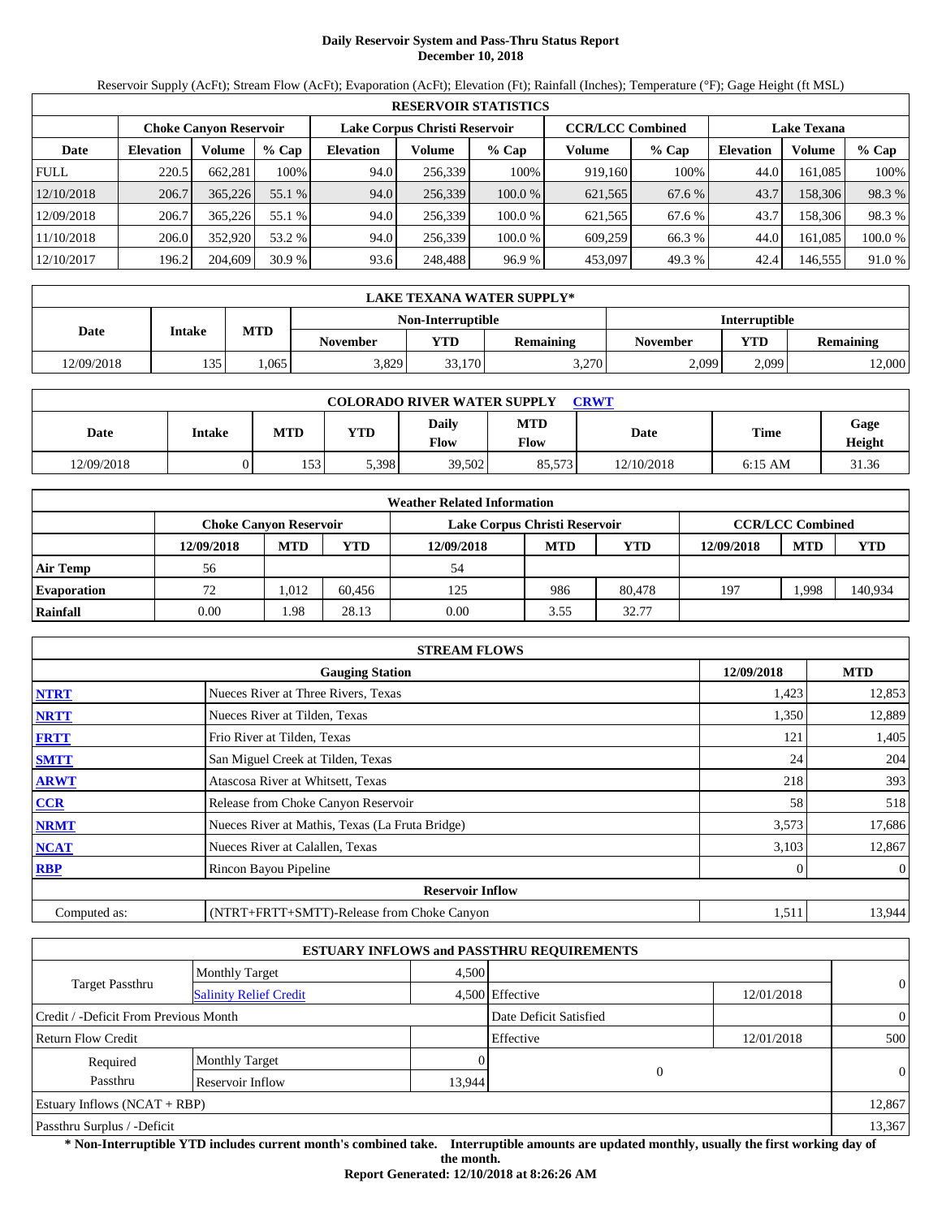# Daily Reservoir System and Pass-Thru Status Report
## December 10, 2018

Reservoir Supply (AcFt); Stream Flow (AcFt); Evaporation (AcFt); Elevation (Ft); Rainfall (Inches); Temperature (°F); Gage Height (ft MSL)

| RESERVOIR STATISTICS | | | | | | | | | | | |
|---|---|---|---|---|---|---|---|---|---|---|---|
| | Choke Canyon Reservoir | | | Lake Corpus Christi Reservoir | | | CCR/LCC Combined | | Lake Texana | | |
| Date | Elevation | Volume | % Cap | Elevation | Volume | % Cap | Volume | % Cap | Elevation | Volume | % Cap |
| FULL | 220.5 | 662,281 | 100% | 94.0 | 256,339 | 100% | 919,160 | 100% | 44.0 | 161,085 | 100% |
| 12/10/2018 | 206.7 | 365,226 | 55.1 % | 94.0 | 256,339 | 100.0 % | 621,565 | 67.6 % | 43.7 | 158,306 | 98.3 % |
| 12/09/2018 | 206.7 | 365,226 | 55.1 % | 94.0 | 256,339 | 100.0 % | 621,565 | 67.6 % | 43.7 | 158,306 | 98.3 % |
| 11/10/2018 | 206.0 | 352,920 | 53.2 % | 94.0 | 256,339 | 100.0 % | 609,259 | 66.3 % | 44.0 | 161,085 | 100.0 % |
| 12/10/2017 | 196.2 | 204,609 | 30.9 % | 93.6 | 248,488 | 96.9 % | 453,097 | 49.3 % | 42.4 | 146,555 | 91.0 % |

| LAKE TEXANA WATER SUPPLY* | | | | | | | | |
|---|---|---|---|---|---|---|---|---|
| Date | Intake | MTD | Non-Interruptible | | | Interruptible | | |
| | | | November | YTD | Remaining | November | YTD | Remaining |
| 12/09/2018 | 135 | 1,065 | 3,829 | 33,170 | 3,270 | 2,099 | 2,099 | 12,000 |

| COLORADO RIVER WATER SUPPLY CRWT | | | | | | | | |
|---|---|---|---|---|---|---|---|---|
| Date | Intake | MTD | YTD | Daily Flow | MTD Flow | Date | Time | Gage Height |
| 12/09/2018 | 0 | 153 | 5,398 | 39,502 | 85,573 | 12/10/2018 | 6:15 AM | 31.36 |

| Weather Related Information | | | | | | | | | |
|---|---|---|---|---|---|---|---|---|---|
| | Choke Canyon Reservoir | | | Lake Corpus Christi Reservoir | | | CCR/LCC Combined | | |
| | 12/09/2018 | MTD | YTD | 12/09/2018 | MTD | YTD | 12/09/2018 | MTD | YTD |
| Air Temp | 56 | | | 54 | | | | | |
| Evaporation | 72 | 1,012 | 60,456 | 125 | 986 | 80,478 | 197 | 1,998 | 140,934 |
| Rainfall | 0.00 | 1.98 | 28.13 | 0.00 | 3.55 | 32.77 | | | |

| STREAM FLOWS | | | |
|---|---|---|---|
| | Gauging Station | 12/09/2018 | MTD |
| NTRT | Nueces River at Three Rivers, Texas | 1,423 | 12,853 |
| NRTT | Nueces River at Tilden, Texas | 1,350 | 12,889 |
| FRTT | Frio River at Tilden, Texas | 121 | 1,405 |
| SMTT | San Miguel Creek at Tilden, Texas | 24 | 204 |
| ARWT | Atascosa River at Whitsett, Texas | 218 | 393 |
| CCR | Release from Choke Canyon Reservoir | 58 | 518 |
| NRMT | Nueces River at Mathis, Texas (La Fruta Bridge) | 3,573 | 17,686 |
| NCAT | Nueces River at Calallen, Texas | 3,103 | 12,867 |
| RBP | Rincon Bayou Pipeline | 0 | 0 |
| | Reservoir Inflow | | |
| Computed as: | (NTRT+FRTT+SMTT)-Release from Choke Canyon | 1,511 | 13,944 |

| ESTUARY INFLOWS and PASSTHRU REQUIREMENTS | | | | | |
|---|---|---|---|---|---|
| Target Passthru | Monthly Target | 4,500 | | | 0 |
| | Salinity Relief Credit | 4,500 | Effective | 12/01/2018 | |
| Credit / -Deficit From Previous Month | | | Date Deficit Satisfied | | 0 |
| Return Flow Credit | | | Effective | 12/01/2018 | 500 |
| Required Passthru | Monthly Target | 0 | 0 | | 0 |
| | Reservoir Inflow | 13,944 | | | |
| Estuary Inflows (NCAT + RBP) | | | | | 12,867 |
| Passthru Surplus / -Deficit | | | | | 13,367 |

**\* Non-Interruptible YTD includes current month's combined take. Interruptible amounts are updated monthly, usually the first working day of the month.**

**Report Generated: 12/10/2018 at 8:26:26 AM**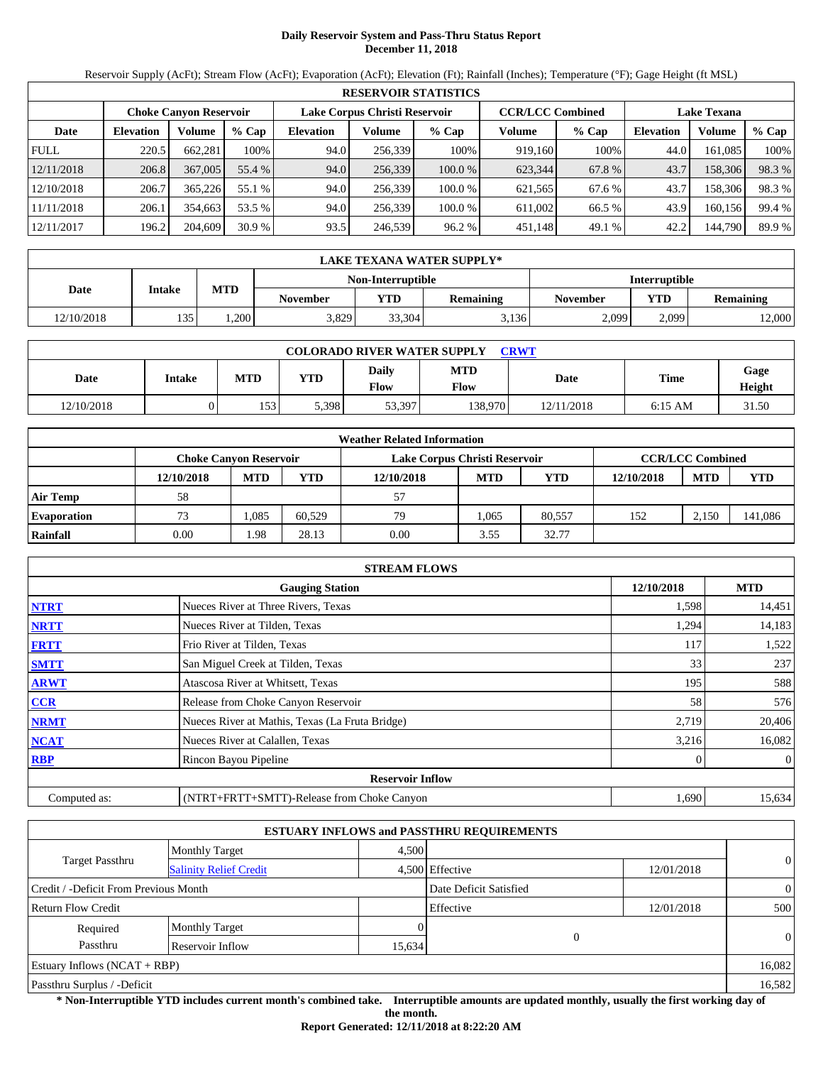# Daily Reservoir System and Pass-Thru Status Report
## December 11, 2018

Reservoir Supply (AcFt); Stream Flow (AcFt); Evaporation (AcFt); Elevation (Ft); Rainfall (Inches); Temperature (°F); Gage Height (ft MSL)

| RESERVOIR STATISTICS | | | | | | | | | | | |
|---|---|---|---|---|---|---|---|---|---|---|---|
| | Choke Canyon Reservoir | | | Lake Corpus Christi Reservoir | | | CCR/LCC Combined | | Lake Texana | | |
| Date | Elevation | Volume | % Cap | Elevation | Volume | % Cap | Volume | % Cap | Elevation | Volume | % Cap |
| FULL | 220.5 | 662,281 | 100% | 94.0 | 256,339 | 100% | 919,160 | 100% | 44.0 | 161,085 | 100% |
| 12/11/2018 | 206.8 | 367,005 | 55.4 % | 94.0 | 256,339 | 100.0 % | 623,344 | 67.8 % | 43.7 | 158,306 | 98.3 % |
| 12/10/2018 | 206.7 | 365,226 | 55.1 % | 94.0 | 256,339 | 100.0 % | 621,565 | 67.6 % | 43.7 | 158,306 | 98.3 % |
| 11/11/2018 | 206.1 | 354,663 | 53.5 % | 94.0 | 256,339 | 100.0 % | 611,002 | 66.5 % | 43.9 | 160,156 | 99.4 % |
| 12/11/2017 | 196.2 | 204,609 | 30.9 % | 93.5 | 246,539 | 96.2 % | 451,148 | 49.1 % | 42.2 | 144,790 | 89.9 % |

| LAKE TEXANA WATER SUPPLY* | | | | | | | | |
|---|---|---|---|---|---|---|---|---|
| Date | Intake | MTD | Non-Interruptible | | | Interruptible | | |
| | | | November | YTD | Remaining | November | YTD | Remaining |
| 12/10/2018 | 135 | 1,200 | 3,829 | 33,304 | 3,136 | 2,099 | 2,099 | 12,000 |

| COLORADO RIVER WATER SUPPLY CRWT | | | | | | | | |
|---|---|---|---|---|---|---|---|---|
| Date | Intake | MTD | YTD | Daily Flow | MTD Flow | Date | Time | Gage Height |
| 12/10/2018 | 0 | 153 | 5,398 | 53,397 | 138,970 | 12/11/2018 | 6:15 AM | 31.50 |

| Weather Related Information | | | | | | | | | |
|---|---|---|---|---|---|---|---|---|---|
| | Choke Canyon Reservoir | | | Lake Corpus Christi Reservoir | | | CCR/LCC Combined | | |
| | 12/10/2018 | MTD | YTD | 12/10/2018 | MTD | YTD | 12/10/2018 | MTD | YTD |
| Air Temp | 58 | | | 57 | | | | | |
| Evaporation | 73 | 1,085 | 60,529 | 79 | 1,065 | 80,557 | 152 | 2,150 | 141,086 |
| Rainfall | 0.00 | 1.98 | 28.13 | 0.00 | 3.55 | 32.77 | | | |

| STREAM FLOWS | | | |
|---|---|---|---|
| | Gauging Station | 12/10/2018 | MTD |
| NTRT | Nueces River at Three Rivers, Texas | 1,598 | 14,451 |
| NRTT | Nueces River at Tilden, Texas | 1,294 | 14,183 |
| FRTT | Frio River at Tilden, Texas | 117 | 1,522 |
| SMTT | San Miguel Creek at Tilden, Texas | 33 | 237 |
| ARWT | Atascosa River at Whitsett, Texas | 195 | 588 |
| CCR | Release from Choke Canyon Reservoir | 58 | 576 |
| NRMT | Nueces River at Mathis, Texas (La Fruta Bridge) | 2,719 | 20,406 |
| NCAT | Nueces River at Calallen, Texas | 3,216 | 16,082 |
| RBP | Rincon Bayou Pipeline | 0 | 0 |
| **Reservoir Inflow** | | | |
| Computed as: | (NTRT+FRTT+SMTT)-Release from Choke Canyon | 1,690 | 15,634 |

| ESTUARY INFLOWS and PASSTHRU REQUIREMENTS | | | | | |
|---|---|---|---|---|---|
| Target Passthru | Monthly Target | 4,500 | | | 0 |
| | Salinity Relief Credit | 4,500 | Effective | 12/01/2018 | |
| Credit / -Deficit From Previous Month | | | Date Deficit Satisfied | | 0 |
| Return Flow Credit | | | Effective | 12/01/2018 | 500 |
| Required Passthru | Monthly Target | 0 | 0 | | 0 |
| | Reservoir Inflow | 15,634 | | | |
| Estuary Inflows (NCAT + RBP) | | | | | 16,082 |
| Passthru Surplus / -Deficit | | | | | 16,582 |

**\* Non-Interruptible YTD includes current month's combined take. Interruptible amounts are updated monthly, usually the first working day of the month.**

**Report Generated: 12/11/2018 at 8:22:20 AM**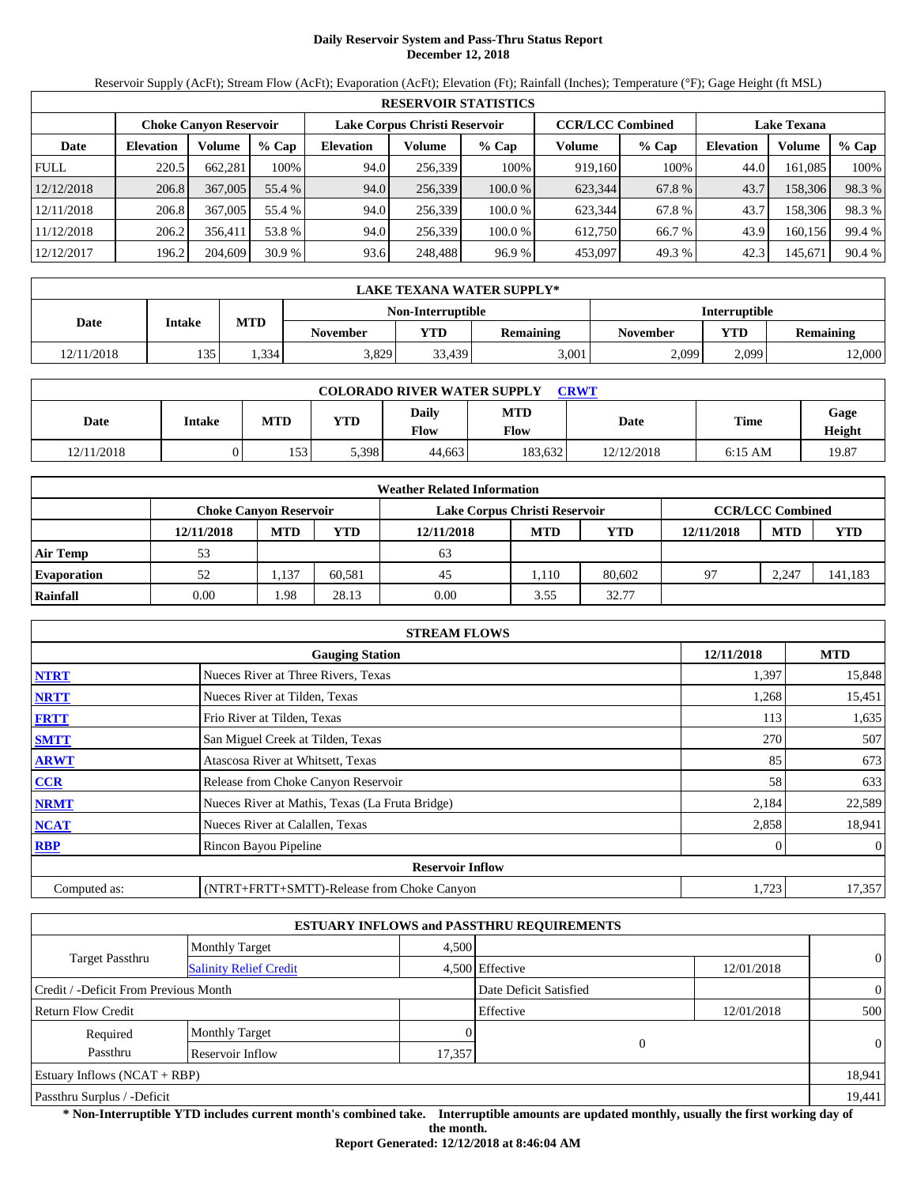# Daily Reservoir System and Pass-Thru Status Report
## December 12, 2018

Reservoir Supply (AcFt); Stream Flow (AcFt); Evaporation (AcFt); Elevation (Ft); Rainfall (Inches); Temperature (°F); Gage Height (ft MSL)

**RESERVOIR STATISTICS**

| | Choke Canyon Reservoir | | | Lake Corpus Christi Reservoir | | | CCR/LCC Combined | | Lake Texana | | |
|---|---|---|---|---|---|---|---|---|---|---|---|
| Date | Elevation | Volume | % Cap | Elevation | Volume | % Cap | Volume | % Cap | Elevation | Volume | % Cap |
| FULL | 220.5 | 662,281 | 100% | 94.0 | 256,339 | 100% | 919,160 | 100% | 44.0 | 161,085 | 100% |
| 12/12/2018 | 206.8 | 367,005 | 55.4 % | 94.0 | 256,339 | 100.0 % | 623,344 | 67.8 % | 43.7 | 158,306 | 98.3 % |
| 12/11/2018 | 206.8 | 367,005 | 55.4 % | 94.0 | 256,339 | 100.0 % | 623,344 | 67.8 % | 43.7 | 158,306 | 98.3 % |
| 11/12/2018 | 206.2 | 356,411 | 53.8 % | 94.0 | 256,339 | 100.0 % | 612,750 | 66.7 % | 43.9 | 160,156 | 99.4 % |
| 12/12/2017 | 196.2 | 204,609 | 30.9 % | 93.6 | 248,488 | 96.9 % | 453,097 | 49.3 % | 42.3 | 145,671 | 90.4 % |

**LAKE TEXANA WATER SUPPLY***

| Date | Intake | MTD | Non-Interruptible | | | Interruptible | | |
|---|---|---|---|---|---|---|---|---|
| | | | November | YTD | Remaining | November | YTD | Remaining |
| 12/11/2018 | 135 | 1,334 | 3,829 | 33,439 | 3,001 | 2,099 | 2,099 | 12,000 |

**COLORADO RIVER WATER SUPPLY** CRWT

| Date | Intake | MTD | YTD | Daily Flow | MTD Flow | Date | Time | Gage Height |
|---|---|---|---|---|---|---|---|---|
| 12/11/2018 | 0 | 153 | 5,398 | 44,663 | 183,632 | 12/12/2018 | 6:15 AM | 19.87 |

**Weather Related Information**

| | Choke Canyon Reservoir | | | Lake Corpus Christi Reservoir | | | CCR/LCC Combined | | |
|---|---|---|---|---|---|---|---|---|---|
| | 12/11/2018 | MTD | YTD | 12/11/2018 | MTD | YTD | 12/11/2018 | MTD | YTD |
| Air Temp | 53 | | | 63 | | | | | |
| Evaporation | 52 | 1,137 | 60,581 | 45 | 1,110 | 80,602 | 97 | 2,247 | 141,183 |
| Rainfall | 0.00 | 1.98 | 28.13 | 0.00 | 3.55 | 32.77 | | | |

**STREAM FLOWS**

| | Gauging Station | 12/11/2018 | MTD |
|---|---|---|---|
| NTRT | Nueces River at Three Rivers, Texas | 1,397 | 15,848 |
| NRTT | Nueces River at Tilden, Texas | 1,268 | 15,451 |
| FRTT | Frio River at Tilden, Texas | 113 | 1,635 |
| SMTT | San Miguel Creek at Tilden, Texas | 270 | 507 |
| ARWT | Atascosa River at Whitsett, Texas | 85 | 673 |
| CCR | Release from Choke Canyon Reservoir | 58 | 633 |
| NRMT | Nueces River at Mathis, Texas (La Fruta Bridge) | 2,184 | 22,589 |
| NCAT | Nueces River at Calallen, Texas | 2,858 | 18,941 |
| RBP | Rincon Bayou Pipeline | 0 | 0 |
| | **Reservoir Inflow** | | |
| Computed as: | (NTRT+FRTT+SMTT)-Release from Choke Canyon | 1,723 | 17,357 |

**ESTUARY INFLOWS and PASSTHRU REQUIREMENTS**

| | | | | | |
|---|---|---|---|---|---|
| Target Passthru | Monthly Target | 4,500 | | | 0 |
| | Salinity Relief Credit | 4,500 | Effective | 12/01/2018 | |
| Credit / -Deficit From Previous Month | | | Date Deficit Satisfied | | 0 |
| Return Flow Credit | | | Effective | 12/01/2018 | 500 |
| Required Passthru | Monthly Target | 0 | 0 | | 0 |
| | Reservoir Inflow | 17,357 | | | |
| Estuary Inflows (NCAT + RBP) | | | | | 18,941 |
| Passthru Surplus / -Deficit | | | | | 19,441 |

**\* Non-Interruptible YTD includes current month's combined take. Interruptible amounts are updated monthly, usually the first working day of the month.**

**Report Generated: 12/12/2018 at 8:46:04 AM**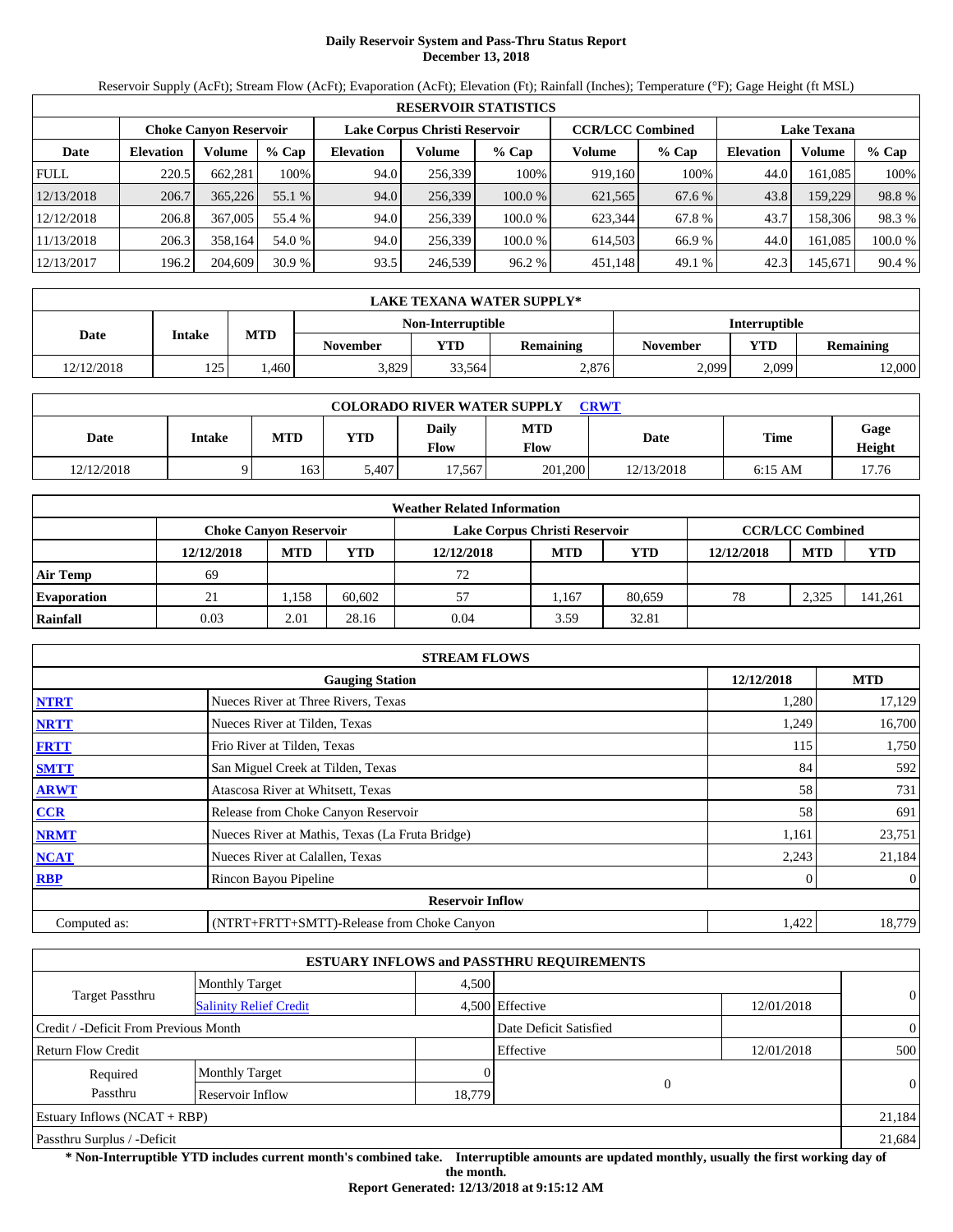# Daily Reservoir System and Pass-Thru Status Report
## December 13, 2018

Reservoir Supply (AcFt); Stream Flow (AcFt); Evaporation (AcFt); Elevation (Ft); Rainfall (Inches); Temperature (°F); Gage Height (ft MSL)

| RESERVOIR STATISTICS | | | | | | | | | | | |
|---|---|---|---|---|---|---|---|---|---|---|---|
| | Choke Canyon Reservoir | | | Lake Corpus Christi Reservoir | | | CCR/LCC Combined | | Lake Texana | | |
| Date | Elevation | Volume | % Cap | Elevation | Volume | % Cap | Volume | % Cap | Elevation | Volume | % Cap |
| FULL | 220.5 | 662,281 | 100% | 94.0 | 256,339 | 100% | 919,160 | 100% | 44.0 | 161,085 | 100% |
| 12/13/2018 | 206.7 | 365,226 | 55.1 % | 94.0 | 256,339 | 100.0 % | 621,565 | 67.6 % | 43.8 | 159,229 | 98.8 % |
| 12/12/2018 | 206.8 | 367,005 | 55.4 % | 94.0 | 256,339 | 100.0 % | 623,344 | 67.8 % | 43.7 | 158,306 | 98.3 % |
| 11/13/2018 | 206.3 | 358,164 | 54.0 % | 94.0 | 256,339 | 100.0 % | 614,503 | 66.9 % | 44.0 | 161,085 | 100.0 % |
| 12/13/2017 | 196.2 | 204,609 | 30.9 % | 93.5 | 246,539 | 96.2 % | 451,148 | 49.1 % | 42.3 | 145,671 | 90.4 % |

| LAKE TEXANA WATER SUPPLY* | | | | | | | | |
|---|---|---|---|---|---|---|---|---|
| Date | Intake | MTD | Non-Interruptible | | | Interruptible | | |
| | | | November | YTD | Remaining | November | YTD | Remaining |
| 12/12/2018 | 125 | 1,460 | 3,829 | 33,564 | 2,876 | 2,099 | 2,099 | 12,000 |

| COLORADO RIVER WATER SUPPLY CRWT | | | | | | | | |
|---|---|---|---|---|---|---|---|---|
| Date | Intake | MTD | YTD | Daily Flow | MTD Flow | Date | Time | Gage Height |
| 12/12/2018 | 9 | 163 | 5,407 | 17,567 | 201,200 | 12/13/2018 | 6:15 AM | 17.76 |

| Weather Related Information | | | | | | | | | |
|---|---|---|---|---|---|---|---|---|---|
| | Choke Canyon Reservoir | | | Lake Corpus Christi Reservoir | | | CCR/LCC Combined | | |
| | 12/12/2018 | MTD | YTD | 12/12/2018 | MTD | YTD | 12/12/2018 | MTD | YTD |
| Air Temp | 69 | | | 72 | | | | | |
| Evaporation | 21 | 1,158 | 60,602 | 57 | 1,167 | 80,659 | 78 | 2,325 | 141,261 |
| Rainfall | 0.03 | 2.01 | 28.16 | 0.04 | 3.59 | 32.81 | | | |

| STREAM FLOWS | | | |
|---|---|---|---|
| | Gauging Station | 12/12/2018 | MTD |
| NTRT | Nueces River at Three Rivers, Texas | 1,280 | 17,129 |
| NRTT | Nueces River at Tilden, Texas | 1,249 | 16,700 |
| FRTT | Frio River at Tilden, Texas | 115 | 1,750 |
| SMTT | San Miguel Creek at Tilden, Texas | 84 | 592 |
| ARWT | Atascosa River at Whitsett, Texas | 58 | 731 |
| CCR | Release from Choke Canyon Reservoir | 58 | 691 |
| NRMT | Nueces River at Mathis, Texas (La Fruta Bridge) | 1,161 | 23,751 |
| NCAT | Nueces River at Calallen, Texas | 2,243 | 21,184 |
| RBP | Rincon Bayou Pipeline | 0 | 0 |
| Reservoir Inflow | | | |
| Computed as: | (NTRT+FRTT+SMTT)-Release from Choke Canyon | 1,422 | 18,779 |

| ESTUARY INFLOWS and PASSTHRU REQUIREMENTS | | | | | |
|---|---|---|---|---|---|
| Target Passthru | Monthly Target | 4,500 | | | 0 |
| | Salinity Relief Credit | 4,500 | Effective | 12/01/2018 | |
| Credit / -Deficit From Previous Month | | | Date Deficit Satisfied | | 0 |
| Return Flow Credit | | | Effective | 12/01/2018 | 500 |
| Required Passthru | Monthly Target | 0 | 0 | | 0 |
| | Reservoir Inflow | 18,779 | | | |
| Estuary Inflows (NCAT + RBP) | | | | | 21,184 |
| Passthru Surplus / -Deficit | | | | | 21,684 |

**\* Non-Interruptible YTD includes current month's combined take. Interruptible amounts are updated monthly, usually the first working day of the month.**

**Report Generated: 12/13/2018 at 9:15:12 AM**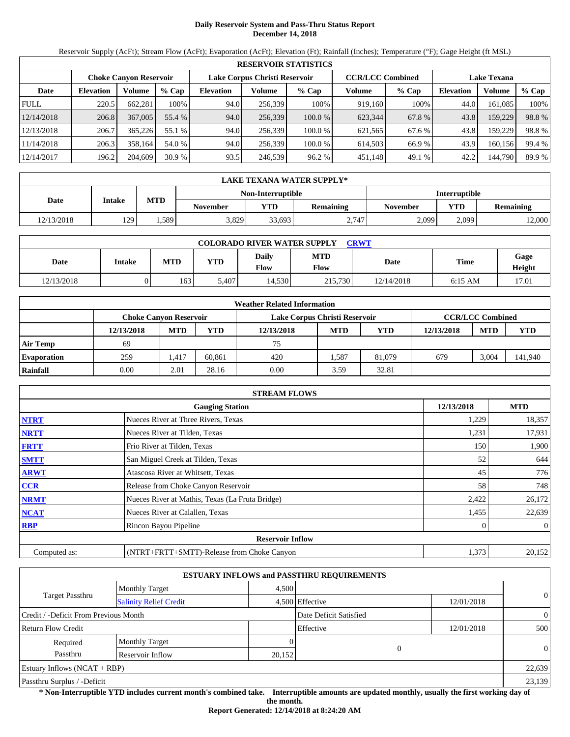# Daily Reservoir System and Pass-Thru Status Report
## December 14, 2018

Reservoir Supply (AcFt); Stream Flow (AcFt); Evaporation (AcFt); Elevation (Ft); Rainfall (Inches); Temperature (°F); Gage Height (ft MSL)

| RESERVOIR STATISTICS | | | | | | | | | | | |
|---|---|---|---|---|---|---|---|---|---|---|---|
| | Choke Canyon Reservoir | | | Lake Corpus Christi Reservoir | | | CCR/LCC Combined | | Lake Texana | | |
| Date | Elevation | Volume | % Cap | Elevation | Volume | % Cap | Volume | % Cap | Elevation | Volume | % Cap |
| FULL | 220.5 | 662,281 | 100% | 94.0 | 256,339 | 100% | 919,160 | 100% | 44.0 | 161,085 | 100% |
| 12/14/2018 | 206.8 | 367,005 | 55.4 % | 94.0 | 256,339 | 100.0 % | 623,344 | 67.8 % | 43.8 | 159,229 | 98.8 % |
| 12/13/2018 | 206.7 | 365,226 | 55.1 % | 94.0 | 256,339 | 100.0 % | 621,565 | 67.6 % | 43.8 | 159,229 | 98.8 % |
| 11/14/2018 | 206.3 | 358,164 | 54.0 % | 94.0 | 256,339 | 100.0 % | 614,503 | 66.9 % | 43.9 | 160,156 | 99.4 % |
| 12/14/2017 | 196.2 | 204,609 | 30.9 % | 93.5 | 246,539 | 96.2 % | 451,148 | 49.1 % | 42.2 | 144,790 | 89.9 % |

| LAKE TEXANA WATER SUPPLY* | | | | | | | | |
|---|---|---|---|---|---|---|---|---|
| Date | Intake | MTD | Non-Interruptible | | | Interruptible | | |
| | | | November | YTD | Remaining | November | YTD | Remaining |
| 12/13/2018 | 129 | 1,589 | 3,829 | 33,693 | 2,747 | 2,099 | 2,099 | 12,000 |

| COLORADO RIVER WATER SUPPLY CRWT | | | | | | | | |
|---|---|---|---|---|---|---|---|---|
| Date | Intake | MTD | YTD | Daily Flow | MTD Flow | Date | Time | Gage Height |
| 12/13/2018 | 0 | 163 | 5,407 | 14,530 | 215,730 | 12/14/2018 | 6:15 AM | 17.01 |

| Weather Related Information | | | | | | | | | |
|---|---|---|---|---|---|---|---|---|---|
| | Choke Canyon Reservoir | | | Lake Corpus Christi Reservoir | | | CCR/LCC Combined | | |
| | 12/13/2018 | MTD | YTD | 12/13/2018 | MTD | YTD | 12/13/2018 | MTD | YTD |
| Air Temp | 69 | | | 75 | | | | | |
| Evaporation | 259 | 1,417 | 60,861 | 420 | 1,587 | 81,079 | 679 | 3,004 | 141,940 |
| Rainfall | 0.00 | 2.01 | 28.16 | 0.00 | 3.59 | 32.81 | | | |

| STREAM FLOWS | | | |
|---|---|---|---|
| | Gauging Station | 12/13/2018 | MTD |
| NTRT | Nueces River at Three Rivers, Texas | 1,229 | 18,357 |
| NRTT | Nueces River at Tilden, Texas | 1,231 | 17,931 |
| FRTT | Frio River at Tilden, Texas | 150 | 1,900 |
| SMTT | San Miguel Creek at Tilden, Texas | 52 | 644 |
| ARWT | Atascosa River at Whitsett, Texas | 45 | 776 |
| CCR | Release from Choke Canyon Reservoir | 58 | 748 |
| NRMT | Nueces River at Mathis, Texas (La Fruta Bridge) | 2,422 | 26,172 |
| NCAT | Nueces River at Calallen, Texas | 1,455 | 22,639 |
| RBP | Rincon Bayou Pipeline | 0 | 0 |
| Reservoir Inflow | | | |
| Computed as: | (NTRT+FRTT+SMTT)-Release from Choke Canyon | 1,373 | 20,152 |

| ESTUARY INFLOWS and PASSTHRU REQUIREMENTS | | | | | |
|---|---|---|---|---|---|
| Target Passthru | Monthly Target | 4,500 | | | 0 |
| | Salinity Relief Credit | 4,500 | Effective | 12/01/2018 | |
| Credit / -Deficit From Previous Month | | | Date Deficit Satisfied | | 0 |
| Return Flow Credit | | | Effective | 12/01/2018 | 500 |
| Required Passthru | Monthly Target | 0 | 0 | | 0 |
| | Reservoir Inflow | 20,152 | | | |
| Estuary Inflows (NCAT + RBP) | | | | | 22,639 |
| Passthru Surplus / -Deficit | | | | | 23,139 |

**\* Non-Interruptible YTD includes current month's combined take. Interruptible amounts are updated monthly, usually the first working day of the month.**

**Report Generated: 12/14/2018 at 8:24:20 AM**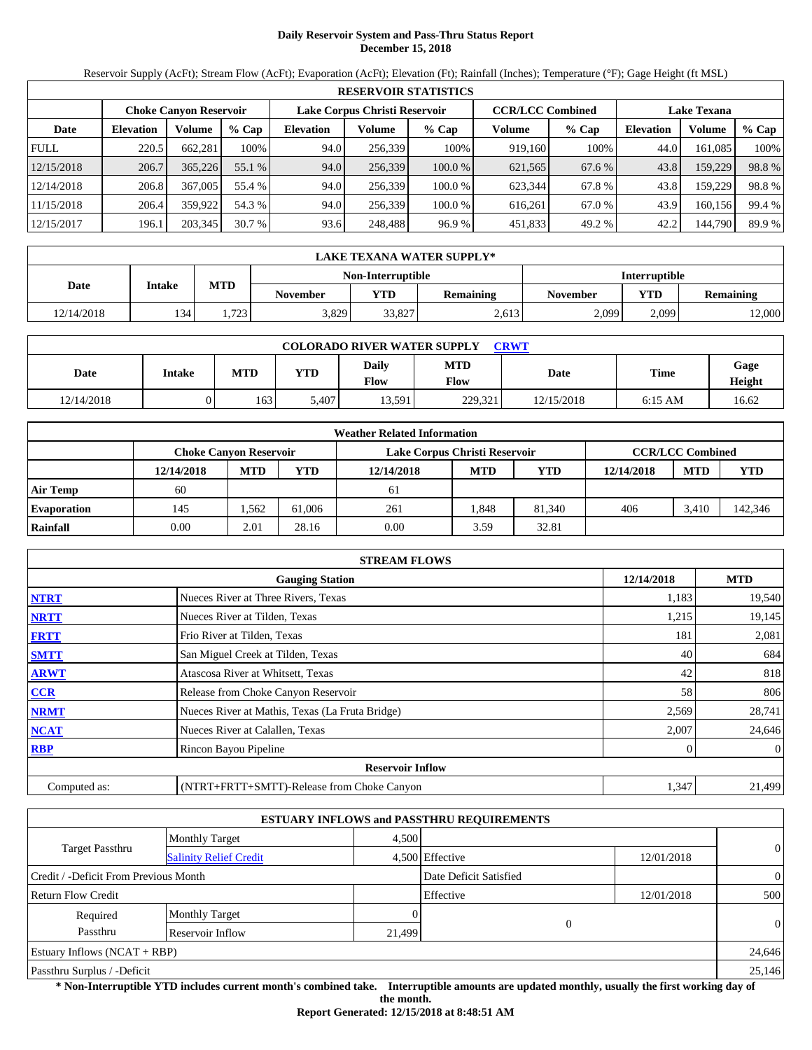# Daily Reservoir System and Pass-Thru Status Report
## December 15, 2018

Reservoir Supply (AcFt); Stream Flow (AcFt); Evaporation (AcFt); Elevation (Ft); Rainfall (Inches); Temperature (°F); Gage Height (ft MSL)

| RESERVOIR STATISTICS | | | | | | | | | | | |
|---|---|---|---|---|---|---|---|---|---|---|---|
| | Choke Canyon Reservoir | | | Lake Corpus Christi Reservoir | | | CCR/LCC Combined | | Lake Texana | | |
| Date | Elevation | Volume | % Cap | Elevation | Volume | % Cap | Volume | % Cap | Elevation | Volume | % Cap |
| FULL | 220.5 | 662,281 | 100% | 94.0 | 256,339 | 100% | 919,160 | 100% | 44.0 | 161,085 | 100% |
| 12/15/2018 | 206.7 | 365,226 | 55.1 % | 94.0 | 256,339 | 100.0 % | 621,565 | 67.6 % | 43.8 | 159,229 | 98.8 % |
| 12/14/2018 | 206.8 | 367,005 | 55.4 % | 94.0 | 256,339 | 100.0 % | 623,344 | 67.8 % | 43.8 | 159,229 | 98.8 % |
| 11/15/2018 | 206.4 | 359,922 | 54.3 % | 94.0 | 256,339 | 100.0 % | 616,261 | 67.0 % | 43.9 | 160,156 | 99.4 % |
| 12/15/2017 | 196.1 | 203,345 | 30.7 % | 93.6 | 248,488 | 96.9 % | 451,833 | 49.2 % | 42.2 | 144,790 | 89.9 % |

| LAKE TEXANA WATER SUPPLY* | | | | | | | | |
|---|---|---|---|---|---|---|---|---|
| Date | Intake | MTD | Non-Interruptible | | | Interruptible | | |
| | | | November | YTD | Remaining | November | YTD | Remaining |
| 12/14/2018 | 134 | 1,723 | 3,829 | 33,827 | 2,613 | 2,099 | 2,099 | 12,000 |

| COLORADO RIVER WATER SUPPLY CRWT | | | | | | | | |
|---|---|---|---|---|---|---|---|---|
| Date | Intake | MTD | YTD | Daily Flow | MTD Flow | Date | Time | Gage Height |
| 12/14/2018 | 0 | 163 | 5,407 | 13,591 | 229,321 | 12/15/2018 | 6:15 AM | 16.62 |

| Weather Related Information | | | | | | | | | |
|---|---|---|---|---|---|---|---|---|---|
| | Choke Canyon Reservoir | | | Lake Corpus Christi Reservoir | | | CCR/LCC Combined | | |
| | 12/14/2018 | MTD | YTD | 12/14/2018 | MTD | YTD | 12/14/2018 | MTD | YTD |
| Air Temp | 60 | | | 61 | | | | | |
| Evaporation | 145 | 1,562 | 61,006 | 261 | 1,848 | 81,340 | 406 | 3,410 | 142,346 |
| Rainfall | 0.00 | 2.01 | 28.16 | 0.00 | 3.59 | 32.81 | | | |

| STREAM FLOWS | | | |
|---|---|---|---|
| | Gauging Station | 12/14/2018 | MTD |
| NTRT | Nueces River at Three Rivers, Texas | 1,183 | 19,540 |
| NRTT | Nueces River at Tilden, Texas | 1,215 | 19,145 |
| FRTT | Frio River at Tilden, Texas | 181 | 2,081 |
| SMTT | San Miguel Creek at Tilden, Texas | 40 | 684 |
| ARWT | Atascosa River at Whitsett, Texas | 42 | 818 |
| CCR | Release from Choke Canyon Reservoir | 58 | 806 |
| NRMT | Nueces River at Mathis, Texas (La Fruta Bridge) | 2,569 | 28,741 |
| NCAT | Nueces River at Calallen, Texas | 2,007 | 24,646 |
| RBP | Rincon Bayou Pipeline | 0 | 0 |
| | Reservoir Inflow | | |
| Computed as: | (NTRT+FRTT+SMTT)-Release from Choke Canyon | 1,347 | 21,499 |

| ESTUARY INFLOWS and PASSTHRU REQUIREMENTS | | | | | |
|---|---|---|---|---|---|
| Target Passthru | Monthly Target | 4,500 | | | 0 |
| | Salinity Relief Credit | 4,500 | Effective | 12/01/2018 | |
| Credit / -Deficit From Previous Month | | | Date Deficit Satisfied | | 0 |
| Return Flow Credit | | | Effective | 12/01/2018 | 500 |
| Required Passthru | Monthly Target | 0 | 0 | | 0 |
| | Reservoir Inflow | 21,499 | | | |
| Estuary Inflows (NCAT + RBP) | | | | | 24,646 |
| Passthru Surplus / -Deficit | | | | | 25,146 |

**\* Non-Interruptible YTD includes current month's combined take. Interruptible amounts are updated monthly, usually the first working day of the month.**

**Report Generated: 12/15/2018 at 8:48:51 AM**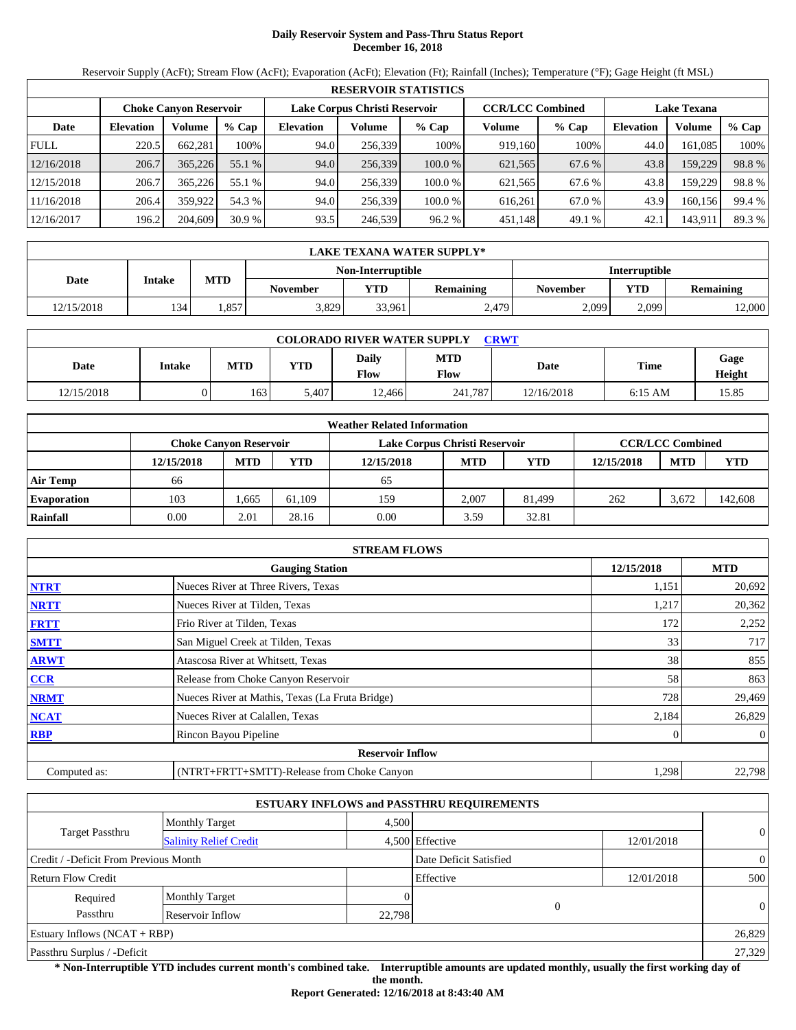# Daily Reservoir System and Pass-Thru Status Report
## December 16, 2018

Reservoir Supply (AcFt); Stream Flow (AcFt); Evaporation (AcFt); Elevation (Ft); Rainfall (Inches); Temperature (°F); Gage Height (ft MSL)

**RESERVOIR STATISTICS**

| Date | Choke Canyon Reservoir | | | Lake Corpus Christi Reservoir | | | CCR/LCC Combined | | Lake Texana | | |
|---|---|---|---|---|---|---|---|---|---|---|---|
| | Elevation | Volume | % Cap | Elevation | Volume | % Cap | Volume | % Cap | Elevation | Volume | % Cap |
| FULL | 220.5 | 662,281 | 100% | 94.0 | 256,339 | 100% | 919,160 | 100% | 44.0 | 161,085 | 100% |
| 12/16/2018 | 206.7 | 365,226 | 55.1 % | 94.0 | 256,339 | 100.0 % | 621,565 | 67.6 % | 43.8 | 159,229 | 98.8 % |
| 12/15/2018 | 206.7 | 365,226 | 55.1 % | 94.0 | 256,339 | 100.0 % | 621,565 | 67.6 % | 43.8 | 159,229 | 98.8 % |
| 11/16/2018 | 206.4 | 359,922 | 54.3 % | 94.0 | 256,339 | 100.0 % | 616,261 | 67.0 % | 43.9 | 160,156 | 99.4 % |
| 12/16/2017 | 196.2 | 204,609 | 30.9 % | 93.5 | 246,539 | 96.2 % | 451,148 | 49.1 % | 42.1 | 143,911 | 89.3 % |

**LAKE TEXANA WATER SUPPLY***

| Date | Intake | MTD | Non-Interruptible | | | Interruptible | | |
|---|---|---|---|---|---|---|---|---|
| | | | November | YTD | Remaining | November | YTD | Remaining |
| 12/15/2018 | 134 | 1,857 | 3,829 | 33,961 | 2,479 | 2,099 | 2,099 | 12,000 |

**COLORADO RIVER WATER SUPPLY** CRWT

| Date | Intake | MTD | YTD | Daily Flow | MTD Flow | Date | Time | Gage Height |
|---|---|---|---|---|---|---|---|---|
| 12/15/2018 | 0 | 163 | 5,407 | 12,466 | 241,787 | 12/16/2018 | 6:15 AM | 15.85 |

**Weather Related Information**

| | Choke Canyon Reservoir | | | Lake Corpus Christi Reservoir | | | CCR/LCC Combined | | |
|---|---|---|---|---|---|---|---|---|---|
| | 12/15/2018 | MTD | YTD | 12/15/2018 | MTD | YTD | 12/15/2018 | MTD | YTD |
| Air Temp | 66 | | | 65 | | | | | |
| Evaporation | 103 | 1,665 | 61,109 | 159 | 2,007 | 81,499 | 262 | 3,672 | 142,608 |
| Rainfall | 0.00 | 2.01 | 28.16 | 0.00 | 3.59 | 32.81 | | | |

**STREAM FLOWS**

| | Gauging Station | 12/15/2018 | MTD |
|---|---|---|---|
| NTRT | Nueces River at Three Rivers, Texas | 1,151 | 20,692 |
| NRTT | Nueces River at Tilden, Texas | 1,217 | 20,362 |
| FRTT | Frio River at Tilden, Texas | 172 | 2,252 |
| SMTT | San Miguel Creek at Tilden, Texas | 33 | 717 |
| ARWT | Atascosa River at Whitsett, Texas | 38 | 855 |
| CCR | Release from Choke Canyon Reservoir | 58 | 863 |
| NRMT | Nueces River at Mathis, Texas (La Fruta Bridge) | 728 | 29,469 |
| NCAT | Nueces River at Calallen, Texas | 2,184 | 26,829 |
| RBP | Rincon Bayou Pipeline | 0 | 0 |
| | **Reservoir Inflow** | | |
| Computed as: | (NTRT+FRTT+SMTT)-Release from Choke Canyon | 1,298 | 22,798 |

**ESTUARY INFLOWS and PASSTHRU REQUIREMENTS**

| | | | | | |
|---|---|---|---|---|---|
| Target Passthru | Monthly Target | 4,500 | | | 0 |
| | Salinity Relief Credit | 4,500 | Effective | 12/01/2018 | |
| Credit / -Deficit From Previous Month | | | Date Deficit Satisfied | | 0 |
| Return Flow Credit | | | Effective | 12/01/2018 | 500 |
| Required Passthru | Monthly Target | 0 | 0 | | 0 |
| | Reservoir Inflow | 22,798 | | | |
| Estuary Inflows (NCAT + RBP) | | | | | 26,829 |
| Passthru Surplus / -Deficit | | | | | 27,329 |

**\* Non-Interruptible YTD includes current month's combined take. Interruptible amounts are updated monthly, usually the first working day of the month.**

**Report Generated: 12/16/2018 at 8:43:40 AM**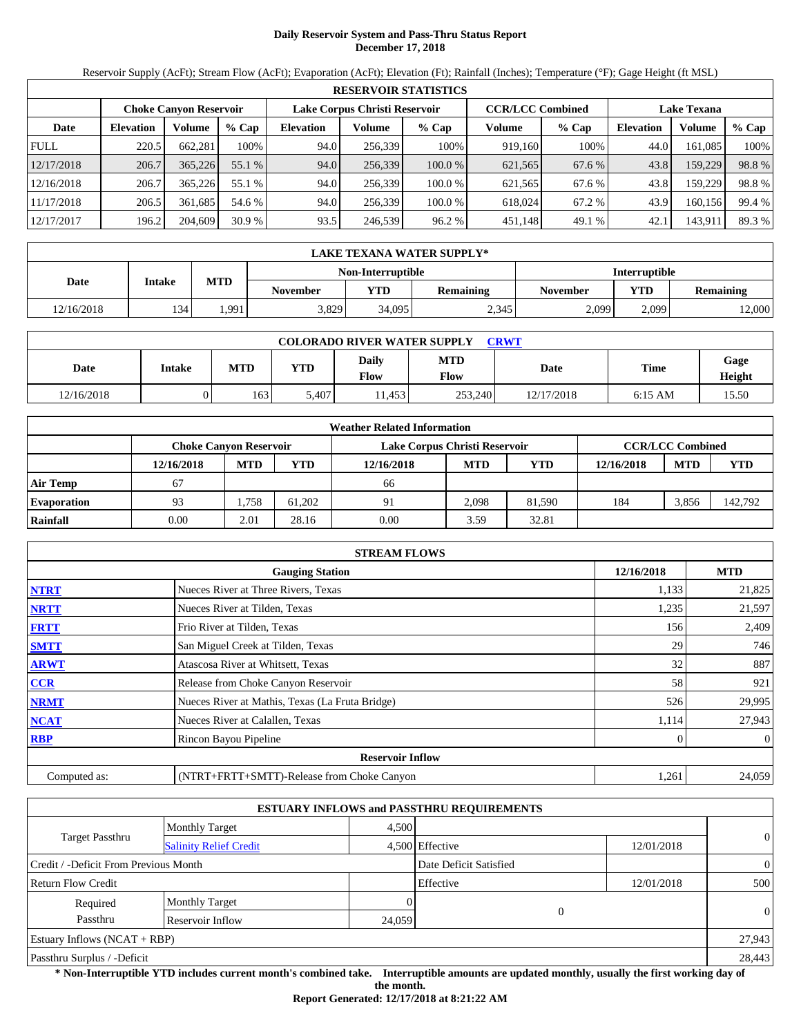# Daily Reservoir System and Pass-Thru Status Report
## December 17, 2018

Reservoir Supply (AcFt); Stream Flow (AcFt); Evaporation (AcFt); Elevation (Ft); Rainfall (Inches); Temperature (°F); Gage Height (ft MSL)

| RESERVOIR STATISTICS | | | | | | | | | | | |
|---|---|---|---|---|---|---|---|---|---|---|---|
| | Choke Canyon Reservoir | | | Lake Corpus Christi Reservoir | | | CCR/LCC Combined | | Lake Texana | | |
| Date | Elevation | Volume | % Cap | Elevation | Volume | % Cap | Volume | % Cap | Elevation | Volume | % Cap |
| FULL | 220.5 | 662,281 | 100% | 94.0 | 256,339 | 100% | 919,160 | 100% | 44.0 | 161,085 | 100% |
| 12/17/2018 | 206.7 | 365,226 | 55.1 % | 94.0 | 256,339 | 100.0 % | 621,565 | 67.6 % | 43.8 | 159,229 | 98.8 % |
| 12/16/2018 | 206.7 | 365,226 | 55.1 % | 94.0 | 256,339 | 100.0 % | 621,565 | 67.6 % | 43.8 | 159,229 | 98.8 % |
| 11/17/2018 | 206.5 | 361,685 | 54.6 % | 94.0 | 256,339 | 100.0 % | 618,024 | 67.2 % | 43.9 | 160,156 | 99.4 % |
| 12/17/2017 | 196.2 | 204,609 | 30.9 % | 93.5 | 246,539 | 96.2 % | 451,148 | 49.1 % | 42.1 | 143,911 | 89.3 % |

| LAKE TEXANA WATER SUPPLY* | | | | | | | | |
|---|---|---|---|---|---|---|---|---|
| Date | Intake | MTD | Non-Interruptible | | | Interruptible | | |
| | | | November | YTD | Remaining | November | YTD | Remaining |
| 12/16/2018 | 134 | 1,991 | 3,829 | 34,095 | 2,345 | 2,099 | 2,099 | 12,000 |

| COLORADO RIVER WATER SUPPLY CRWT | | | | | | | | |
|---|---|---|---|---|---|---|---|---|
| Date | Intake | MTD | YTD | Daily Flow | MTD Flow | Date | Time | Gage Height |
| 12/16/2018 | 0 | 163 | 5,407 | 11,453 | 253,240 | 12/17/2018 | 6:15 AM | 15.50 |

| Weather Related Information | | | | | | | | | |
|---|---|---|---|---|---|---|---|---|---|
| | Choke Canyon Reservoir | | | Lake Corpus Christi Reservoir | | | CCR/LCC Combined | | |
| | 12/16/2018 | MTD | YTD | 12/16/2018 | MTD | YTD | 12/16/2018 | MTD | YTD |
| Air Temp | 67 | | | 66 | | | | | |
| Evaporation | 93 | 1,758 | 61,202 | 91 | 2,098 | 81,590 | 184 | 3,856 | 142,792 |
| Rainfall | 0.00 | 2.01 | 28.16 | 0.00 | 3.59 | 32.81 | | | |

| STREAM FLOWS | | | |
|---|---|---|---|
| | Gauging Station | 12/16/2018 | MTD |
| NTRT | Nueces River at Three Rivers, Texas | 1,133 | 21,825 |
| NRTT | Nueces River at Tilden, Texas | 1,235 | 21,597 |
| FRTT | Frio River at Tilden, Texas | 156 | 2,409 |
| SMTT | San Miguel Creek at Tilden, Texas | 29 | 746 |
| ARWT | Atascosa River at Whitsett, Texas | 32 | 887 |
| CCR | Release from Choke Canyon Reservoir | 58 | 921 |
| NRMT | Nueces River at Mathis, Texas (La Fruta Bridge) | 526 | 29,995 |
| NCAT | Nueces River at Calallen, Texas | 1,114 | 27,943 |
| RBP | Rincon Bayou Pipeline | 0 | 0 |
| | Reservoir Inflow | | |
| Computed as: | (NTRT+FRTT+SMTT)-Release from Choke Canyon | 1,261 | 24,059 |

| ESTUARY INFLOWS and PASSTHRU REQUIREMENTS | | | | | |
|---|---|---|---|---|---|
| Target Passthru | Monthly Target | 4,500 | | | 0 |
| | Salinity Relief Credit | 4,500 | Effective | 12/01/2018 | |
| Credit / -Deficit From Previous Month | | | Date Deficit Satisfied | | 0 |
| Return Flow Credit | | | Effective | 12/01/2018 | 500 |
| Required Passthru | Monthly Target | 0 | 0 | | 0 |
| | Reservoir Inflow | 24,059 | | | |
| Estuary Inflows (NCAT + RBP) | | | | | 27,943 |
| Passthru Surplus / -Deficit | | | | | 28,443 |

**\* Non-Interruptible YTD includes current month's combined take. Interruptible amounts are updated monthly, usually the first working day of the month.**

**Report Generated: 12/17/2018 at 8:21:22 AM**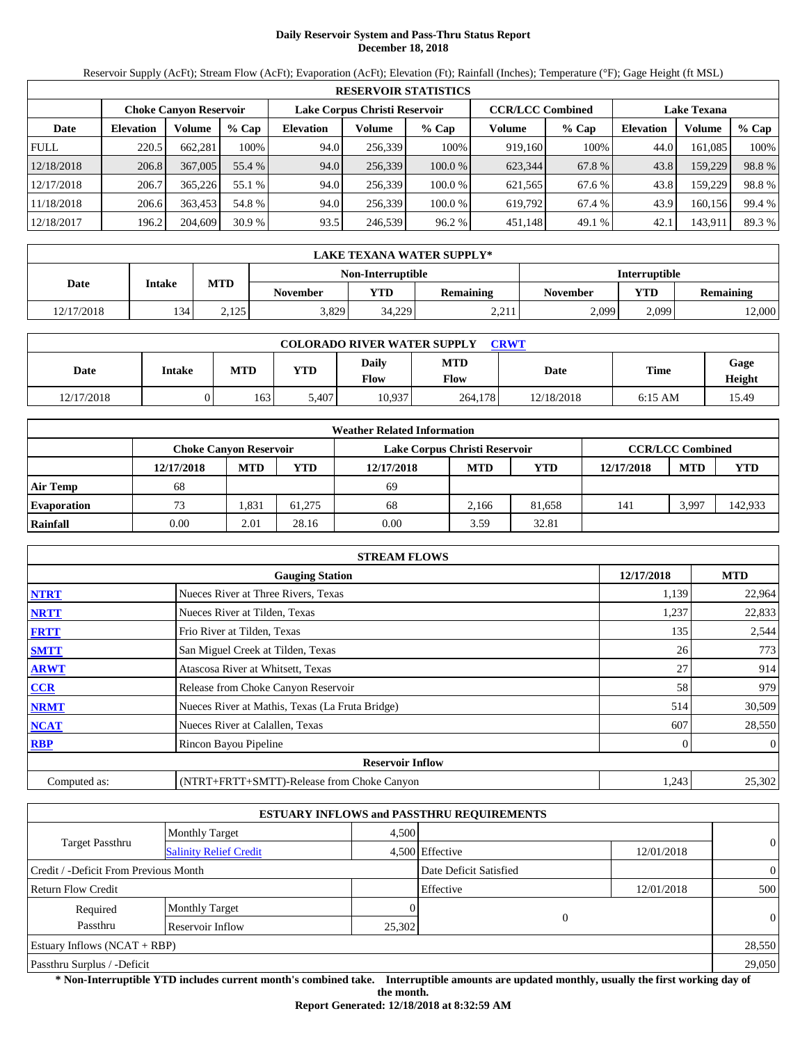# Daily Reservoir System and Pass-Thru Status Report
## December 18, 2018

Reservoir Supply (AcFt); Stream Flow (AcFt); Evaporation (AcFt); Elevation (Ft); Rainfall (Inches); Temperature (°F); Gage Height (ft MSL)

| RESERVOIR STATISTICS | | | | | | | | | | | |
|---|---|---|---|---|---|---|---|---|---|---|---|
| | Choke Canyon Reservoir | | | Lake Corpus Christi Reservoir | | | CCR/LCC Combined | | Lake Texana | | |
| Date | Elevation | Volume | % Cap | Elevation | Volume | % Cap | Volume | % Cap | Elevation | Volume | % Cap |
| FULL | 220.5 | 662,281 | 100% | 94.0 | 256,339 | 100% | 919,160 | 100% | 44.0 | 161,085 | 100% |
| 12/18/2018 | 206.8 | 367,005 | 55.4 % | 94.0 | 256,339 | 100.0 % | 623,344 | 67.8 % | 43.8 | 159,229 | 98.8 % |
| 12/17/2018 | 206.7 | 365,226 | 55.1 % | 94.0 | 256,339 | 100.0 % | 621,565 | 67.6 % | 43.8 | 159,229 | 98.8 % |
| 11/18/2018 | 206.6 | 363,453 | 54.8 % | 94.0 | 256,339 | 100.0 % | 619,792 | 67.4 % | 43.9 | 160,156 | 99.4 % |
| 12/18/2017 | 196.2 | 204,609 | 30.9 % | 93.5 | 246,539 | 96.2 % | 451,148 | 49.1 % | 42.1 | 143,911 | 89.3 % |

| LAKE TEXANA WATER SUPPLY* | | | | | | | |
|---|---|---|---|---|---|---|---|
| Date | Intake | MTD | Non-Interruptible | | | Interruptible | | |
| | | | November | YTD | Remaining | November | YTD | Remaining |
| 12/17/2018 | 134 | 2,125 | 3,829 | 34,229 | 2,211 | 2,099 | 2,099 | 12,000 |

| COLORADO RIVER WATER SUPPLY CRWT | | | | | | | | |
|---|---|---|---|---|---|---|---|---|
| Date | Intake | MTD | YTD | Daily Flow | MTD Flow | Date | Time | Gage Height |
| 12/17/2018 | 0 | 163 | 5,407 | 10,937 | 264,178 | 12/18/2018 | 6:15 AM | 15.49 |

| Weather Related Information | | | | | | | | | |
|---|---|---|---|---|---|---|---|---|---|
| | Choke Canyon Reservoir | | | Lake Corpus Christi Reservoir | | | CCR/LCC Combined | | |
| | 12/17/2018 | MTD | YTD | 12/17/2018 | MTD | YTD | 12/17/2018 | MTD | YTD |
| Air Temp | 68 | | | 69 | | | | | |
| Evaporation | 73 | 1,831 | 61,275 | 68 | 2,166 | 81,658 | 141 | 3,997 | 142,933 |
| Rainfall | 0.00 | 2.01 | 28.16 | 0.00 | 3.59 | 32.81 | | | |

| STREAM FLOWS | | | |
|---|---|---|---|
| | Gauging Station | 12/17/2018 | MTD |
| NTRT | Nueces River at Three Rivers, Texas | 1,139 | 22,964 |
| NRTT | Nueces River at Tilden, Texas | 1,237 | 22,833 |
| FRTT | Frio River at Tilden, Texas | 135 | 2,544 |
| SMTT | San Miguel Creek at Tilden, Texas | 26 | 773 |
| ARWT | Atascosa River at Whitsett, Texas | 27 | 914 |
| CCR | Release from Choke Canyon Reservoir | 58 | 979 |
| NRMT | Nueces River at Mathis, Texas (La Fruta Bridge) | 514 | 30,509 |
| NCAT | Nueces River at Calallen, Texas | 607 | 28,550 |
| RBP | Rincon Bayou Pipeline | 0 | 0 |
| | Reservoir Inflow | | |
| Computed as: | (NTRT+FRTT+SMTT)-Release from Choke Canyon | 1,243 | 25,302 |

| ESTUARY INFLOWS and PASSTHRU REQUIREMENTS | | | | | |
|---|---|---|---|---|---|
| Target Passthru | Monthly Target | 4,500 | | | 0 |
| | Salinity Relief Credit | 4,500 | Effective | 12/01/2018 | |
| Credit / -Deficit From Previous Month | | | Date Deficit Satisfied | | 0 |
| Return Flow Credit | | | Effective | 12/01/2018 | 500 |
| Required Passthru | Monthly Target | 0 | 0 | | 0 |
| | Reservoir Inflow | 25,302 | | | |
| Estuary Inflows (NCAT + RBP) | | | | | 28,550 |
| Passthru Surplus / -Deficit | | | | | 29,050 |

**\* Non-Interruptible YTD includes current month's combined take. Interruptible amounts are updated monthly, usually the first working day of the month.**

**Report Generated: 12/18/2018 at 8:32:59 AM**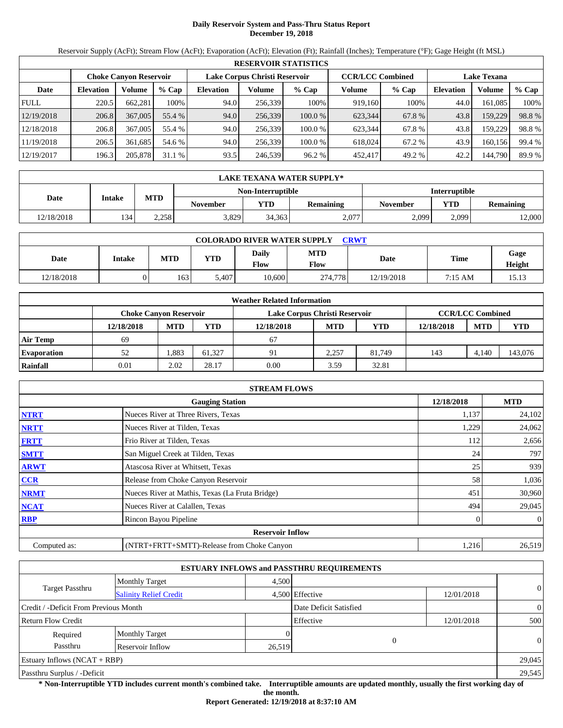# Daily Reservoir System and Pass-Thru Status Report
## December 19, 2018

Reservoir Supply (AcFt); Stream Flow (AcFt); Evaporation (AcFt); Elevation (Ft); Rainfall (Inches); Temperature (°F); Gage Height (ft MSL)

| RESERVOIR STATISTICS | | | | | | | | | | | |
|---|---|---|---|---|---|---|---|---|---|---|---|
| | Choke Canyon Reservoir | | | Lake Corpus Christi Reservoir | | | CCR/LCC Combined | | Lake Texana | | |
| Date | Elevation | Volume | % Cap | Elevation | Volume | % Cap | Volume | % Cap | Elevation | Volume | % Cap |
| FULL | 220.5 | 662,281 | 100% | 94.0 | 256,339 | 100% | 919,160 | 100% | 44.0 | 161,085 | 100% |
| 12/19/2018 | 206.8 | 367,005 | 55.4 % | 94.0 | 256,339 | 100.0 % | 623,344 | 67.8 % | 43.8 | 159,229 | 98.8 % |
| 12/18/2018 | 206.8 | 367,005 | 55.4 % | 94.0 | 256,339 | 100.0 % | 623,344 | 67.8 % | 43.8 | 159,229 | 98.8 % |
| 11/19/2018 | 206.5 | 361,685 | 54.6 % | 94.0 | 256,339 | 100.0 % | 618,024 | 67.2 % | 43.9 | 160,156 | 99.4 % |
| 12/19/2017 | 196.3 | 205,878 | 31.1 % | 93.5 | 246,539 | 96.2 % | 452,417 | 49.2 % | 42.2 | 144,790 | 89.9 % |

| LAKE TEXANA WATER SUPPLY* | | | | | | | |
|---|---|---|---|---|---|---|---|
| Date | Intake | MTD | Non-Interruptible | | | Interruptible | | |
| | | | November | YTD | Remaining | November | YTD | Remaining |
| 12/18/2018 | 134 | 2,258 | 3,829 | 34,363 | 2,077 | 2,099 | 2,099 | 12,000 |

| COLORADO RIVER WATER SUPPLY CRWT | | | | | | | | |
|---|---|---|---|---|---|---|---|---|
| Date | Intake | MTD | YTD | Daily Flow | MTD Flow | Date | Time | Gage Height |
| 12/18/2018 | 0 | 163 | 5,407 | 10,600 | 274,778 | 12/19/2018 | 7:15 AM | 15.13 |

| Weather Related Information | | | | | | | | | |
|---|---|---|---|---|---|---|---|---|---|
| | Choke Canyon Reservoir | | | Lake Corpus Christi Reservoir | | | CCR/LCC Combined | | |
| | 12/18/2018 | MTD | YTD | 12/18/2018 | MTD | YTD | 12/18/2018 | MTD | YTD |
| Air Temp | 69 | | | 67 | | | | | |
| Evaporation | 52 | 1,883 | 61,327 | 91 | 2,257 | 81,749 | 143 | 4,140 | 143,076 |
| Rainfall | 0.01 | 2.02 | 28.17 | 0.00 | 3.59 | 32.81 | | | |

| STREAM FLOWS | | | |
|---|---|---|---|
| | Gauging Station | 12/18/2018 | MTD |
| NTRT | Nueces River at Three Rivers, Texas | 1,137 | 24,102 |
| NRTT | Nueces River at Tilden, Texas | 1,229 | 24,062 |
| FRTT | Frio River at Tilden, Texas | 112 | 2,656 |
| SMTT | San Miguel Creek at Tilden, Texas | 24 | 797 |
| ARWT | Atascosa River at Whitsett, Texas | 25 | 939 |
| CCR | Release from Choke Canyon Reservoir | 58 | 1,036 |
| NRMT | Nueces River at Mathis, Texas (La Fruta Bridge) | 451 | 30,960 |
| NCAT | Nueces River at Calallen, Texas | 494 | 29,045 |
| RBP | Rincon Bayou Pipeline | 0 | 0 |
| | Reservoir Inflow | | |
| Computed as: | (NTRT+FRTT+SMTT)-Release from Choke Canyon | 1,216 | 26,519 |

| ESTUARY INFLOWS and PASSTHRU REQUIREMENTS | | | | | |
|---|---|---|---|---|---|
| Target Passthru | Monthly Target | 4,500 | | | 0 |
| | Salinity Relief Credit | 4,500 | Effective | 12/01/2018 | |
| Credit / -Deficit From Previous Month | | | Date Deficit Satisfied | | 0 |
| Return Flow Credit | | | Effective | 12/01/2018 | 500 |
| Required Passthru | Monthly Target | 0 | 0 | | 0 |
| | Reservoir Inflow | 26,519 | | | |
| Estuary Inflows (NCAT + RBP) | | | | | 29,045 |
| Passthru Surplus / -Deficit | | | | | 29,545 |

**\* Non-Interruptible YTD includes current month's combined take. Interruptible amounts are updated monthly, usually the first working day of the month.**

**Report Generated: 12/19/2018 at 8:37:10 AM**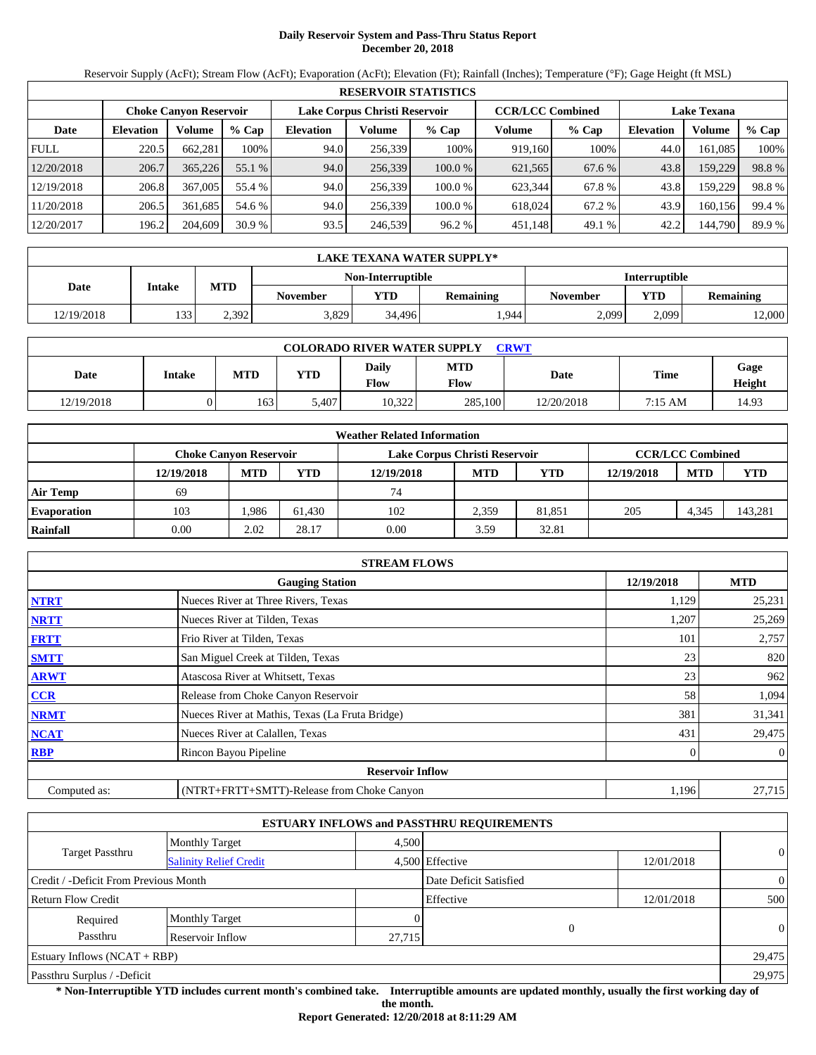# Daily Reservoir System and Pass-Thru Status Report
## December 20, 2018

Reservoir Supply (AcFt); Stream Flow (AcFt); Evaporation (AcFt); Elevation (Ft); Rainfall (Inches); Temperature (°F); Gage Height (ft MSL)

| RESERVOIR STATISTICS | | | | | | | | | | | |
|---|---|---|---|---|---|---|---|---|---|---|---|
| | Choke Canyon Reservoir | | | Lake Corpus Christi Reservoir | | | CCR/LCC Combined | | Lake Texana | | |
| Date | Elevation | Volume | % Cap | Elevation | Volume | % Cap | Volume | % Cap | Elevation | Volume | % Cap |
| FULL | 220.5 | 662,281 | 100% | 94.0 | 256,339 | 100% | 919,160 | 100% | 44.0 | 161,085 | 100% |
| 12/20/2018 | 206.7 | 365,226 | 55.1 % | 94.0 | 256,339 | 100.0 % | 621,565 | 67.6 % | 43.8 | 159,229 | 98.8 % |
| 12/19/2018 | 206.8 | 367,005 | 55.4 % | 94.0 | 256,339 | 100.0 % | 623,344 | 67.8 % | 43.8 | 159,229 | 98.8 % |
| 11/20/2018 | 206.5 | 361,685 | 54.6 % | 94.0 | 256,339 | 100.0 % | 618,024 | 67.2 % | 43.9 | 160,156 | 99.4 % |
| 12/20/2017 | 196.2 | 204,609 | 30.9 % | 93.5 | 246,539 | 96.2 % | 451,148 | 49.1 % | 42.2 | 144,790 | 89.9 % |

| LAKE TEXANA WATER SUPPLY* | | | | | | | | |
|---|---|---|---|---|---|---|---|---|
| Date | Intake | MTD | Non-Interruptible | | | Interruptible | | |
| | | | November | YTD | Remaining | November | YTD | Remaining |
| 12/19/2018 | 133 | 2,392 | 3,829 | 34,496 | 1,944 | 2,099 | 2,099 | 12,000 |

| COLORADO RIVER WATER SUPPLY CRWT | | | | | | | | |
|---|---|---|---|---|---|---|---|---|
| Date | Intake | MTD | YTD | Daily Flow | MTD Flow | Date | Time | Gage Height |
| 12/19/2018 | 0 | 163 | 5,407 | 10,322 | 285,100 | 12/20/2018 | 7:15 AM | 14.93 |

| Weather Related Information | | | | | | | | | |
|---|---|---|---|---|---|---|---|---|---|
| | Choke Canyon Reservoir | | | Lake Corpus Christi Reservoir | | | CCR/LCC Combined | | |
| | 12/19/2018 | MTD | YTD | 12/19/2018 | MTD | YTD | 12/19/2018 | MTD | YTD |
| Air Temp | 69 | | | 74 | | | | | |
| Evaporation | 103 | 1,986 | 61,430 | 102 | 2,359 | 81,851 | 205 | 4,345 | 143,281 |
| Rainfall | 0.00 | 2.02 | 28.17 | 0.00 | 3.59 | 32.81 | | | |

| STREAM FLOWS | | | |
|---|---|---|---|
| | Gauging Station | 12/19/2018 | MTD |
| NTRT | Nueces River at Three Rivers, Texas | 1,129 | 25,231 |
| NRTT | Nueces River at Tilden, Texas | 1,207 | 25,269 |
| FRTT | Frio River at Tilden, Texas | 101 | 2,757 |
| SMTT | San Miguel Creek at Tilden, Texas | 23 | 820 |
| ARWT | Atascosa River at Whitsett, Texas | 23 | 962 |
| CCR | Release from Choke Canyon Reservoir | 58 | 1,094 |
| NRMT | Nueces River at Mathis, Texas (La Fruta Bridge) | 381 | 31,341 |
| NCAT | Nueces River at Calallen, Texas | 431 | 29,475 |
| RBP | Rincon Bayou Pipeline | 0 | 0 |
| **Reservoir Inflow** | | | |
| Computed as: | (NTRT+FRTT+SMTT)-Release from Choke Canyon | 1,196 | 27,715 |

| ESTUARY INFLOWS and PASSTHRU REQUIREMENTS | | | | | |
|---|---|---|---|---|---|
| Target Passthru | Monthly Target | 4,500 | | | 0 |
| | Salinity Relief Credit | 4,500 | Effective | 12/01/2018 | |
| Credit / -Deficit From Previous Month | | | Date Deficit Satisfied | | 0 |
| Return Flow Credit | | | Effective | 12/01/2018 | 500 |
| Required Passthru | Monthly Target | 0 | 0 | | 0 |
| | Reservoir Inflow | 27,715 | | | |
| Estuary Inflows (NCAT + RBP) | | | | | 29,475 |
| Passthru Surplus / -Deficit | | | | | 29,975 |

**\* Non-Interruptible YTD includes current month's combined take. Interruptible amounts are updated monthly, usually the first working day of the month.**

**Report Generated: 12/20/2018 at 8:11:29 AM**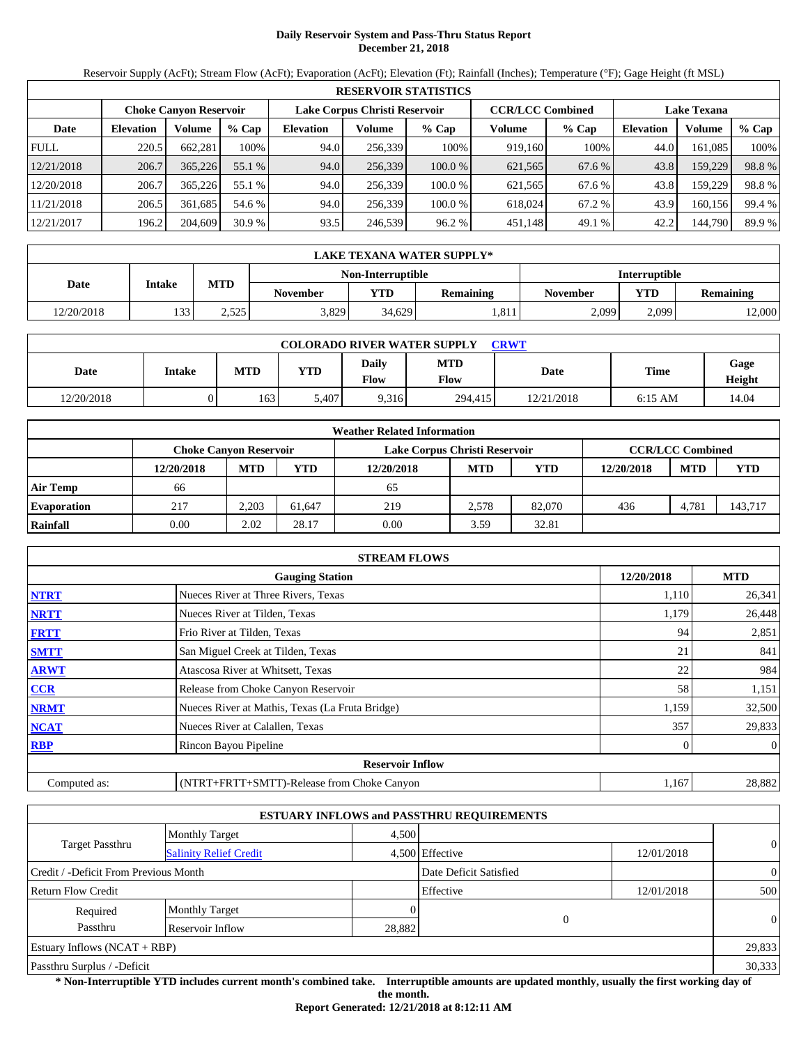# Daily Reservoir System and Pass-Thru Status Report
## December 21, 2018

Reservoir Supply (AcFt); Stream Flow (AcFt); Evaporation (AcFt); Elevation (Ft); Rainfall (Inches); Temperature (°F); Gage Height (ft MSL)

| RESERVOIR STATISTICS | | | | | | | | | | | |
|---|---|---|---|---|---|---|---|---|---|---|---|
| | Choke Canyon Reservoir | | | Lake Corpus Christi Reservoir | | | CCR/LCC Combined | | Lake Texana | | |
| Date | Elevation | Volume | % Cap | Elevation | Volume | % Cap | Volume | % Cap | Elevation | Volume | % Cap |
| FULL | 220.5 | 662,281 | 100% | 94.0 | 256,339 | 100% | 919,160 | 100% | 44.0 | 161,085 | 100% |
| 12/21/2018 | 206.7 | 365,226 | 55.1 % | 94.0 | 256,339 | 100.0 % | 621,565 | 67.6 % | 43.8 | 159,229 | 98.8 % |
| 12/20/2018 | 206.7 | 365,226 | 55.1 % | 94.0 | 256,339 | 100.0 % | 621,565 | 67.6 % | 43.8 | 159,229 | 98.8 % |
| 11/21/2018 | 206.5 | 361,685 | 54.6 % | 94.0 | 256,339 | 100.0 % | 618,024 | 67.2 % | 43.9 | 160,156 | 99.4 % |
| 12/21/2017 | 196.2 | 204,609 | 30.9 % | 93.5 | 246,539 | 96.2 % | 451,148 | 49.1 % | 42.2 | 144,790 | 89.9 % |

| LAKE TEXANA WATER SUPPLY* | | | | | | | |
|---|---|---|---|---|---|---|---|
| | | | Non-Interruptible | | | Interruptible | | |
| Date | Intake | MTD | November | YTD | Remaining | November | YTD | Remaining |
| 12/20/2018 | 133 | 2,525 | 3,829 | 34,629 | 1,811 | 2,099 | 2,099 | 12,000 |

| COLORADO RIVER WATER SUPPLY CRWT | | | | | | | | |
|---|---|---|---|---|---|---|---|---|
| Date | Intake | MTD | YTD | Daily Flow | MTD Flow | Date | Time | Gage Height |
| 12/20/2018 | 0 | 163 | 5,407 | 9,316 | 294,415 | 12/21/2018 | 6:15 AM | 14.04 |

| Weather Related Information | | | | | | | | | |
|---|---|---|---|---|---|---|---|---|---|
| | Choke Canyon Reservoir | | | Lake Corpus Christi Reservoir | | | CCR/LCC Combined | | |
| | 12/20/2018 | MTD | YTD | 12/20/2018 | MTD | YTD | 12/20/2018 | MTD | YTD |
| Air Temp | 66 | | | 65 | | | | | |
| Evaporation | 217 | 2,203 | 61,647 | 219 | 2,578 | 82,070 | 436 | 4,781 | 143,717 |
| Rainfall | 0.00 | 2.02 | 28.17 | 0.00 | 3.59 | 32.81 | | | |

| STREAM FLOWS | | | |
|---|---|---|---|
| | Gauging Station | 12/20/2018 | MTD |
| NTRT | Nueces River at Three Rivers, Texas | 1,110 | 26,341 |
| NRTT | Nueces River at Tilden, Texas | 1,179 | 26,448 |
| FRTT | Frio River at Tilden, Texas | 94 | 2,851 |
| SMTT | San Miguel Creek at Tilden, Texas | 21 | 841 |
| ARWT | Atascosa River at Whitsett, Texas | 22 | 984 |
| CCR | Release from Choke Canyon Reservoir | 58 | 1,151 |
| NRMT | Nueces River at Mathis, Texas (La Fruta Bridge) | 1,159 | 32,500 |
| NCAT | Nueces River at Calallen, Texas | 357 | 29,833 |
| RBP | Rincon Bayou Pipeline | 0 | 0 |
| | Reservoir Inflow | | |
| Computed as: | (NTRT+FRTT+SMTT)-Release from Choke Canyon | 1,167 | 28,882 |

| ESTUARY INFLOWS and PASSTHRU REQUIREMENTS | | | | | |
|---|---|---|---|---|---|
| Target Passthru | Monthly Target | 4,500 | | | 0 |
| | Salinity Relief Credit | 4,500 | Effective | 12/01/2018 | |
| Credit / -Deficit From Previous Month | | | Date Deficit Satisfied | | 0 |
| Return Flow Credit | | | Effective | 12/01/2018 | 500 |
| Required Passthru | Monthly Target | 0 | 0 | | 0 |
| | Reservoir Inflow | 28,882 | | | |
| Estuary Inflows (NCAT + RBP) | | | | | 29,833 |
| Passthru Surplus / -Deficit | | | | | 30,333 |

**\* Non-Interruptible YTD includes current month's combined take. Interruptible amounts are updated monthly, usually the first working day of the month.**

**Report Generated: 12/21/2018 at 8:12:11 AM**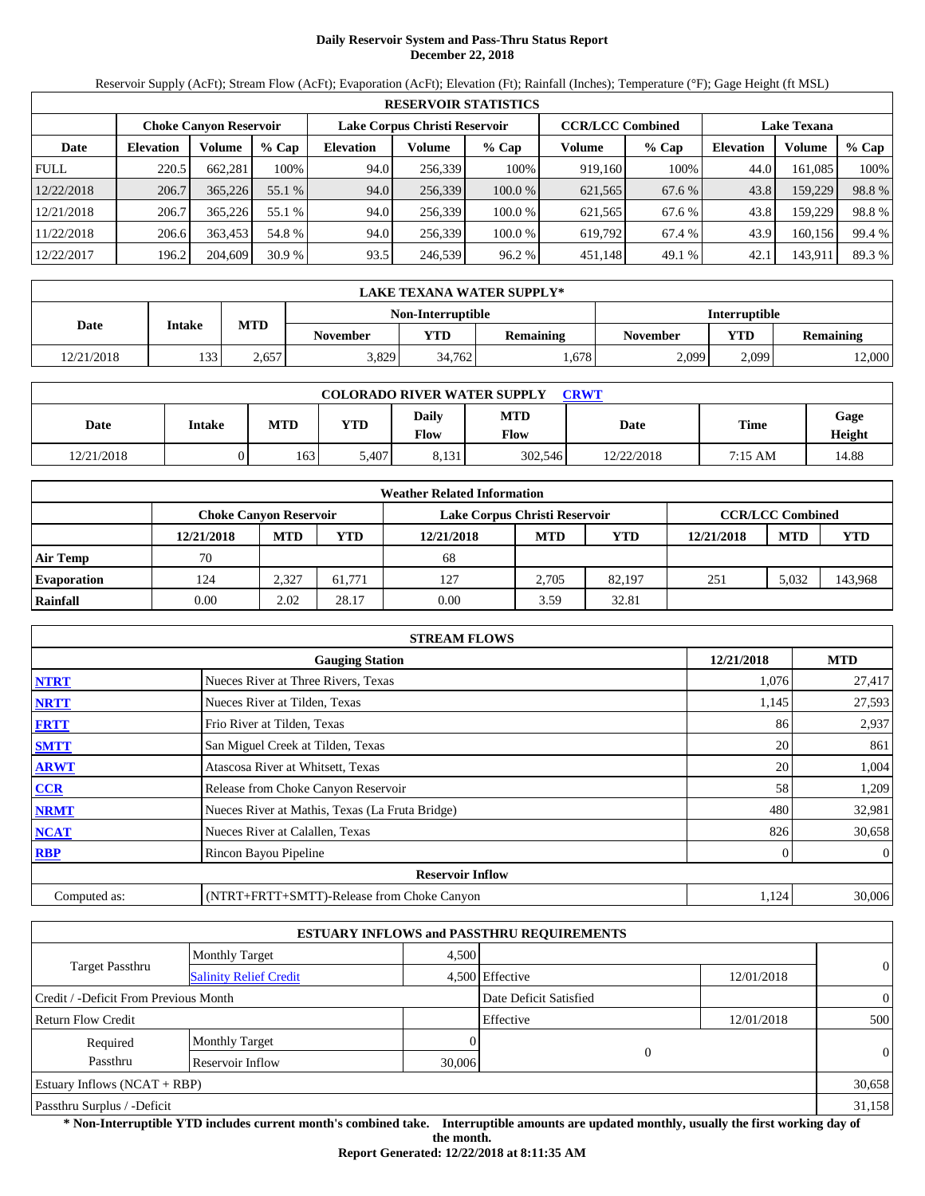# Daily Reservoir System and Pass-Thru Status Report
## December 22, 2018

Reservoir Supply (AcFt); Stream Flow (AcFt); Evaporation (AcFt); Elevation (Ft); Rainfall (Inches); Temperature (°F); Gage Height (ft MSL)

| RESERVOIR STATISTICS | | | | | | | | | | | |
|---|---|---|---|---|---|---|---|---|---|---|---|
| | Choke Canyon Reservoir | | | Lake Corpus Christi Reservoir | | | CCR/LCC Combined | | Lake Texana | | |
| Date | Elevation | Volume | % Cap | Elevation | Volume | % Cap | Volume | % Cap | Elevation | Volume | % Cap |
| FULL | 220.5 | 662,281 | 100% | 94.0 | 256,339 | 100% | 919,160 | 100% | 44.0 | 161,085 | 100% |
| 12/22/2018 | 206.7 | 365,226 | 55.1 % | 94.0 | 256,339 | 100.0 % | 621,565 | 67.6 % | 43.8 | 159,229 | 98.8 % |
| 12/21/2018 | 206.7 | 365,226 | 55.1 % | 94.0 | 256,339 | 100.0 % | 621,565 | 67.6 % | 43.8 | 159,229 | 98.8 % |
| 11/22/2018 | 206.6 | 363,453 | 54.8 % | 94.0 | 256,339 | 100.0 % | 619,792 | 67.4 % | 43.9 | 160,156 | 99.4 % |
| 12/22/2017 | 196.2 | 204,609 | 30.9 % | 93.5 | 246,539 | 96.2 % | 451,148 | 49.1 % | 42.1 | 143,911 | 89.3 % |

| LAKE TEXANA WATER SUPPLY* | | | | | | | | |
|---|---|---|---|---|---|---|---|---|
| Date | Intake | MTD | Non-Interruptible | | | Interruptible | | |
| | | | November | YTD | Remaining | November | YTD | Remaining |
| 12/21/2018 | 133 | 2,657 | 3,829 | 34,762 | 1,678 | 2,099 | 2,099 | 12,000 |

| COLORADO RIVER WATER SUPPLY CRWT | | | | | | | | |
|---|---|---|---|---|---|---|---|---|
| Date | Intake | MTD | YTD | Daily Flow | MTD Flow | Date | Time | Gage Height |
| 12/21/2018 | 0 | 163 | 5,407 | 8,131 | 302,546 | 12/22/2018 | 7:15 AM | 14.88 |

| Weather Related Information | | | | | | | | | |
|---|---|---|---|---|---|---|---|---|---|
| | Choke Canyon Reservoir | | | Lake Corpus Christi Reservoir | | | CCR/LCC Combined | | |
| | 12/21/2018 | MTD | YTD | 12/21/2018 | MTD | YTD | 12/21/2018 | MTD | YTD |
| Air Temp | 70 | | | 68 | | | | | |
| Evaporation | 124 | 2,327 | 61,771 | 127 | 2,705 | 82,197 | 251 | 5,032 | 143,968 |
| Rainfall | 0.00 | 2.02 | 28.17 | 0.00 | 3.59 | 32.81 | | | |

| STREAM FLOWS | | | |
|---|---|---|---|
| | Gauging Station | 12/21/2018 | MTD |
| NTRT | Nueces River at Three Rivers, Texas | 1,076 | 27,417 |
| NRTT | Nueces River at Tilden, Texas | 1,145 | 27,593 |
| FRTT | Frio River at Tilden, Texas | 86 | 2,937 |
| SMTT | San Miguel Creek at Tilden, Texas | 20 | 861 |
| ARWT | Atascosa River at Whitsett, Texas | 20 | 1,004 |
| CCR | Release from Choke Canyon Reservoir | 58 | 1,209 |
| NRMT | Nueces River at Mathis, Texas (La Fruta Bridge) | 480 | 32,981 |
| NCAT | Nueces River at Calallen, Texas | 826 | 30,658 |
| RBP | Rincon Bayou Pipeline | 0 | 0 |
| | Reservoir Inflow | | |
| Computed as: | (NTRT+FRTT+SMTT)-Release from Choke Canyon | 1,124 | 30,006 |

| ESTUARY INFLOWS and PASSTHRU REQUIREMENTS | | | | | |
|---|---|---|---|---|---|
| Target Passthru | Monthly Target | 4,500 | | | 0 |
| | Salinity Relief Credit | 4,500 | Effective | 12/01/2018 | |
| Credit / -Deficit From Previous Month | | | Date Deficit Satisfied | | 0 |
| Return Flow Credit | | | Effective | 12/01/2018 | 500 |
| Required Passthru | Monthly Target | 0 | 0 | | 0 |
| | Reservoir Inflow | 30,006 | | | |
| Estuary Inflows (NCAT + RBP) | | | | | 30,658 |
| Passthru Surplus / -Deficit | | | | | 31,158 |

**\* Non-Interruptible YTD includes current month's combined take. Interruptible amounts are updated monthly, usually the first working day of the month.**

**Report Generated: 12/22/2018 at 8:11:35 AM**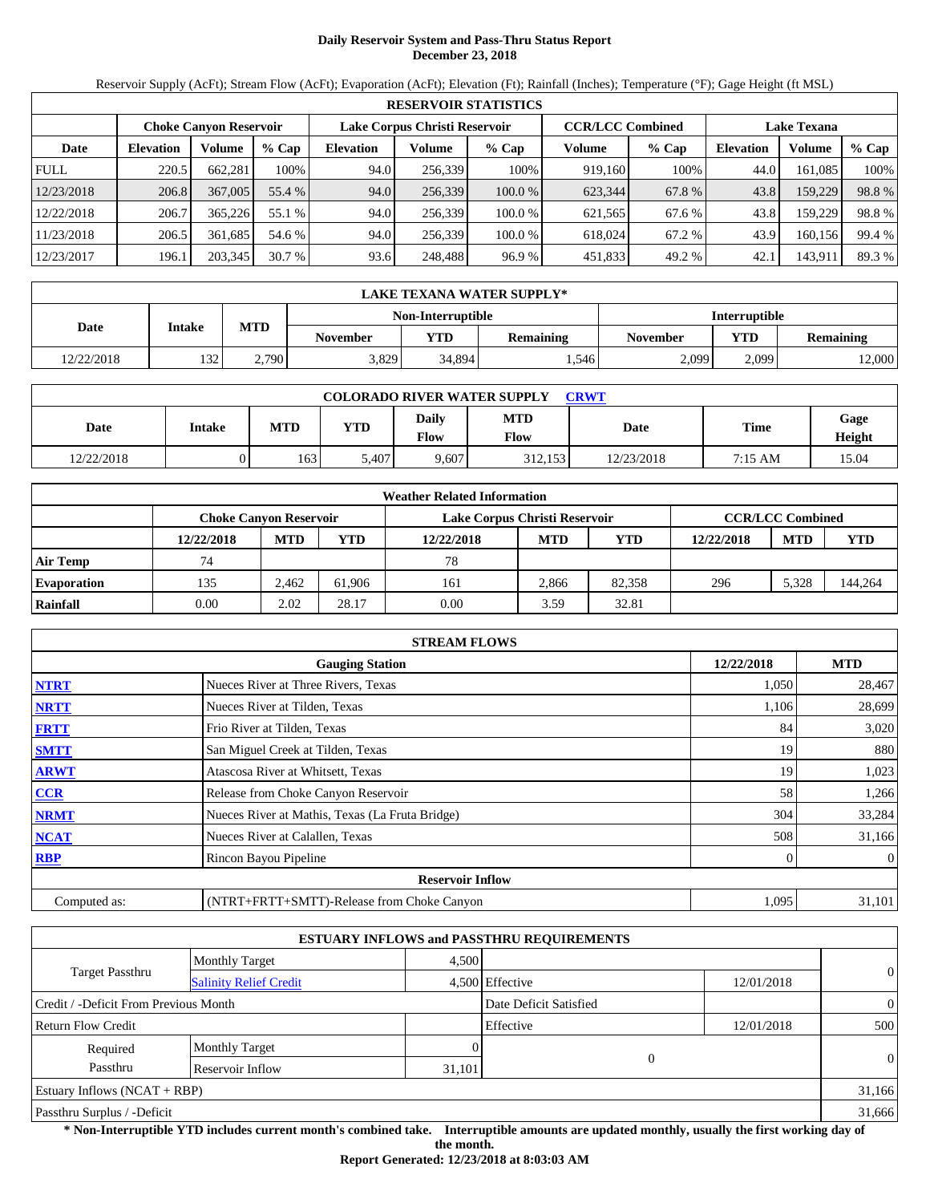# Daily Reservoir System and Pass-Thru Status Report
## December 23, 2018

Reservoir Supply (AcFt); Stream Flow (AcFt); Evaporation (AcFt); Elevation (Ft); Rainfall (Inches); Temperature (°F); Gage Height (ft MSL)

| RESERVOIR STATISTICS | | | | | | | | | | | |
|---|---|---|---|---|---|---|---|---|---|---|---|
| | Choke Canyon Reservoir | | | Lake Corpus Christi Reservoir | | | CCR/LCC Combined | | Lake Texana | | |
| Date | Elevation | Volume | % Cap | Elevation | Volume | % Cap | Volume | % Cap | Elevation | Volume | % Cap |
| FULL | 220.5 | 662,281 | 100% | 94.0 | 256,339 | 100% | 919,160 | 100% | 44.0 | 161,085 | 100% |
| 12/23/2018 | 206.8 | 367,005 | 55.4 % | 94.0 | 256,339 | 100.0 % | 623,344 | 67.8 % | 43.8 | 159,229 | 98.8 % |
| 12/22/2018 | 206.7 | 365,226 | 55.1 % | 94.0 | 256,339 | 100.0 % | 621,565 | 67.6 % | 43.8 | 159,229 | 98.8 % |
| 11/23/2018 | 206.5 | 361,685 | 54.6 % | 94.0 | 256,339 | 100.0 % | 618,024 | 67.2 % | 43.9 | 160,156 | 99.4 % |
| 12/23/2017 | 196.1 | 203,345 | 30.7 % | 93.6 | 248,488 | 96.9 % | 451,833 | 49.2 % | 42.1 | 143,911 | 89.3 % |

| LAKE TEXANA WATER SUPPLY* | | | | | | | | |
|---|---|---|---|---|---|---|---|---|
| Date | Intake | MTD | Non-Interruptible | | | Interruptible | | |
| | | | November | YTD | Remaining | November | YTD | Remaining |
| 12/22/2018 | 132 | 2,790 | 3,829 | 34,894 | 1,546 | 2,099 | 2,099 | 12,000 |

| COLORADO RIVER WATER SUPPLY CRWT | | | | | | | | |
|---|---|---|---|---|---|---|---|---|
| Date | Intake | MTD | YTD | Daily Flow | MTD Flow | Date | Time | Gage Height |
| 12/22/2018 | 0 | 163 | 5,407 | 9,607 | 312,153 | 12/23/2018 | 7:15 AM | 15.04 |

| Weather Related Information | | | | | | | | | |
|---|---|---|---|---|---|---|---|---|---|
| | Choke Canyon Reservoir | | | Lake Corpus Christi Reservoir | | | CCR/LCC Combined | | |
| | 12/22/2018 | MTD | YTD | 12/22/2018 | MTD | YTD | 12/22/2018 | MTD | YTD |
| Air Temp | 74 | | | 78 | | | | | |
| Evaporation | 135 | 2,462 | 61,906 | 161 | 2,866 | 82,358 | 296 | 5,328 | 144,264 |
| Rainfall | 0.00 | 2.02 | 28.17 | 0.00 | 3.59 | 32.81 | | | |

| STREAM FLOWS | | | |
|---|---|---|---|
| | Gauging Station | 12/22/2018 | MTD |
| NTRT | Nueces River at Three Rivers, Texas | 1,050 | 28,467 |
| NRTT | Nueces River at Tilden, Texas | 1,106 | 28,699 |
| FRTT | Frio River at Tilden, Texas | 84 | 3,020 |
| SMTT | San Miguel Creek at Tilden, Texas | 19 | 880 |
| ARWT | Atascosa River at Whitsett, Texas | 19 | 1,023 |
| CCR | Release from Choke Canyon Reservoir | 58 | 1,266 |
| NRMT | Nueces River at Mathis, Texas (La Fruta Bridge) | 304 | 33,284 |
| NCAT | Nueces River at Calallen, Texas | 508 | 31,166 |
| RBP | Rincon Bayou Pipeline | 0 | 0 |
| | Reservoir Inflow | | |
| Computed as: | (NTRT+FRTT+SMTT)-Release from Choke Canyon | 1,095 | 31,101 |

| ESTUARY INFLOWS and PASSTHRU REQUIREMENTS | | | | | |
|---|---|---|---|---|---|
| Target Passthru | Monthly Target | 4,500 | | | 0 |
| | Salinity Relief Credit | 4,500 | Effective | 12/01/2018 | |
| Credit / -Deficit From Previous Month | | | Date Deficit Satisfied | | 0 |
| Return Flow Credit | | | Effective | 12/01/2018 | 500 |
| Required Passthru | Monthly Target | 0 | 0 | | 0 |
| | Reservoir Inflow | 31,101 | | | |
| Estuary Inflows (NCAT + RBP) | | | | | 31,166 |
| Passthru Surplus / -Deficit | | | | | 31,666 |

**\* Non-Interruptible YTD includes current month's combined take. Interruptible amounts are updated monthly, usually the first working day of the month.**

**Report Generated: 12/23/2018 at 8:03:03 AM**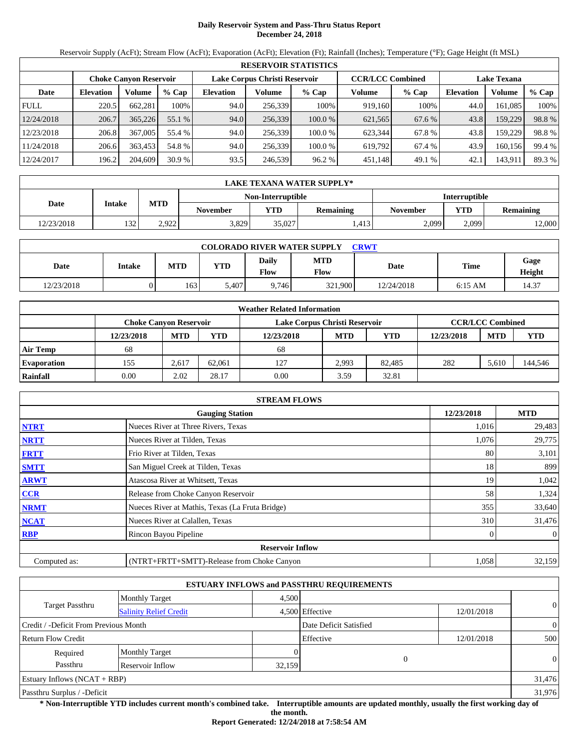# Daily Reservoir System and Pass-Thru Status Report
## December 24, 2018

Reservoir Supply (AcFt); Stream Flow (AcFt); Evaporation (AcFt); Elevation (Ft); Rainfall (Inches); Temperature (°F); Gage Height (ft MSL)

| RESERVOIR STATISTICS | | | | | | | | | | | |
|---|---|---|---|---|---|---|---|---|---|---|---|
| | Choke Canyon Reservoir | | | Lake Corpus Christi Reservoir | | | CCR/LCC Combined | | Lake Texana | | |
| Date | Elevation | Volume | % Cap | Elevation | Volume | % Cap | Volume | % Cap | Elevation | Volume | % Cap |
| FULL | 220.5 | 662,281 | 100% | 94.0 | 256,339 | 100% | 919,160 | 100% | 44.0 | 161,085 | 100% |
| 12/24/2018 | 206.7 | 365,226 | 55.1 % | 94.0 | 256,339 | 100.0 % | 621,565 | 67.6 % | 43.8 | 159,229 | 98.8 % |
| 12/23/2018 | 206.8 | 367,005 | 55.4 % | 94.0 | 256,339 | 100.0 % | 623,344 | 67.8 % | 43.8 | 159,229 | 98.8 % |
| 11/24/2018 | 206.6 | 363,453 | 54.8 % | 94.0 | 256,339 | 100.0 % | 619,792 | 67.4 % | 43.9 | 160,156 | 99.4 % |
| 12/24/2017 | 196.2 | 204,609 | 30.9 % | 93.5 | 246,539 | 96.2 % | 451,148 | 49.1 % | 42.1 | 143,911 | 89.3 % |

| LAKE TEXANA WATER SUPPLY* | | | | | | | | |
|---|---|---|---|---|---|---|---|---|
| Date | Intake | MTD | Non-Interruptible | | | Interruptible | | |
| | | | November | YTD | Remaining | November | YTD | Remaining |
| 12/23/2018 | 132 | 2,922 | 3,829 | 35,027 | 1,413 | 2,099 | 2,099 | 12,000 |

| COLORADO RIVER WATER SUPPLY CRWT | | | | | | | | |
|---|---|---|---|---|---|---|---|---|
| Date | Intake | MTD | YTD | Daily Flow | MTD Flow | Date | Time | Gage Height |
| 12/23/2018 | 0 | 163 | 5,407 | 9,746 | 321,900 | 12/24/2018 | 6:15 AM | 14.37 |

| Weather Related Information | | | | | | | | | |
|---|---|---|---|---|---|---|---|---|---|
| | Choke Canyon Reservoir | | | Lake Corpus Christi Reservoir | | | CCR/LCC Combined | | |
| | 12/23/2018 | MTD | YTD | 12/23/2018 | MTD | YTD | 12/23/2018 | MTD | YTD |
| Air Temp | 68 | | | 68 | | | | | |
| Evaporation | 155 | 2,617 | 62,061 | 127 | 2,993 | 82,485 | 282 | 5,610 | 144,546 |
| Rainfall | 0.00 | 2.02 | 28.17 | 0.00 | 3.59 | 32.81 | | | |

| STREAM FLOWS | | | |
|---|---|---|---|
| | Gauging Station | 12/23/2018 | MTD |
| NTRT | Nueces River at Three Rivers, Texas | 1,016 | 29,483 |
| NRTT | Nueces River at Tilden, Texas | 1,076 | 29,775 |
| FRTT | Frio River at Tilden, Texas | 80 | 3,101 |
| SMTT | San Miguel Creek at Tilden, Texas | 18 | 899 |
| ARWT | Atascosa River at Whitsett, Texas | 19 | 1,042 |
| CCR | Release from Choke Canyon Reservoir | 58 | 1,324 |
| NRMT | Nueces River at Mathis, Texas (La Fruta Bridge) | 355 | 33,640 |
| NCAT | Nueces River at Calallen, Texas | 310 | 31,476 |
| RBP | Rincon Bayou Pipeline | 0 | 0 |
| Reservoir Inflow | | | |
| Computed as: | (NTRT+FRTT+SMTT)-Release from Choke Canyon | 1,058 | 32,159 |

| ESTUARY INFLOWS and PASSTHRU REQUIREMENTS | | | | | |
|---|---|---|---|---|---|
| Target Passthru | Monthly Target | 4,500 | | | 0 |
| | Salinity Relief Credit | 4,500 | Effective | 12/01/2018 | |
| Credit / -Deficit From Previous Month | | | Date Deficit Satisfied | | 0 |
| Return Flow Credit | | | Effective | 12/01/2018 | 500 |
| Required Passthru | Monthly Target | 0 | 0 | | 0 |
| | Reservoir Inflow | 32,159 | | | |
| Estuary Inflows (NCAT + RBP) | | | | | 31,476 |
| Passthru Surplus / -Deficit | | | | | 31,976 |

**\* Non-Interruptible YTD includes current month's combined take. Interruptible amounts are updated monthly, usually the first working day of the month.**

**Report Generated: 12/24/2018 at 7:58:54 AM**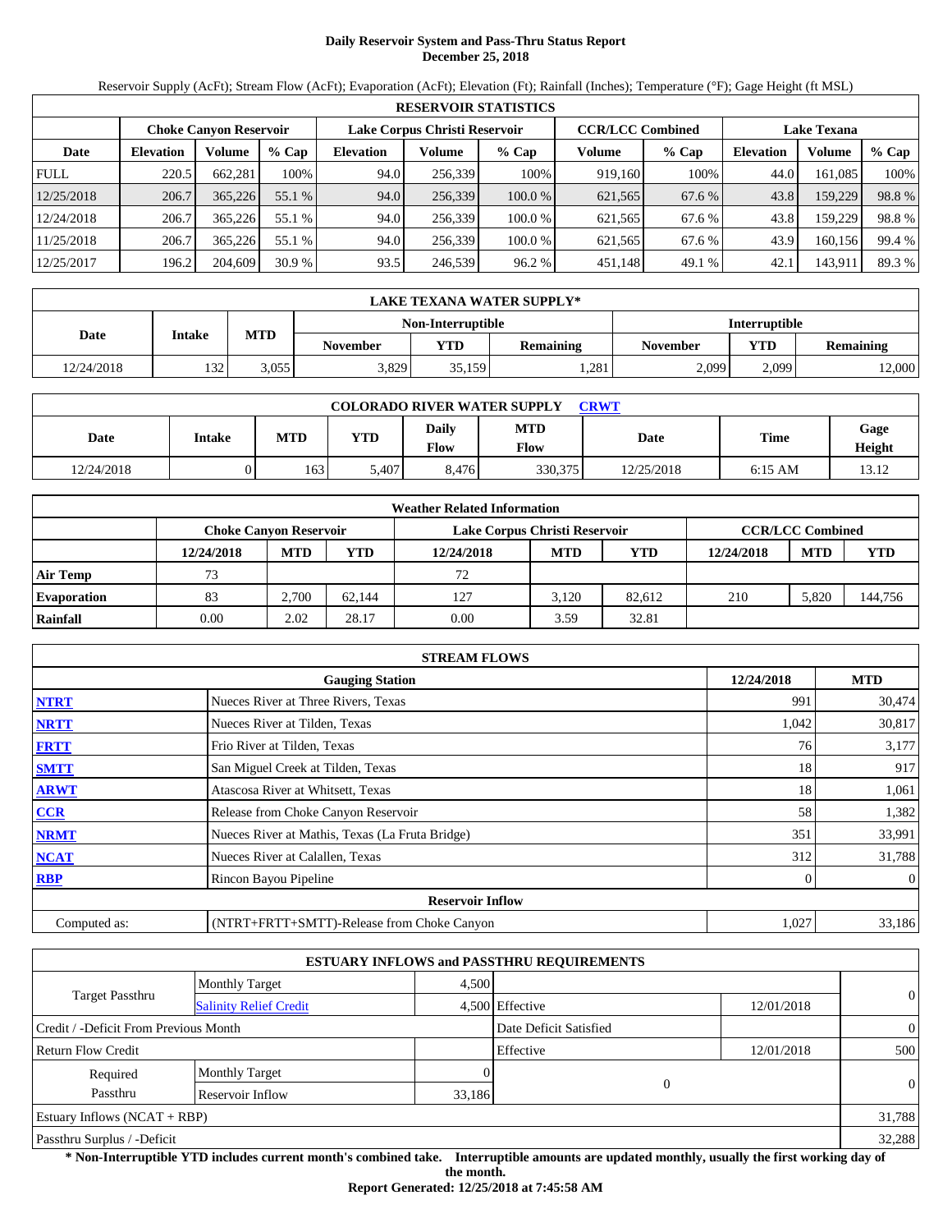# Daily Reservoir System and Pass-Thru Status Report
## December 25, 2018

Reservoir Supply (AcFt); Stream Flow (AcFt); Evaporation (AcFt); Elevation (Ft); Rainfall (Inches); Temperature (°F); Gage Height (ft MSL)

| RESERVOIR STATISTICS | | | | | | | | | | | |
|---|---|---|---|---|---|---|---|---|---|---|---|
| | Choke Canyon Reservoir | | | Lake Corpus Christi Reservoir | | | CCR/LCC Combined | | Lake Texana | | |
| Date | Elevation | Volume | % Cap | Elevation | Volume | % Cap | Volume | % Cap | Elevation | Volume | % Cap |
| FULL | 220.5 | 662,281 | 100% | 94.0 | 256,339 | 100% | 919,160 | 100% | 44.0 | 161,085 | 100% |
| 12/25/2018 | 206.7 | 365,226 | 55.1 % | 94.0 | 256,339 | 100.0 % | 621,565 | 67.6 % | 43.8 | 159,229 | 98.8 % |
| 12/24/2018 | 206.7 | 365,226 | 55.1 % | 94.0 | 256,339 | 100.0 % | 621,565 | 67.6 % | 43.8 | 159,229 | 98.8 % |
| 11/25/2018 | 206.7 | 365,226 | 55.1 % | 94.0 | 256,339 | 100.0 % | 621,565 | 67.6 % | 43.9 | 160,156 | 99.4 % |
| 12/25/2017 | 196.2 | 204,609 | 30.9 % | 93.5 | 246,539 | 96.2 % | 451,148 | 49.1 % | 42.1 | 143,911 | 89.3 % |

| LAKE TEXANA WATER SUPPLY* | | | | | | | | |
|---|---|---|---|---|---|---|---|---|
| Date | Intake | MTD | Non-Interruptible | | | Interruptible | | |
| | | | November | YTD | Remaining | November | YTD | Remaining |
| 12/24/2018 | 132 | 3,055 | 3,829 | 35,159 | 1,281 | 2,099 | 2,099 | 12,000 |

| COLORADO RIVER WATER SUPPLY CRWT | | | | | | | | |
|---|---|---|---|---|---|---|---|---|
| Date | Intake | MTD | YTD | Daily Flow | MTD Flow | Date | Time | Gage Height |
| 12/24/2018 | 0 | 163 | 5,407 | 8,476 | 330,375 | 12/25/2018 | 6:15 AM | 13.12 |

| Weather Related Information | | | | | | | | | |
|---|---|---|---|---|---|---|---|---|---|
| | Choke Canyon Reservoir | | | Lake Corpus Christi Reservoir | | | CCR/LCC Combined | | |
| | 12/24/2018 | MTD | YTD | 12/24/2018 | MTD | YTD | 12/24/2018 | MTD | YTD |
| Air Temp | 73 | | | 72 | | | | | |
| Evaporation | 83 | 2,700 | 62,144 | 127 | 3,120 | 82,612 | 210 | 5,820 | 144,756 |
| Rainfall | 0.00 | 2.02 | 28.17 | 0.00 | 3.59 | 32.81 | | | |

| STREAM FLOWS | | | |
|---|---|---|---|
| | Gauging Station | 12/24/2018 | MTD |
| NTRT | Nueces River at Three Rivers, Texas | 991 | 30,474 |
| NRTT | Nueces River at Tilden, Texas | 1,042 | 30,817 |
| FRTT | Frio River at Tilden, Texas | 76 | 3,177 |
| SMTT | San Miguel Creek at Tilden, Texas | 18 | 917 |
| ARWT | Atascosa River at Whitsett, Texas | 18 | 1,061 |
| CCR | Release from Choke Canyon Reservoir | 58 | 1,382 |
| NRMT | Nueces River at Mathis, Texas (La Fruta Bridge) | 351 | 33,991 |
| NCAT | Nueces River at Calallen, Texas | 312 | 31,788 |
| RBP | Rincon Bayou Pipeline | 0 | 0 |
| | Reservoir Inflow | | |
| Computed as: | (NTRT+FRTT+SMTT)-Release from Choke Canyon | 1,027 | 33,186 |

| ESTUARY INFLOWS and PASSTHRU REQUIREMENTS | | | | | |
|---|---|---|---|---|---|
| Target Passthru | Monthly Target | 4,500 | | | 0 |
| | Salinity Relief Credit | 4,500 | Effective | 12/01/2018 | |
| Credit / -Deficit From Previous Month | | | Date Deficit Satisfied | | 0 |
| Return Flow Credit | | | Effective | 12/01/2018 | 500 |
| Required Passthru | Monthly Target | 0 | 0 | | 0 |
| | Reservoir Inflow | 33,186 | | | |
| Estuary Inflows (NCAT + RBP) | | | | | 31,788 |
| Passthru Surplus / -Deficit | | | | | 32,288 |

**\* Non-Interruptible YTD includes current month's combined take. Interruptible amounts are updated monthly, usually the first working day of the month.**

**Report Generated: 12/25/2018 at 7:45:58 AM**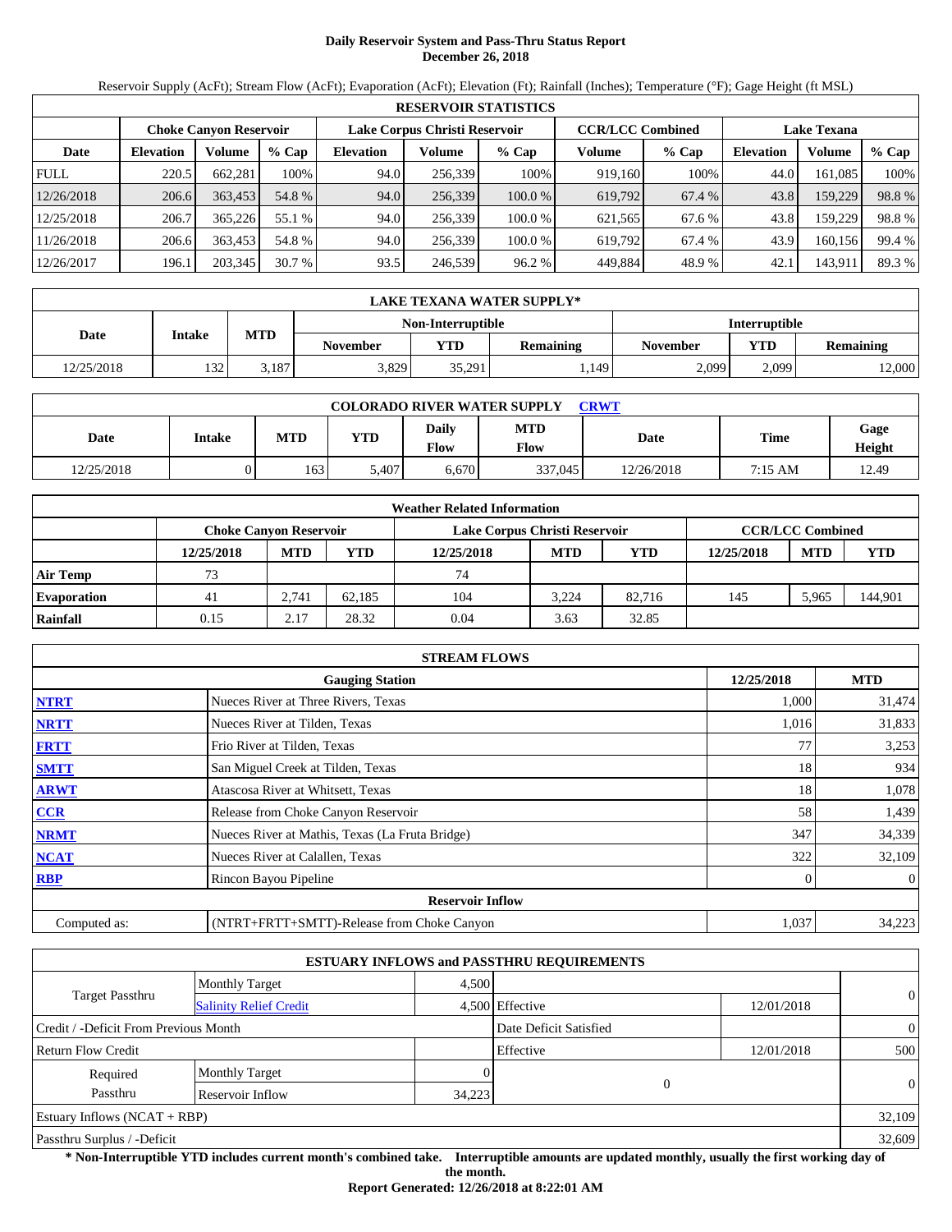# Daily Reservoir System and Pass-Thru Status Report
## December 26, 2018

Reservoir Supply (AcFt); Stream Flow (AcFt); Evaporation (AcFt); Elevation (Ft); Rainfall (Inches); Temperature (°F); Gage Height (ft MSL)

| RESERVOIR STATISTICS | | | | | | | | | | | |
|---|---|---|---|---|---|---|---|---|---|---|---|
| | Choke Canyon Reservoir | | | Lake Corpus Christi Reservoir | | | CCR/LCC Combined | | Lake Texana | | |
| Date | Elevation | Volume | % Cap | Elevation | Volume | % Cap | Volume | % Cap | Elevation | Volume | % Cap |
| FULL | 220.5 | 662,281 | 100% | 94.0 | 256,339 | 100% | 919,160 | 100% | 44.0 | 161,085 | 100% |
| 12/26/2018 | 206.6 | 363,453 | 54.8 % | 94.0 | 256,339 | 100.0 % | 619,792 | 67.4 % | 43.8 | 159,229 | 98.8 % |
| 12/25/2018 | 206.7 | 365,226 | 55.1 % | 94.0 | 256,339 | 100.0 % | 621,565 | 67.6 % | 43.8 | 159,229 | 98.8 % |
| 11/26/2018 | 206.6 | 363,453 | 54.8 % | 94.0 | 256,339 | 100.0 % | 619,792 | 67.4 % | 43.9 | 160,156 | 99.4 % |
| 12/26/2017 | 196.1 | 203,345 | 30.7 % | 93.5 | 246,539 | 96.2 % | 449,884 | 48.9 % | 42.1 | 143,911 | 89.3 % |

| LAKE TEXANA WATER SUPPLY* | | | | | | | | |
|---|---|---|---|---|---|---|---|---|
| Date | Intake | MTD | Non-Interruptible | | | Interruptible | | |
| | | | November | YTD | Remaining | November | YTD | Remaining |
| 12/25/2018 | 132 | 3,187 | 3,829 | 35,291 | 1,149 | 2,099 | 2,099 | 12,000 |

| COLORADO RIVER WATER SUPPLY CRWT | | | | | | | | |
|---|---|---|---|---|---|---|---|---|
| Date | Intake | MTD | YTD | Daily Flow | MTD Flow | Date | Time | Gage Height |
| 12/25/2018 | 0 | 163 | 5,407 | 6,670 | 337,045 | 12/26/2018 | 7:15 AM | 12.49 |

| Weather Related Information | | | | | | | | | |
|---|---|---|---|---|---|---|---|---|---|
| | Choke Canyon Reservoir | | | Lake Corpus Christi Reservoir | | | CCR/LCC Combined | | |
| | 12/25/2018 | MTD | YTD | 12/25/2018 | MTD | YTD | 12/25/2018 | MTD | YTD |
| Air Temp | 73 | | | 74 | | | | | |
| Evaporation | 41 | 2,741 | 62,185 | 104 | 3,224 | 82,716 | 145 | 5,965 | 144,901 |
| Rainfall | 0.15 | 2.17 | 28.32 | 0.04 | 3.63 | 32.85 | | | |

| STREAM FLOWS | | | |
|---|---|---|---|
| | Gauging Station | 12/25/2018 | MTD |
| NTRT | Nueces River at Three Rivers, Texas | 1,000 | 31,474 |
| NRTT | Nueces River at Tilden, Texas | 1,016 | 31,833 |
| FRTT | Frio River at Tilden, Texas | 77 | 3,253 |
| SMTT | San Miguel Creek at Tilden, Texas | 18 | 934 |
| ARWT | Atascosa River at Whitsett, Texas | 18 | 1,078 |
| CCR | Release from Choke Canyon Reservoir | 58 | 1,439 |
| NRMT | Nueces River at Mathis, Texas (La Fruta Bridge) | 347 | 34,339 |
| NCAT | Nueces River at Calallen, Texas | 322 | 32,109 |
| RBP | Rincon Bayou Pipeline | 0 | 0 |
| **Reservoir Inflow** | | | |
| Computed as: | (NTRT+FRTT+SMTT)-Release from Choke Canyon | 1,037 | 34,223 |

| ESTUARY INFLOWS and PASSTHRU REQUIREMENTS | | | | | |
|---|---|---|---|---|---|
| Target Passthru | Monthly Target | 4,500 | | | 0 |
| | Salinity Relief Credit | 4,500 | Effective | 12/01/2018 | |
| Credit / -Deficit From Previous Month | | | Date Deficit Satisfied | | 0 |
| Return Flow Credit | | | Effective | 12/01/2018 | 500 |
| Required Passthru | Monthly Target | 0 | 0 | | 0 |
| | Reservoir Inflow | 34,223 | | | |
| Estuary Inflows (NCAT + RBP) | | | | | 32,109 |
| Passthru Surplus / -Deficit | | | | | 32,609 |

**\* Non-Interruptible YTD includes current month's combined take. Interruptible amounts are updated monthly, usually the first working day of the month.**

**Report Generated: 12/26/2018 at 8:22:01 AM**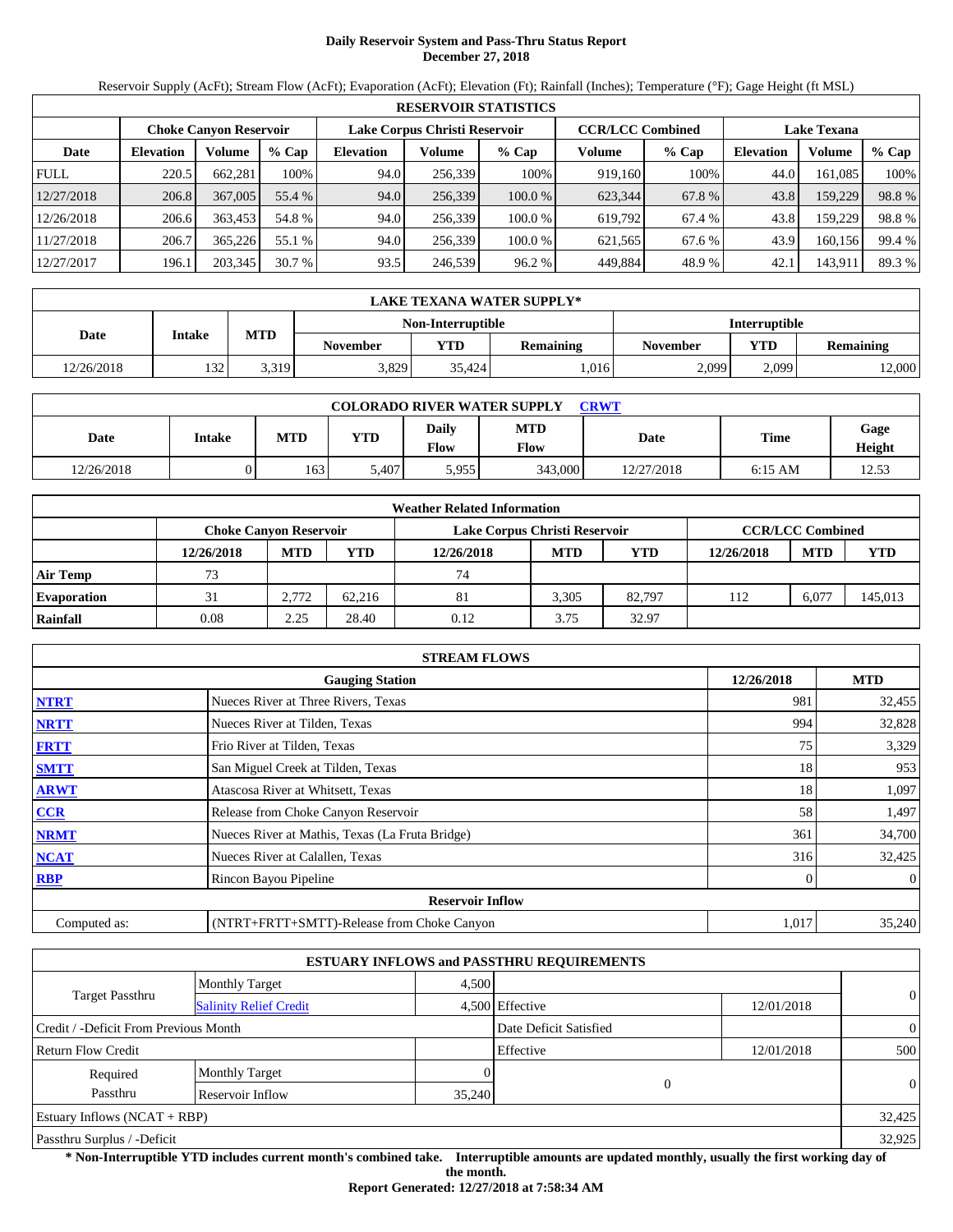# Daily Reservoir System and Pass-Thru Status Report
## December 27, 2018

Reservoir Supply (AcFt); Stream Flow (AcFt); Evaporation (AcFt); Elevation (Ft); Rainfall (Inches); Temperature (°F); Gage Height (ft MSL)

| RESERVOIR STATISTICS | | | | | | | | | | | |
|---|---|---|---|---|---|---|---|---|---|---|---|
| | Choke Canyon Reservoir | | | Lake Corpus Christi Reservoir | | | CCR/LCC Combined | | Lake Texana | | |
| Date | Elevation | Volume | % Cap | Elevation | Volume | % Cap | Volume | % Cap | Elevation | Volume | % Cap |
| FULL | 220.5 | 662,281 | 100% | 94.0 | 256,339 | 100% | 919,160 | 100% | 44.0 | 161,085 | 100% |
| 12/27/2018 | 206.8 | 367,005 | 55.4 % | 94.0 | 256,339 | 100.0 % | 623,344 | 67.8 % | 43.8 | 159,229 | 98.8 % |
| 12/26/2018 | 206.6 | 363,453 | 54.8 % | 94.0 | 256,339 | 100.0 % | 619,792 | 67.4 % | 43.8 | 159,229 | 98.8 % |
| 11/27/2018 | 206.7 | 365,226 | 55.1 % | 94.0 | 256,339 | 100.0 % | 621,565 | 67.6 % | 43.9 | 160,156 | 99.4 % |
| 12/27/2017 | 196.1 | 203,345 | 30.7 % | 93.5 | 246,539 | 96.2 % | 449,884 | 48.9 % | 42.1 | 143,911 | 89.3 % |

| LAKE TEXANA WATER SUPPLY* | | | | | | | | |
|---|---|---|---|---|---|---|---|---|
| Date | Intake | MTD | Non-Interruptible | | | Interruptible | | |
| | | | November | YTD | Remaining | November | YTD | Remaining |
| 12/26/2018 | 132 | 3,319 | 3,829 | 35,424 | 1,016 | 2,099 | 2,099 | 12,000 |

| COLORADO RIVER WATER SUPPLY CRWT | | | | | | | | |
|---|---|---|---|---|---|---|---|---|
| Date | Intake | MTD | YTD | Daily Flow | MTD Flow | Date | Time | Gage Height |
| 12/26/2018 | 0 | 163 | 5,407 | 5,955 | 343,000 | 12/27/2018 | 6:15 AM | 12.53 |

| Weather Related Information | | | | | | | | | |
|---|---|---|---|---|---|---|---|---|---|
| | Choke Canyon Reservoir | | | Lake Corpus Christi Reservoir | | | CCR/LCC Combined | | |
| | 12/26/2018 | MTD | YTD | 12/26/2018 | MTD | YTD | 12/26/2018 | MTD | YTD |
| Air Temp | 73 | | | 74 | | | | | |
| Evaporation | 31 | 2,772 | 62,216 | 81 | 3,305 | 82,797 | 112 | 6,077 | 145,013 |
| Rainfall | 0.08 | 2.25 | 28.40 | 0.12 | 3.75 | 32.97 | | | |

| STREAM FLOWS | | | |
|---|---|---|---|
| | Gauging Station | 12/26/2018 | MTD |
| NTRT | Nueces River at Three Rivers, Texas | 981 | 32,455 |
| NRTT | Nueces River at Tilden, Texas | 994 | 32,828 |
| FRTT | Frio River at Tilden, Texas | 75 | 3,329 |
| SMTT | San Miguel Creek at Tilden, Texas | 18 | 953 |
| ARWT | Atascosa River at Whitsett, Texas | 18 | 1,097 |
| CCR | Release from Choke Canyon Reservoir | 58 | 1,497 |
| NRMT | Nueces River at Mathis, Texas (La Fruta Bridge) | 361 | 34,700 |
| NCAT | Nueces River at Calallen, Texas | 316 | 32,425 |
| RBP | Rincon Bayou Pipeline | 0 | 0 |
| | **Reservoir Inflow** | | |
| Computed as: | (NTRT+FRTT+SMTT)-Release from Choke Canyon | 1,017 | 35,240 |

| ESTUARY INFLOWS and PASSTHRU REQUIREMENTS | | | | | |
|---|---|---|---|---|---|
| Target Passthru | Monthly Target | 4,500 | | | 0 |
| | Salinity Relief Credit | 4,500 | Effective | 12/01/2018 | |
| Credit / -Deficit From Previous Month | | | Date Deficit Satisfied | | 0 |
| Return Flow Credit | | | Effective | 12/01/2018 | 500 |
| Required Passthru | Monthly Target | 0 | 0 | | 0 |
| | Reservoir Inflow | 35,240 | | | |
| Estuary Inflows (NCAT + RBP) | | | | | 32,425 |
| Passthru Surplus / -Deficit | | | | | 32,925 |

**\* Non-Interruptible YTD includes current month's combined take. Interruptible amounts are updated monthly, usually the first working day of the month.**

**Report Generated: 12/27/2018 at 7:58:34 AM**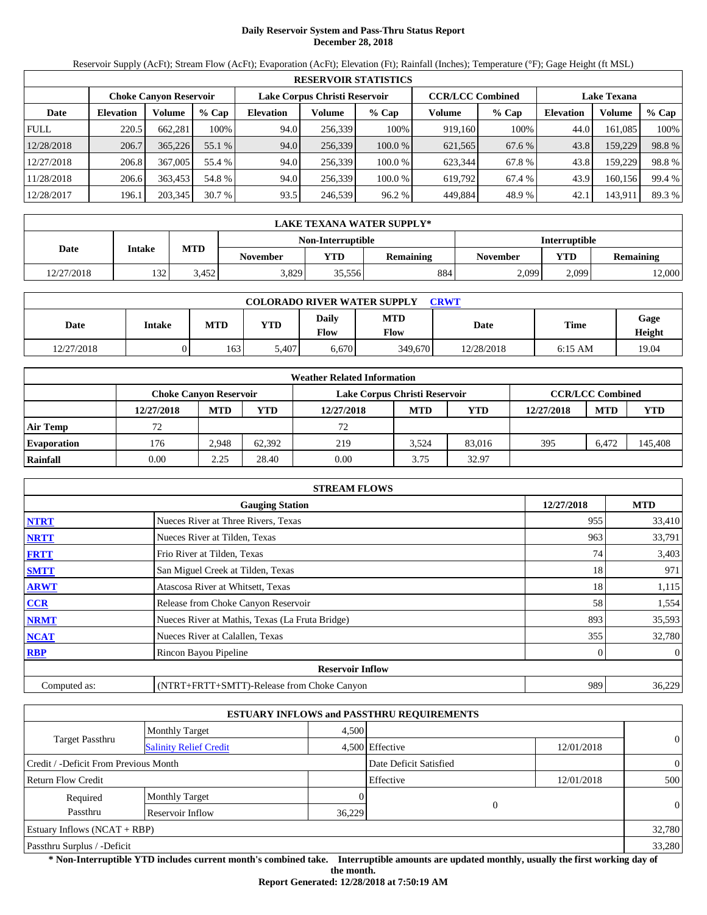# Daily Reservoir System and Pass-Thru Status Report
**December 28, 2018**

Reservoir Supply (AcFt); Stream Flow (AcFt); Evaporation (AcFt); Elevation (Ft); Rainfall (Inches); Temperature (°F); Gage Height (ft MSL)

| RESERVOIR STATISTICS | | | | | | | | | | | |
|---|---|---|---|---|---|---|---|---|---|---|---|
| | Choke Canyon Reservoir | | | Lake Corpus Christi Reservoir | | | CCR/LCC Combined | | Lake Texana | | |
| Date | Elevation | Volume | % Cap | Elevation | Volume | % Cap | Volume | % Cap | Elevation | Volume | % Cap |
| FULL | 220.5 | 662,281 | 100% | 94.0 | 256,339 | 100% | 919,160 | 100% | 44.0 | 161,085 | 100% |
| 12/28/2018 | 206.7 | 365,226 | 55.1 % | 94.0 | 256,339 | 100.0 % | 621,565 | 67.6 % | 43.8 | 159,229 | 98.8 % |
| 12/27/2018 | 206.8 | 367,005 | 55.4 % | 94.0 | 256,339 | 100.0 % | 623,344 | 67.8 % | 43.8 | 159,229 | 98.8 % |
| 11/28/2018 | 206.6 | 363,453 | 54.8 % | 94.0 | 256,339 | 100.0 % | 619,792 | 67.4 % | 43.9 | 160,156 | 99.4 % |
| 12/28/2017 | 196.1 | 203,345 | 30.7 % | 93.5 | 246,539 | 96.2 % | 449,884 | 48.9 % | 42.1 | 143,911 | 89.3 % |

| LAKE TEXANA WATER SUPPLY* | | | | | | | | |
|---|---|---|---|---|---|---|---|---|
| Date | Intake | MTD | Non-Interruptible | | | Interruptible | | |
| | | | November | YTD | Remaining | November | YTD | Remaining |
| 12/27/2018 | 132 | 3,452 | 3,829 | 35,556 | 884 | 2,099 | 2,099 | 12,000 |

| COLORADO RIVER WATER SUPPLY CRWT | | | | | | | | |
|---|---|---|---|---|---|---|---|---|
| Date | Intake | MTD | YTD | Daily Flow | MTD Flow | Date | Time | Gage Height |
| 12/27/2018 | 0 | 163 | 5,407 | 6,670 | 349,670 | 12/28/2018 | 6:15 AM | 19.04 |

| Weather Related Information | | | | | | | | | |
|---|---|---|---|---|---|---|---|---|---|
| | Choke Canyon Reservoir | | | Lake Corpus Christi Reservoir | | | CCR/LCC Combined | | |
| | 12/27/2018 | MTD | YTD | 12/27/2018 | MTD | YTD | 12/27/2018 | MTD | YTD |
| Air Temp | 72 | | | 72 | | | | | |
| Evaporation | 176 | 2,948 | 62,392 | 219 | 3,524 | 83,016 | 395 | 6,472 | 145,408 |
| Rainfall | 0.00 | 2.25 | 28.40 | 0.00 | 3.75 | 32.97 | | | |

| STREAM FLOWS | | | |
|---|---|---|---|
| | Gauging Station | 12/27/2018 | MTD |
| NTRT | Nueces River at Three Rivers, Texas | 955 | 33,410 |
| NRTT | Nueces River at Tilden, Texas | 963 | 33,791 |
| FRTT | Frio River at Tilden, Texas | 74 | 3,403 |
| SMTT | San Miguel Creek at Tilden, Texas | 18 | 971 |
| ARWT | Atascosa River at Whitsett, Texas | 18 | 1,115 |
| CCR | Release from Choke Canyon Reservoir | 58 | 1,554 |
| NRMT | Nueces River at Mathis, Texas (La Fruta Bridge) | 893 | 35,593 |
| NCAT | Nueces River at Calallen, Texas | 355 | 32,780 |
| RBP | Rincon Bayou Pipeline | 0 | 0 |
| **Reservoir Inflow** | | | |
| Computed as: | (NTRT+FRTT+SMTT)-Release from Choke Canyon | 989 | 36,229 |

| ESTUARY INFLOWS and PASSTHRU REQUIREMENTS | | | | | |
|---|---|---|---|---|---|
| Target Passthru | Monthly Target | 4,500 | | | 0 |
| | Salinity Relief Credit | 4,500 | Effective | 12/01/2018 | |
| Credit / -Deficit From Previous Month | | | Date Deficit Satisfied | | 0 |
| Return Flow Credit | | | Effective | 12/01/2018 | 500 |
| Required Passthru | Monthly Target | 0 | 0 | | 0 |
| | Reservoir Inflow | 36,229 | | | |
| Estuary Inflows (NCAT + RBP) | | | | | 32,780 |
| Passthru Surplus / -Deficit | | | | | 33,280 |

**\* Non-Interruptible YTD includes current month's combined take. Interruptible amounts are updated monthly, usually the first working day of the month.**

**Report Generated: 12/28/2018 at 7:50:19 AM**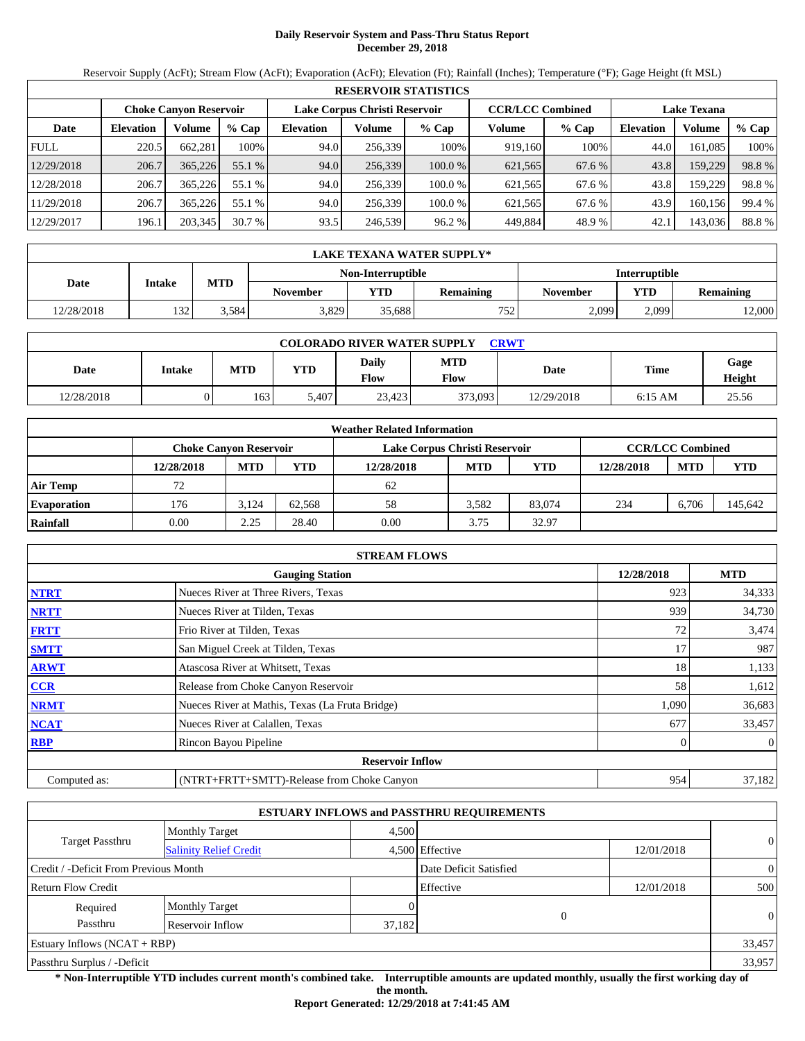# Daily Reservoir System and Pass-Thru Status Report
## December 29, 2018

Reservoir Supply (AcFt); Stream Flow (AcFt); Evaporation (AcFt); Elevation (Ft); Rainfall (Inches); Temperature (°F); Gage Height (ft MSL)

| RESERVOIR STATISTICS | | | | | | | | | | | |
|---|---|---|---|---|---|---|---|---|---|---|---|
| | Choke Canyon Reservoir | | | Lake Corpus Christi Reservoir | | | CCR/LCC Combined | | Lake Texana | | |
| Date | Elevation | Volume | % Cap | Elevation | Volume | % Cap | Volume | % Cap | Elevation | Volume | % Cap |
| FULL | 220.5 | 662,281 | 100% | 94.0 | 256,339 | 100% | 919,160 | 100% | 44.0 | 161,085 | 100% |
| 12/29/2018 | 206.7 | 365,226 | 55.1 % | 94.0 | 256,339 | 100.0 % | 621,565 | 67.6 % | 43.8 | 159,229 | 98.8 % |
| 12/28/2018 | 206.7 | 365,226 | 55.1 % | 94.0 | 256,339 | 100.0 % | 621,565 | 67.6 % | 43.8 | 159,229 | 98.8 % |
| 11/29/2018 | 206.7 | 365,226 | 55.1 % | 94.0 | 256,339 | 100.0 % | 621,565 | 67.6 % | 43.9 | 160,156 | 99.4 % |
| 12/29/2017 | 196.1 | 203,345 | 30.7 % | 93.5 | 246,539 | 96.2 % | 449,884 | 48.9 % | 42.1 | 143,036 | 88.8 % |

| LAKE TEXANA WATER SUPPLY* | | | | | | | | |
|---|---|---|---|---|---|---|---|---|
| Date | Intake | MTD | Non-Interruptible | | | Interruptible | | |
| | | | November | YTD | Remaining | November | YTD | Remaining |
| 12/28/2018 | 132 | 3,584 | 3,829 | 35,688 | 752 | 2,099 | 2,099 | 12,000 |

| COLORADO RIVER WATER SUPPLY CRWT | | | | | | | | |
|---|---|---|---|---|---|---|---|---|
| Date | Intake | MTD | YTD | Daily Flow | MTD Flow | Date | Time | Gage Height |
| 12/28/2018 | 0 | 163 | 5,407 | 23,423 | 373,093 | 12/29/2018 | 6:15 AM | 25.56 |

| Weather Related Information | | | | | | | | | |
|---|---|---|---|---|---|---|---|---|---|
| | Choke Canyon Reservoir | | | Lake Corpus Christi Reservoir | | | CCR/LCC Combined | | |
| | 12/28/2018 | MTD | YTD | 12/28/2018 | MTD | YTD | 12/28/2018 | MTD | YTD |
| Air Temp | 72 | | | 62 | | | | | |
| Evaporation | 176 | 3,124 | 62,568 | 58 | 3,582 | 83,074 | 234 | 6,706 | 145,642 |
| Rainfall | 0.00 | 2.25 | 28.40 | 0.00 | 3.75 | 32.97 | | | |

| STREAM FLOWS | | | |
|---|---|---|---|
| | Gauging Station | 12/28/2018 | MTD |
| NTRT | Nueces River at Three Rivers, Texas | 923 | 34,333 |
| NRTT | Nueces River at Tilden, Texas | 939 | 34,730 |
| FRTT | Frio River at Tilden, Texas | 72 | 3,474 |
| SMTT | San Miguel Creek at Tilden, Texas | 17 | 987 |
| ARWT | Atascosa River at Whitsett, Texas | 18 | 1,133 |
| CCR | Release from Choke Canyon Reservoir | 58 | 1,612 |
| NRMT | Nueces River at Mathis, Texas (La Fruta Bridge) | 1,090 | 36,683 |
| NCAT | Nueces River at Calallen, Texas | 677 | 33,457 |
| RBP | Rincon Bayou Pipeline | 0 | 0 |
| | Reservoir Inflow | | |
| Computed as: | (NTRT+FRTT+SMTT)-Release from Choke Canyon | 954 | 37,182 |

| ESTUARY INFLOWS and PASSTHRU REQUIREMENTS | | | | | |
|---|---|---|---|---|---|
| Target Passthru | Monthly Target | 4,500 | | | 0 |
| | Salinity Relief Credit | 4,500 | Effective | 12/01/2018 | |
| Credit / -Deficit From Previous Month | | | Date Deficit Satisfied | | 0 |
| Return Flow Credit | | | Effective | 12/01/2018 | 500 |
| Required Passthru | Monthly Target | 0 | 0 | | 0 |
| | Reservoir Inflow | 37,182 | | | |
| Estuary Inflows (NCAT + RBP) | | | | | 33,457 |
| Passthru Surplus / -Deficit | | | | | 33,957 |

**\* Non-Interruptible YTD includes current month's combined take. Interruptible amounts are updated monthly, usually the first working day of the month.**

**Report Generated: 12/29/2018 at 7:41:45 AM**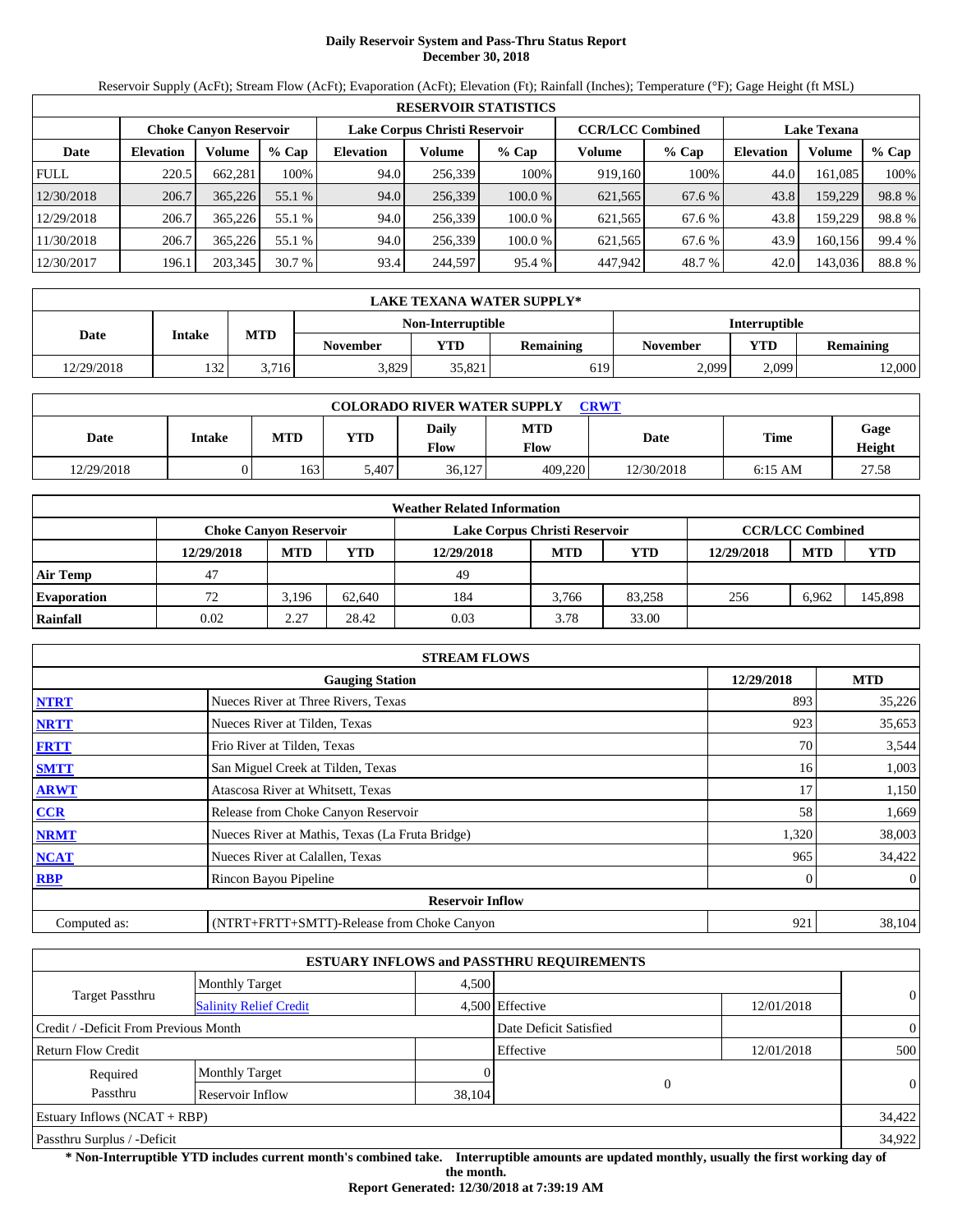# Daily Reservoir System and Pass-Thru Status Report
## December 30, 2018

Reservoir Supply (AcFt); Stream Flow (AcFt); Evaporation (AcFt); Elevation (Ft); Rainfall (Inches); Temperature (°F); Gage Height (ft MSL)

| RESERVOIR STATISTICS | | | | | | | | | | | |
|---|---|---|---|---|---|---|---|---|---|---|---|
| | Choke Canyon Reservoir | | | Lake Corpus Christi Reservoir | | | CCR/LCC Combined | | Lake Texana | | |
| Date | Elevation | Volume | % Cap | Elevation | Volume | % Cap | Volume | % Cap | Elevation | Volume | % Cap |
| FULL | 220.5 | 662,281 | 100% | 94.0 | 256,339 | 100% | 919,160 | 100% | 44.0 | 161,085 | 100% |
| 12/30/2018 | 206.7 | 365,226 | 55.1 % | 94.0 | 256,339 | 100.0 % | 621,565 | 67.6 % | 43.8 | 159,229 | 98.8 % |
| 12/29/2018 | 206.7 | 365,226 | 55.1 % | 94.0 | 256,339 | 100.0 % | 621,565 | 67.6 % | 43.8 | 159,229 | 98.8 % |
| 11/30/2018 | 206.7 | 365,226 | 55.1 % | 94.0 | 256,339 | 100.0 % | 621,565 | 67.6 % | 43.9 | 160,156 | 99.4 % |
| 12/30/2017 | 196.1 | 203,345 | 30.7 % | 93.4 | 244,597 | 95.4 % | 447,942 | 48.7 % | 42.0 | 143,036 | 88.8 % |

| LAKE TEXANA WATER SUPPLY* | | | | | | | | |
|---|---|---|---|---|---|---|---|---|
| Date | Intake | MTD | Non-Interruptible | | | Interruptible | | |
| | | | November | YTD | Remaining | November | YTD | Remaining |
| 12/29/2018 | 132 | 3,716 | 3,829 | 35,821 | 619 | 2,099 | 2,099 | 12,000 |

| COLORADO RIVER WATER SUPPLY CRWT | | | | | | | | |
|---|---|---|---|---|---|---|---|---|
| Date | Intake | MTD | YTD | Daily Flow | MTD Flow | Date | Time | Gage Height |
| 12/29/2018 | 0 | 163 | 5,407 | 36,127 | 409,220 | 12/30/2018 | 6:15 AM | 27.58 |

| Weather Related Information | | | | | | | | | |
|---|---|---|---|---|---|---|---|---|---|
| | Choke Canyon Reservoir | | | Lake Corpus Christi Reservoir | | | CCR/LCC Combined | | |
| | 12/29/2018 | MTD | YTD | 12/29/2018 | MTD | YTD | 12/29/2018 | MTD | YTD |
| Air Temp | 47 | | | 49 | | | | | |
| Evaporation | 72 | 3,196 | 62,640 | 184 | 3,766 | 83,258 | 256 | 6,962 | 145,898 |
| Rainfall | 0.02 | 2.27 | 28.42 | 0.03 | 3.78 | 33.00 | | | |

| STREAM FLOWS | | | |
|---|---|---|---|
| | Gauging Station | 12/29/2018 | MTD |
| NTRT | Nueces River at Three Rivers, Texas | 893 | 35,226 |
| NRTT | Nueces River at Tilden, Texas | 923 | 35,653 |
| FRTT | Frio River at Tilden, Texas | 70 | 3,544 |
| SMTT | San Miguel Creek at Tilden, Texas | 16 | 1,003 |
| ARWT | Atascosa River at Whitsett, Texas | 17 | 1,150 |
| CCR | Release from Choke Canyon Reservoir | 58 | 1,669 |
| NRMT | Nueces River at Mathis, Texas (La Fruta Bridge) | 1,320 | 38,003 |
| NCAT | Nueces River at Calallen, Texas | 965 | 34,422 |
| RBP | Rincon Bayou Pipeline | 0 | 0 |
| | **Reservoir Inflow** | | |
| Computed as: | (NTRT+FRTT+SMTT)-Release from Choke Canyon | 921 | 38,104 |

| ESTUARY INFLOWS and PASSTHRU REQUIREMENTS | | | | | |
|---|---|---|---|---|---|
| Target Passthru | Monthly Target | 4,500 | | | 0 |
| | Salinity Relief Credit | 4,500 | Effective | 12/01/2018 | |
| Credit / -Deficit From Previous Month | | | Date Deficit Satisfied | | 0 |
| Return Flow Credit | | | Effective | 12/01/2018 | 500 |
| Required Passthru | Monthly Target | 0 | 0 | | 0 |
| | Reservoir Inflow | 38,104 | | | |
| Estuary Inflows (NCAT + RBP) | | | | | 34,422 |
| Passthru Surplus / -Deficit | | | | | 34,922 |

**\* Non-Interruptible YTD includes current month's combined take. Interruptible amounts are updated monthly, usually the first working day of the month.**

**Report Generated: 12/30/2018 at 7:39:19 AM**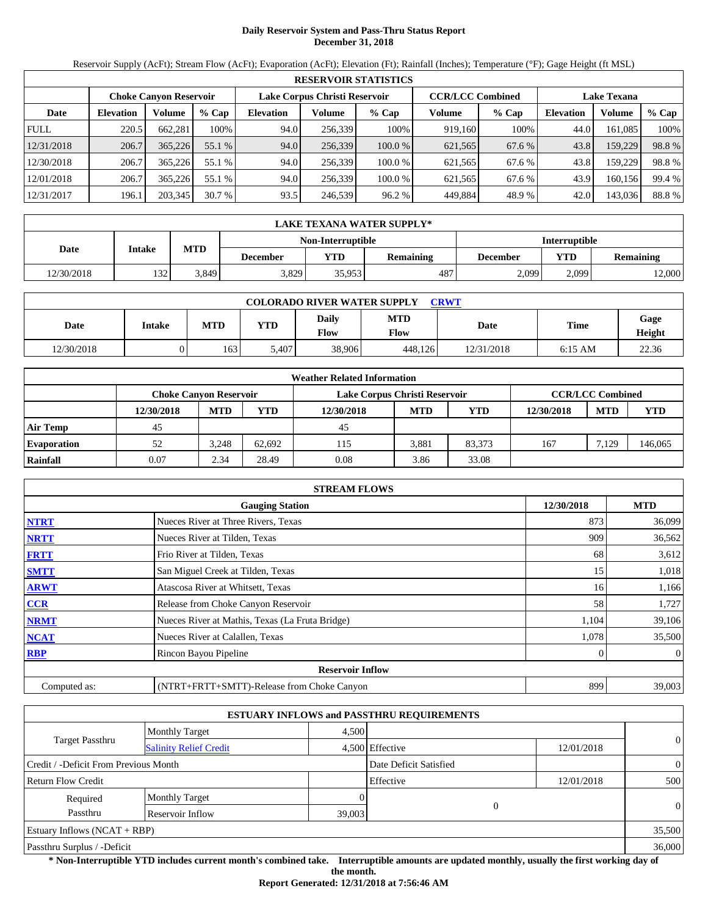# Daily Reservoir System and Pass-Thru Status Report
## December 31, 2018

Reservoir Supply (AcFt); Stream Flow (AcFt); Evaporation (AcFt); Elevation (Ft); Rainfall (Inches); Temperature (°F); Gage Height (ft MSL)

| RESERVOIR STATISTICS | | | | | | | | | | | |
|---|---|---|---|---|---|---|---|---|---|---|---|
| | Choke Canyon Reservoir | | | Lake Corpus Christi Reservoir | | | CCR/LCC Combined | | Lake Texana | | |
| Date | Elevation | Volume | % Cap | Elevation | Volume | % Cap | Volume | % Cap | Elevation | Volume | % Cap |
| FULL | 220.5 | 662,281 | 100% | 94.0 | 256,339 | 100% | 919,160 | 100% | 44.0 | 161,085 | 100% |
| 12/31/2018 | 206.7 | 365,226 | 55.1 % | 94.0 | 256,339 | 100.0 % | 621,565 | 67.6 % | 43.8 | 159,229 | 98.8 % |
| 12/30/2018 | 206.7 | 365,226 | 55.1 % | 94.0 | 256,339 | 100.0 % | 621,565 | 67.6 % | 43.8 | 159,229 | 98.8 % |
| 12/01/2018 | 206.7 | 365,226 | 55.1 % | 94.0 | 256,339 | 100.0 % | 621,565 | 67.6 % | 43.9 | 160,156 | 99.4 % |
| 12/31/2017 | 196.1 | 203,345 | 30.7 % | 93.5 | 246,539 | 96.2 % | 449,884 | 48.9 % | 42.0 | 143,036 | 88.8 % |

| LAKE TEXANA WATER SUPPLY* | | | | | | | | |
|---|---|---|---|---|---|---|---|---|
| Date | Intake | MTD | Non-Interruptible | | | Interruptible | | |
| | | | December | YTD | Remaining | December | YTD | Remaining |
| 12/30/2018 | 132 | 3,849 | 3,829 | 35,953 | 487 | 2,099 | 2,099 | 12,000 |

| COLORADO RIVER WATER SUPPLY CRWT | | | | | | | | |
|---|---|---|---|---|---|---|---|---|
| Date | Intake | MTD | YTD | Daily Flow | MTD Flow | Date | Time | Gage Height |
| 12/30/2018 | 0 | 163 | 5,407 | 38,906 | 448,126 | 12/31/2018 | 6:15 AM | 22.36 |

| Weather Related Information | | | | | | | | | |
|---|---|---|---|---|---|---|---|---|---|
| | Choke Canyon Reservoir | | | Lake Corpus Christi Reservoir | | | CCR/LCC Combined | | |
| | 12/30/2018 | MTD | YTD | 12/30/2018 | MTD | YTD | 12/30/2018 | MTD | YTD |
| Air Temp | 45 | | | 45 | | | | | |
| Evaporation | 52 | 3,248 | 62,692 | 115 | 3,881 | 83,373 | 167 | 7,129 | 146,065 |
| Rainfall | 0.07 | 2.34 | 28.49 | 0.08 | 3.86 | 33.08 | | | |

| STREAM FLOWS | | | |
|---|---|---|---|
| | Gauging Station | 12/30/2018 | MTD |
| NTRT | Nueces River at Three Rivers, Texas | 873 | 36,099 |
| NRTT | Nueces River at Tilden, Texas | 909 | 36,562 |
| FRTT | Frio River at Tilden, Texas | 68 | 3,612 |
| SMTT | San Miguel Creek at Tilden, Texas | 15 | 1,018 |
| ARWT | Atascosa River at Whitsett, Texas | 16 | 1,166 |
| CCR | Release from Choke Canyon Reservoir | 58 | 1,727 |
| NRMT | Nueces River at Mathis, Texas (La Fruta Bridge) | 1,104 | 39,106 |
| NCAT | Nueces River at Calallen, Texas | 1,078 | 35,500 |
| RBP | Rincon Bayou Pipeline | 0 | 0 |
| | Reservoir Inflow | | |
| Computed as: | (NTRT+FRTT+SMTT)-Release from Choke Canyon | 899 | 39,003 |

| ESTUARY INFLOWS and PASSTHRU REQUIREMENTS | | | | | |
|---|---|---|---|---|---|
| Target Passthru | Monthly Target | 4,500 | | | 0 |
| | Salinity Relief Credit | 4,500 | Effective | 12/01/2018 | |
| Credit / -Deficit From Previous Month | | | Date Deficit Satisfied | | 0 |
| Return Flow Credit | | | Effective | 12/01/2018 | 500 |
| Required Passthru | Monthly Target | 0 | 0 | | 0 |
| | Reservoir Inflow | 39,003 | | | |
| Estuary Inflows (NCAT + RBP) | | | | | 35,500 |
| Passthru Surplus / -Deficit | | | | | 36,000 |

**\* Non-Interruptible YTD includes current month's combined take. Interruptible amounts are updated monthly, usually the first working day of the month.**

**Report Generated: 12/31/2018 at 7:56:46 AM**